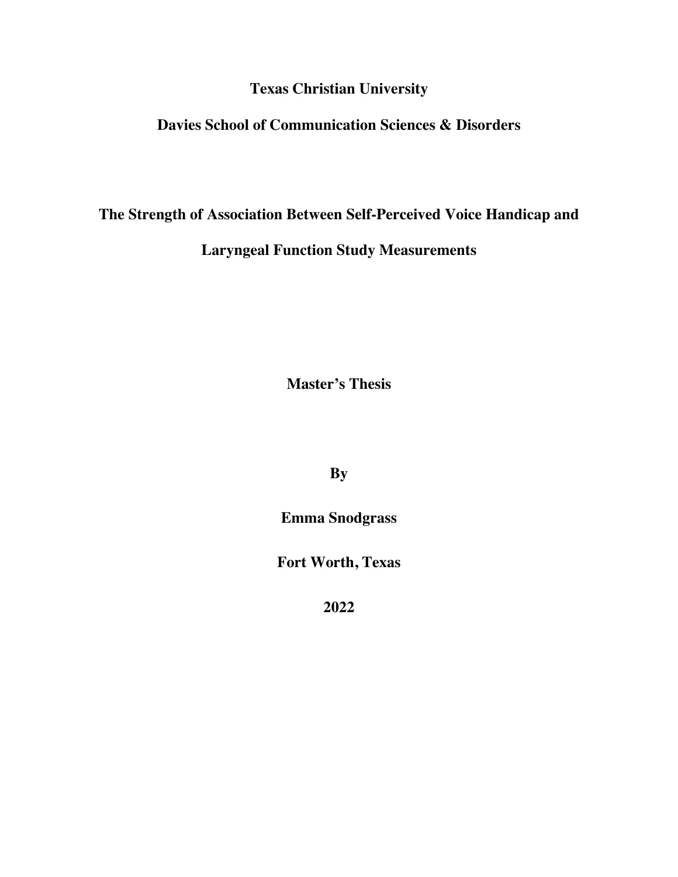**Texas Christian University**

**Davies School of Communication Sciences & Disorders**

# The Strength of Association Between Self-Perceived Voice Handicap and Laryngeal Function Study Measurements

**Master's Thesis**

**By**

**Emma Snodgrass**

**Fort Worth, Texas**

**2022**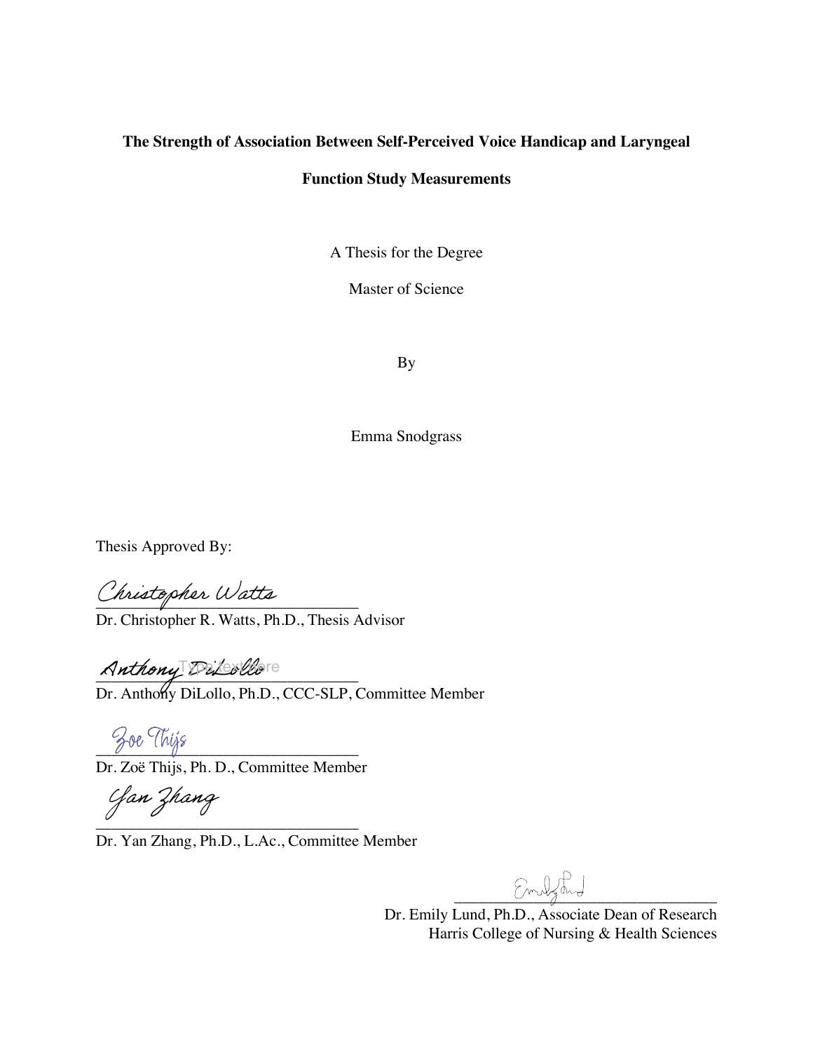**The Strength of Association Between Self-Perceived Voice Handicap and Laryngeal Function Study Measurements**

A Thesis for the Degree

Master of Science

By

Emma Snodgrass

Thesis Approved By:

Christopher Watts
___________________________________
Dr. Christopher R. Watts, Ph.D., Thesis Advisor

Anthony DiLollo
___________________________________
Dr. Anthony DiLollo, Ph.D., CCC-SLP, Committee Member

Zoe Thijs
___________________________________
Dr. Zoë Thijs, Ph. D., Committee Member

Yan Zhang
___________________________________
Dr. Yan Zhang, Ph.D., L.Ac., Committee Member

Emily Lund
___________________________________
Dr. Emily Lund, Ph.D., Associate Dean of Research
Harris College of Nursing & Health Sciences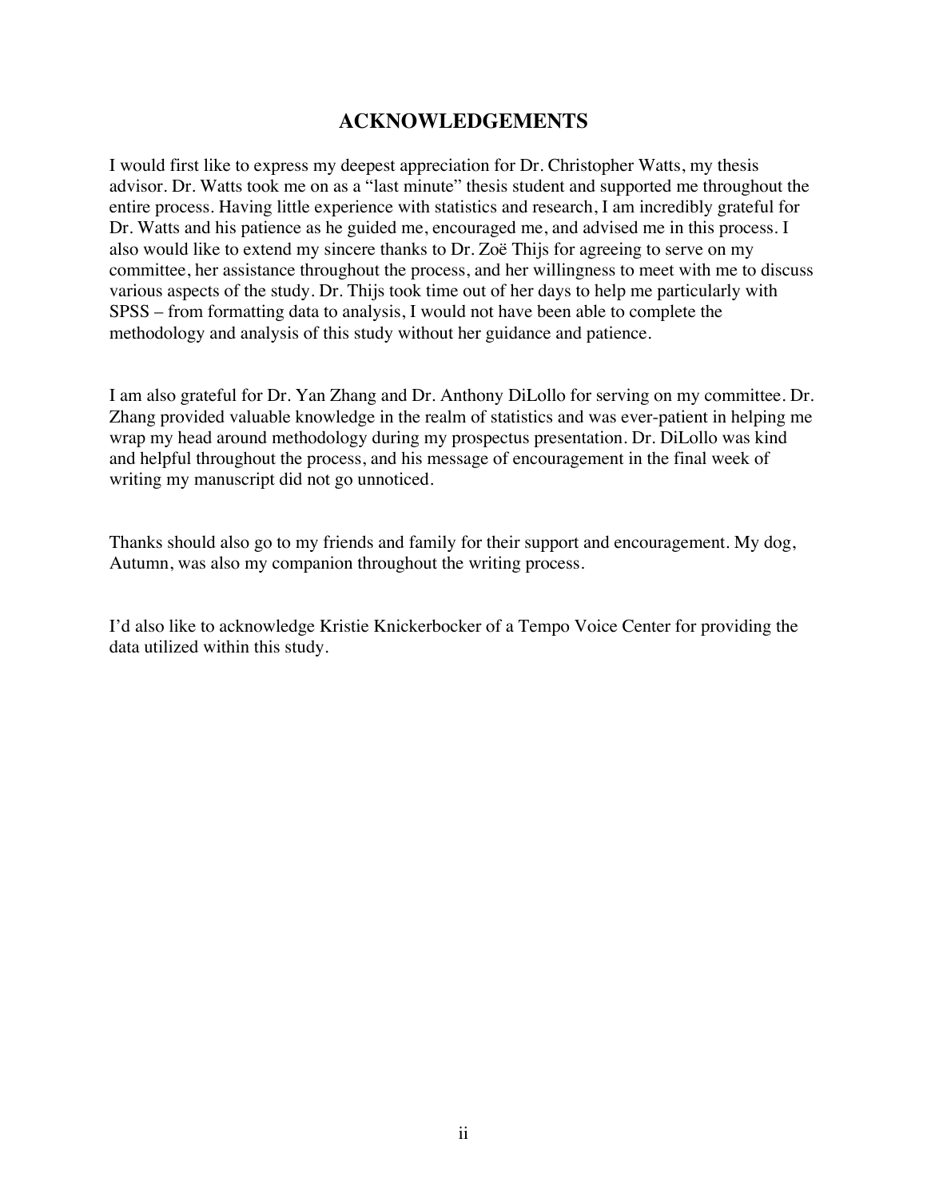## ACKNOWLEDGEMENTS

I would first like to express my deepest appreciation for Dr. Christopher Watts, my thesis advisor. Dr. Watts took me on as a "last minute" thesis student and supported me throughout the entire process. Having little experience with statistics and research, I am incredibly grateful for Dr. Watts and his patience as he guided me, encouraged me, and advised me in this process. I also would like to extend my sincere thanks to Dr. Zoë Thijs for agreeing to serve on my committee, her assistance throughout the process, and her willingness to meet with me to discuss various aspects of the study. Dr. Thijs took time out of her days to help me particularly with SPSS – from formatting data to analysis, I would not have been able to complete the methodology and analysis of this study without her guidance and patience.

I am also grateful for Dr. Yan Zhang and Dr. Anthony DiLollo for serving on my committee. Dr. Zhang provided valuable knowledge in the realm of statistics and was ever-patient in helping me wrap my head around methodology during my prospectus presentation. Dr. DiLollo was kind and helpful throughout the process, and his message of encouragement in the final week of writing my manuscript did not go unnoticed.

Thanks should also go to my friends and family for their support and encouragement. My dog, Autumn, was also my companion throughout the writing process.

I'd also like to acknowledge Kristie Knickerbocker of a Tempo Voice Center for providing the data utilized within this study.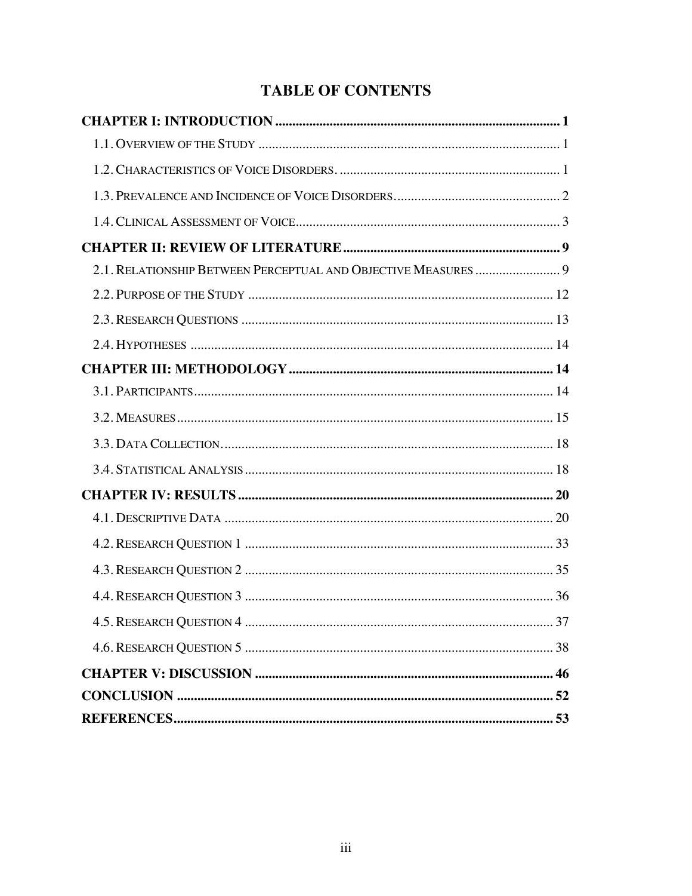# TABLE OF CONTENTS

**CHAPTER I: INTRODUCTION** ..................................................................................... **1**

1.1. Overview of the Study ........................................................................................ 1

1.2. Characteristics of Voice Disorders. ................................................................. 1

1.3. Prevalence and Incidence of Voice Disorders................................................ 2

1.4. Clinical Assessment of Voice............................................................................ 3

**CHAPTER II: REVIEW OF LITERATURE**................................................................ **9**

2.1. Relationship Between Perceptual and Objective Measures ......................... 9

2.2. Purpose of the Study ........................................................................................ 12

2.3. Research Questions .......................................................................................... 13

2.4. Hypotheses ........................................................................................................ 14

**CHAPTER III: METHODOLOGY** ............................................................................. **14**

3.1. Participants........................................................................................................ 14

3.2. Measures............................................................................................................. 15

3.3. Data Collection.................................................................................................. 18

3.4. Statistical Analysis ........................................................................................... 18

**CHAPTER IV: RESULTS** ............................................................................................ **20**

4.1. Descriptive Data ............................................................................................... 20

4.2. Research Question 1 ......................................................................................... 33

4.3. Research Question 2 ......................................................................................... 35

4.4. Research Question 3 ......................................................................................... 36

4.5. Research Question 4 ......................................................................................... 37

4.6. Research Question 5 ......................................................................................... 38

**CHAPTER V: DISCUSSION** ....................................................................................... **46**

**CONCLUSION** .............................................................................................................. **52**

**REFERENCES**............................................................................................................... **53**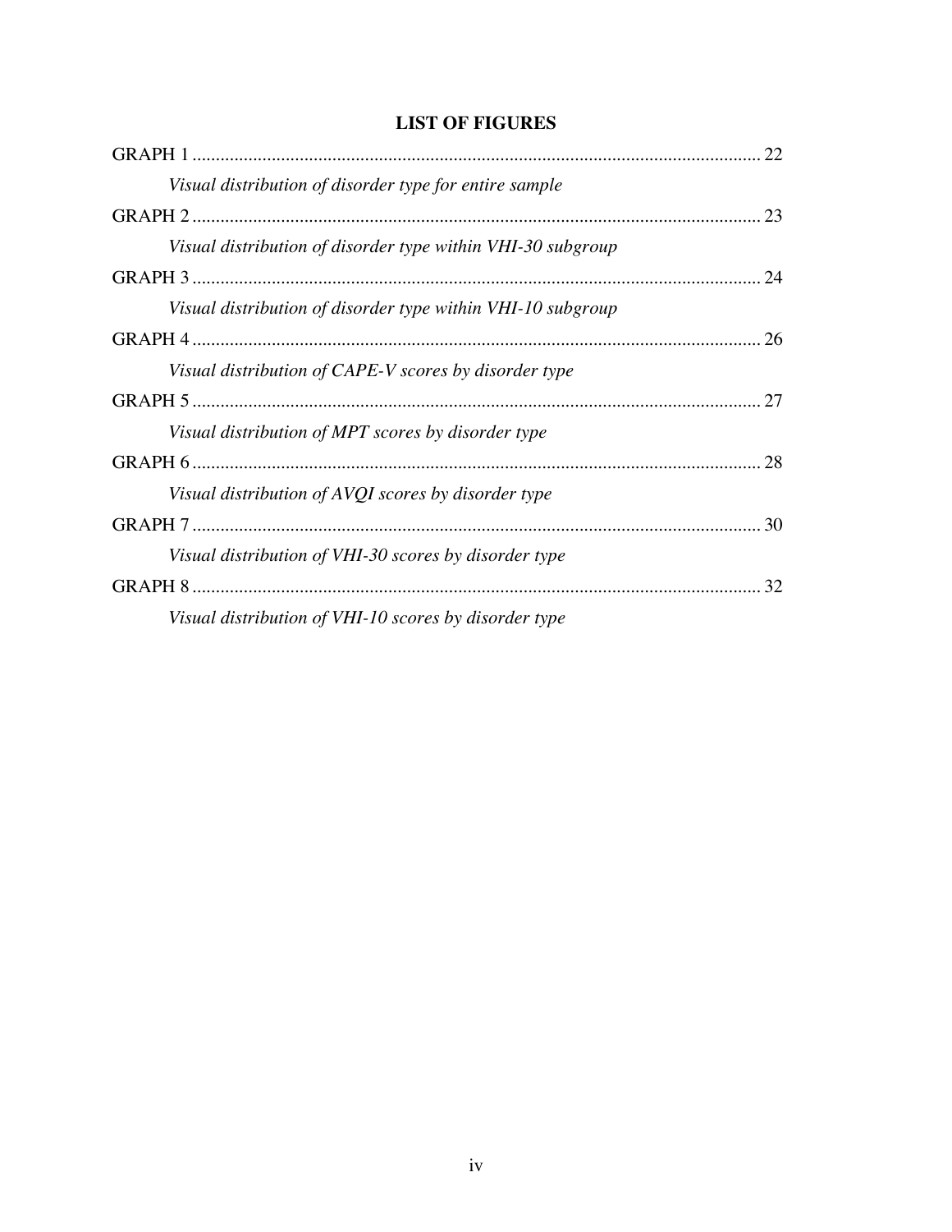## LIST OF FIGURES

GRAPH 1 .......... 22

*Visual distribution of disorder type for entire sample*

GRAPH 2 .......... 23

*Visual distribution of disorder type within VHI-30 subgroup*

GRAPH 3 .......... 24

*Visual distribution of disorder type within VHI-10 subgroup*

GRAPH 4 .......... 26

*Visual distribution of CAPE-V scores by disorder type*

GRAPH 5 .......... 27

*Visual distribution of MPT scores by disorder type*

GRAPH 6 .......... 28

*Visual distribution of AVQI scores by disorder type*

GRAPH 7 .......... 30

*Visual distribution of VHI-30 scores by disorder type*

GRAPH 8 .......... 32

*Visual distribution of VHI-10 scores by disorder type*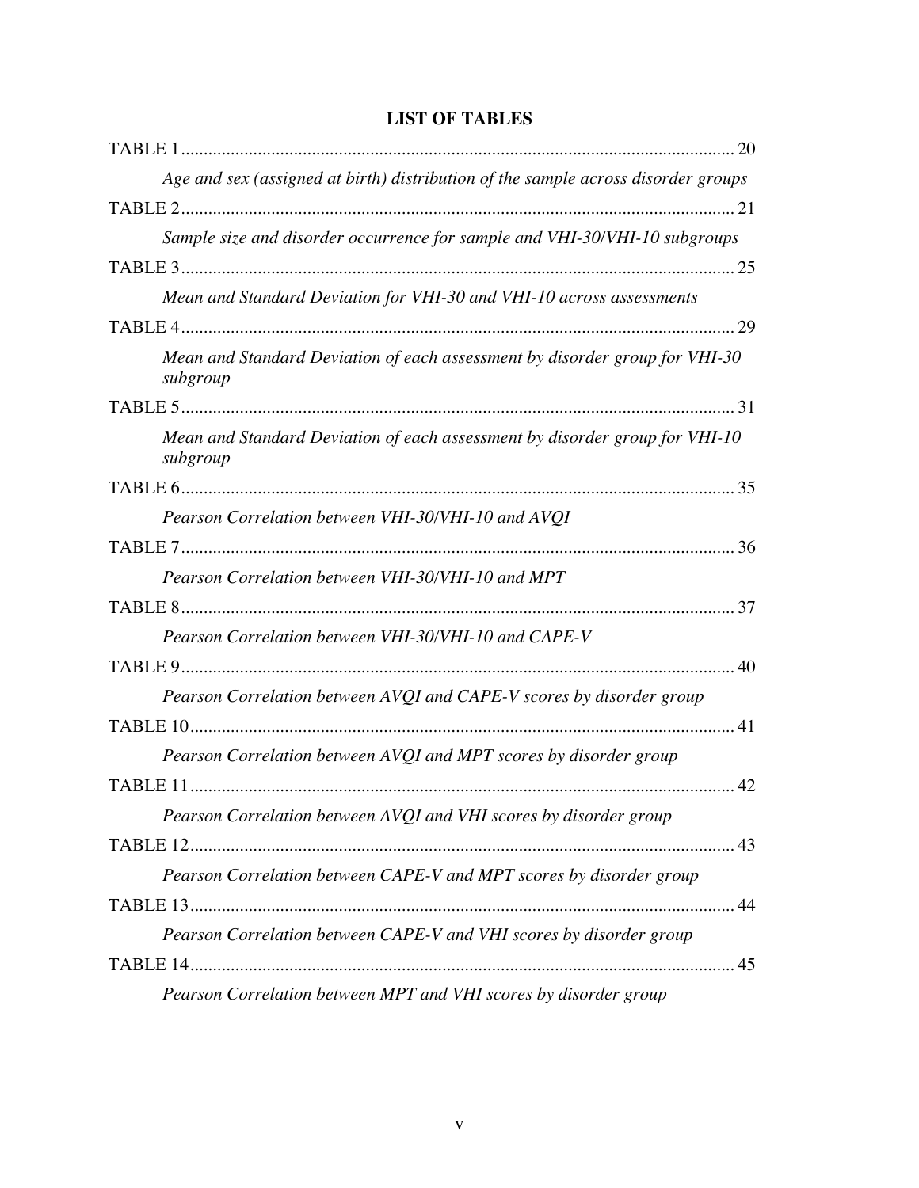## LIST OF TABLES

TABLE 1 .......... 20

*Age and sex (assigned at birth) distribution of the sample across disorder groups*

TABLE 2 .......... 21

*Sample size and disorder occurrence for sample and VHI-30/VHI-10 subgroups*

TABLE 3 .......... 25

*Mean and Standard Deviation for VHI-30 and VHI-10 across assessments*

TABLE 4 .......... 29

*Mean and Standard Deviation of each assessment by disorder group for VHI-30 subgroup*

TABLE 5 .......... 31

*Mean and Standard Deviation of each assessment by disorder group for VHI-10 subgroup*

TABLE 6 .......... 35

*Pearson Correlation between VHI-30/VHI-10 and AVQI*

TABLE 7 .......... 36

*Pearson Correlation between VHI-30/VHI-10 and MPT*

TABLE 8 .......... 37

*Pearson Correlation between VHI-30/VHI-10 and CAPE-V*

TABLE 9 .......... 40

*Pearson Correlation between AVQI and CAPE-V scores by disorder group*

TABLE 10 .......... 41

*Pearson Correlation between AVQI and MPT scores by disorder group*

TABLE 11 .......... 42

*Pearson Correlation between AVQI and VHI scores by disorder group*

TABLE 12 .......... 43

*Pearson Correlation between CAPE-V and MPT scores by disorder group*

TABLE 13 .......... 44

*Pearson Correlation between CAPE-V and VHI scores by disorder group*

TABLE 14 .......... 45

*Pearson Correlation between MPT and VHI scores by disorder group*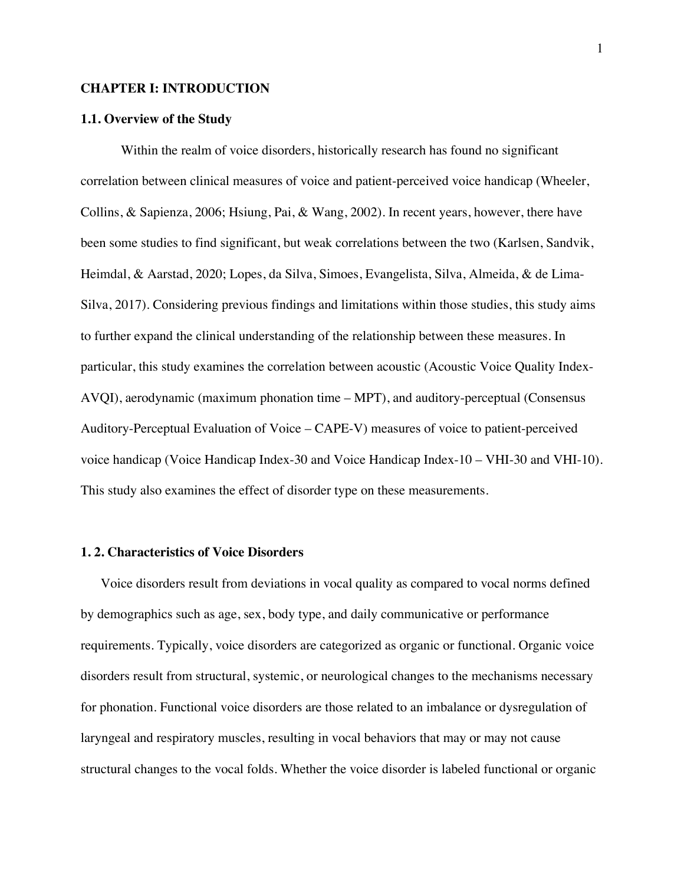# CHAPTER I: INTRODUCTION

## 1.1. Overview of the Study

Within the realm of voice disorders, historically research has found no significant correlation between clinical measures of voice and patient-perceived voice handicap (Wheeler, Collins, & Sapienza, 2006; Hsiung, Pai, & Wang, 2002). In recent years, however, there have been some studies to find significant, but weak correlations between the two (Karlsen, Sandvik, Heimdal, & Aarstad, 2020; Lopes, da Silva, Simoes, Evangelista, Silva, Almeida, & de Lima-Silva, 2017). Considering previous findings and limitations within those studies, this study aims to further expand the clinical understanding of the relationship between these measures. In particular, this study examines the correlation between acoustic (Acoustic Voice Quality Index-AVQI), aerodynamic (maximum phonation time – MPT), and auditory-perceptual (Consensus Auditory-Perceptual Evaluation of Voice – CAPE-V) measures of voice to patient-perceived voice handicap (Voice Handicap Index-30 and Voice Handicap Index-10 – VHI-30 and VHI-10). This study also examines the effect of disorder type on these measurements.

## 1. 2. Characteristics of Voice Disorders

Voice disorders result from deviations in vocal quality as compared to vocal norms defined by demographics such as age, sex, body type, and daily communicative or performance requirements. Typically, voice disorders are categorized as organic or functional. Organic voice disorders result from structural, systemic, or neurological changes to the mechanisms necessary for phonation. Functional voice disorders are those related to an imbalance or dysregulation of laryngeal and respiratory muscles, resulting in vocal behaviors that may or may not cause structural changes to the vocal folds. Whether the voice disorder is labeled functional or organic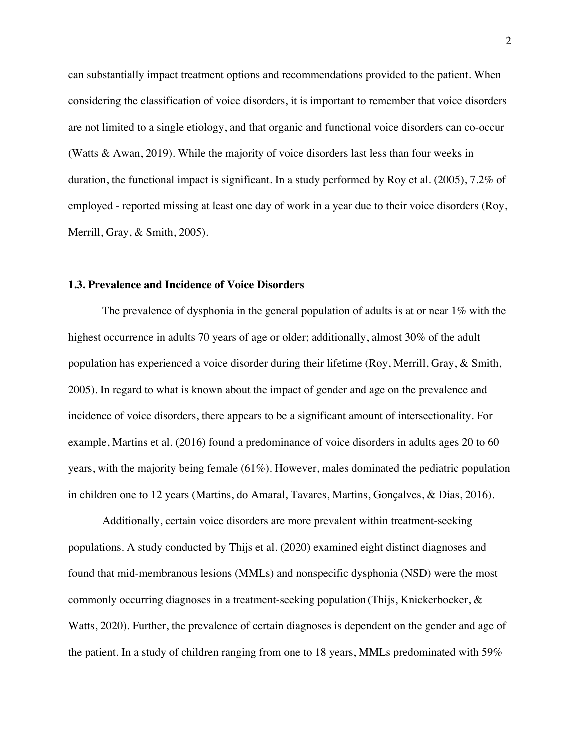can substantially impact treatment options and recommendations provided to the patient. When considering the classification of voice disorders, it is important to remember that voice disorders are not limited to a single etiology, and that organic and functional voice disorders can co-occur (Watts & Awan, 2019). While the majority of voice disorders last less than four weeks in duration, the functional impact is significant. In a study performed by Roy et al. (2005), 7.2% of employed - reported missing at least one day of work in a year due to their voice disorders (Roy, Merrill, Gray, & Smith, 2005).

### 1.3. Prevalence and Incidence of Voice Disorders

The prevalence of dysphonia in the general population of adults is at or near 1% with the highest occurrence in adults 70 years of age or older; additionally, almost 30% of the adult population has experienced a voice disorder during their lifetime (Roy, Merrill, Gray, & Smith, 2005). In regard to what is known about the impact of gender and age on the prevalence and incidence of voice disorders, there appears to be a significant amount of intersectionality. For example, Martins et al. (2016) found a predominance of voice disorders in adults ages 20 to 60 years, with the majority being female (61%). However, males dominated the pediatric population in children one to 12 years (Martins, do Amaral, Tavares, Martins, Gonçalves, & Dias, 2016).

Additionally, certain voice disorders are more prevalent within treatment-seeking populations. A study conducted by Thijs et al. (2020) examined eight distinct diagnoses and found that mid-membranous lesions (MMLs) and nonspecific dysphonia (NSD) were the most commonly occurring diagnoses in a treatment-seeking population (Thijs, Knickerbocker, & Watts, 2020). Further, the prevalence of certain diagnoses is dependent on the gender and age of the patient. In a study of children ranging from one to 18 years, MMLs predominated with 59%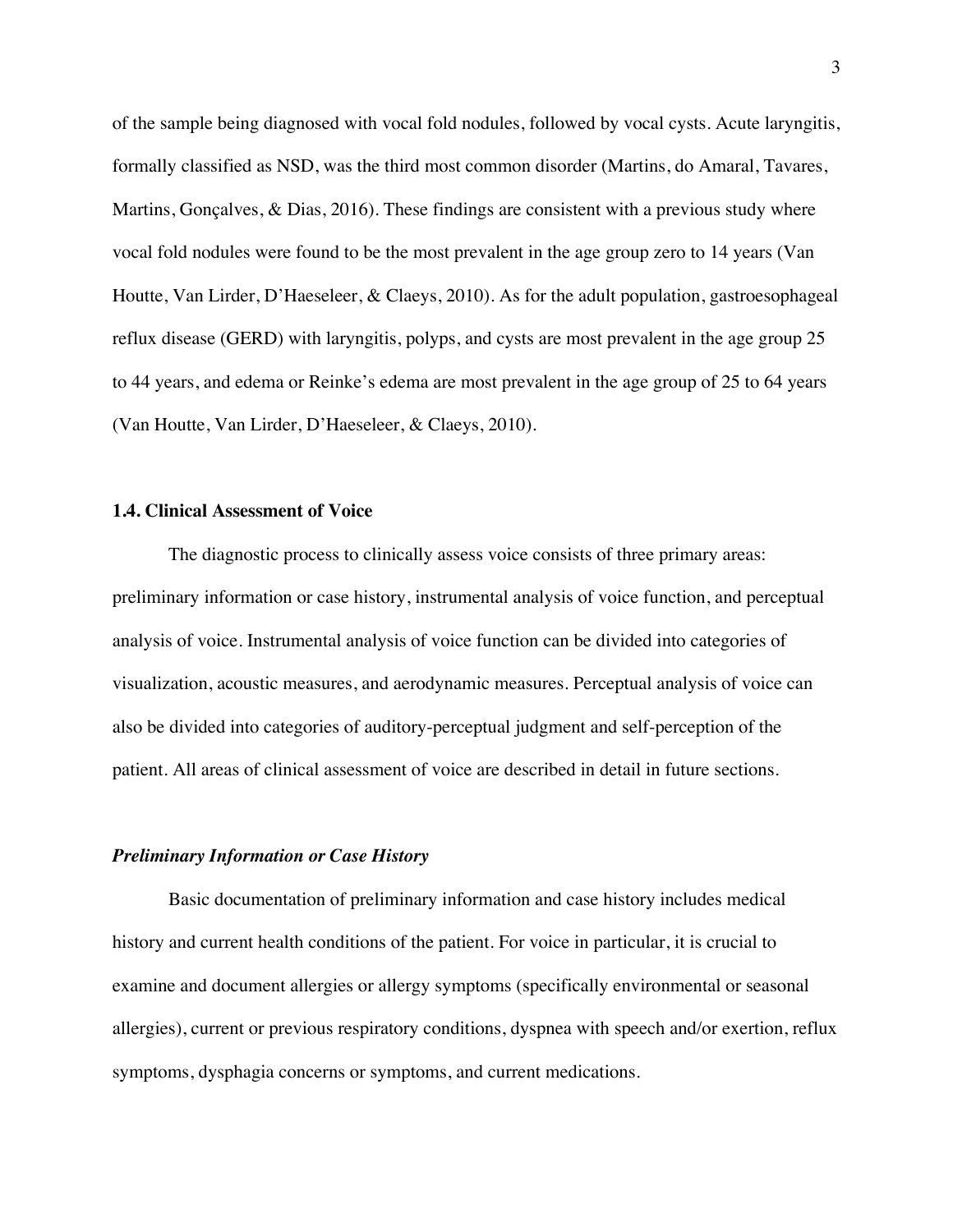of the sample being diagnosed with vocal fold nodules, followed by vocal cysts. Acute laryngitis, formally classified as NSD, was the third most common disorder (Martins, do Amaral, Tavares, Martins, Gonçalves, & Dias, 2016). These findings are consistent with a previous study where vocal fold nodules were found to be the most prevalent in the age group zero to 14 years (Van Houtte, Van Lirder, D'Haeseleer, & Claeys, 2010). As for the adult population, gastroesophageal reflux disease (GERD) with laryngitis, polyps, and cysts are most prevalent in the age group 25 to 44 years, and edema or Reinke's edema are most prevalent in the age group of 25 to 64 years (Van Houtte, Van Lirder, D'Haeseleer, & Claeys, 2010).

### 1.4. Clinical Assessment of Voice

The diagnostic process to clinically assess voice consists of three primary areas: preliminary information or case history, instrumental analysis of voice function, and perceptual analysis of voice. Instrumental analysis of voice function can be divided into categories of visualization, acoustic measures, and aerodynamic measures. Perceptual analysis of voice can also be divided into categories of auditory-perceptual judgment and self-perception of the patient. All areas of clinical assessment of voice are described in detail in future sections.

#### ***Preliminary Information or Case History***

Basic documentation of preliminary information and case history includes medical history and current health conditions of the patient. For voice in particular, it is crucial to examine and document allergies or allergy symptoms (specifically environmental or seasonal allergies), current or previous respiratory conditions, dyspnea with speech and/or exertion, reflux symptoms, dysphagia concerns or symptoms, and current medications.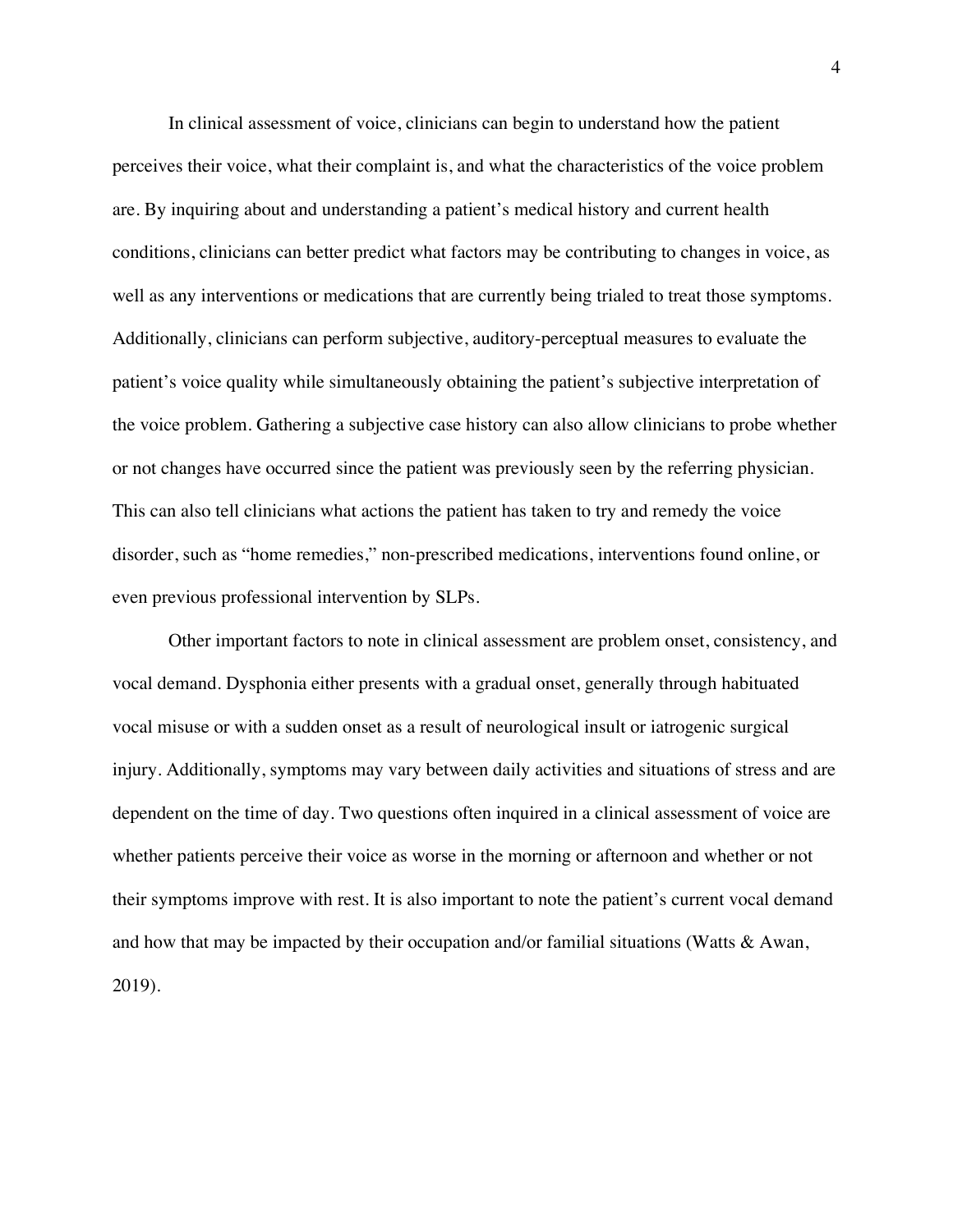In clinical assessment of voice, clinicians can begin to understand how the patient perceives their voice, what their complaint is, and what the characteristics of the voice problem are. By inquiring about and understanding a patient's medical history and current health conditions, clinicians can better predict what factors may be contributing to changes in voice, as well as any interventions or medications that are currently being trialed to treat those symptoms. Additionally, clinicians can perform subjective, auditory-perceptual measures to evaluate the patient's voice quality while simultaneously obtaining the patient's subjective interpretation of the voice problem. Gathering a subjective case history can also allow clinicians to probe whether or not changes have occurred since the patient was previously seen by the referring physician. This can also tell clinicians what actions the patient has taken to try and remedy the voice disorder, such as "home remedies," non-prescribed medications, interventions found online, or even previous professional intervention by SLPs.

Other important factors to note in clinical assessment are problem onset, consistency, and vocal demand. Dysphonia either presents with a gradual onset, generally through habituated vocal misuse or with a sudden onset as a result of neurological insult or iatrogenic surgical injury. Additionally, symptoms may vary between daily activities and situations of stress and are dependent on the time of day. Two questions often inquired in a clinical assessment of voice are whether patients perceive their voice as worse in the morning or afternoon and whether or not their symptoms improve with rest. It is also important to note the patient's current vocal demand and how that may be impacted by their occupation and/or familial situations (Watts & Awan, 2019).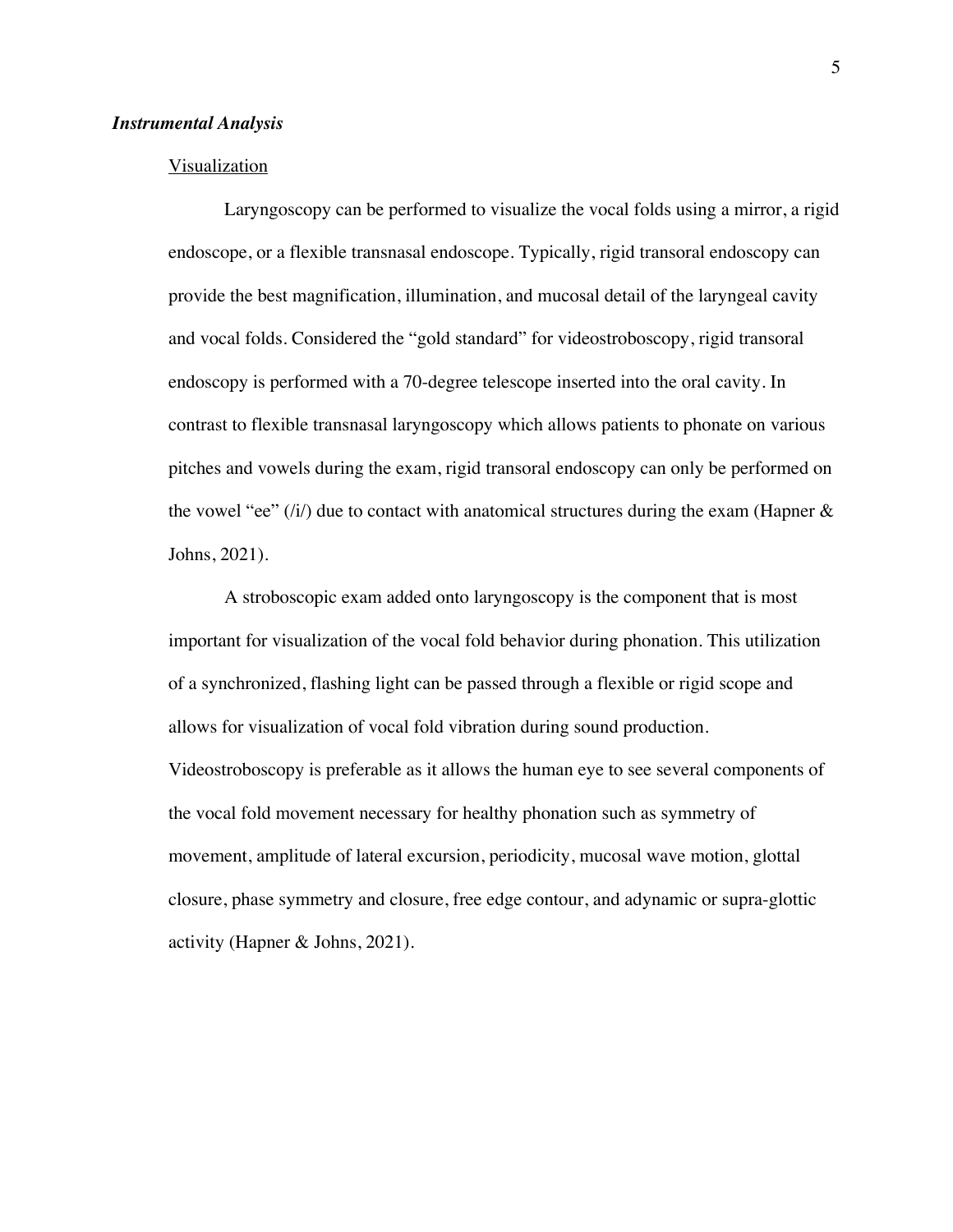### ***Instrumental Analysis***

Visualization

Laryngoscopy can be performed to visualize the vocal folds using a mirror, a rigid endoscope, or a flexible transnasal endoscope. Typically, rigid transoral endoscopy can provide the best magnification, illumination, and mucosal detail of the laryngeal cavity and vocal folds. Considered the "gold standard" for videostroboscopy, rigid transoral endoscopy is performed with a 70-degree telescope inserted into the oral cavity. In contrast to flexible transnasal laryngoscopy which allows patients to phonate on various pitches and vowels during the exam, rigid transoral endoscopy can only be performed on the vowel "ee" (/i/) due to contact with anatomical structures during the exam (Hapner & Johns, 2021).

A stroboscopic exam added onto laryngoscopy is the component that is most important for visualization of the vocal fold behavior during phonation. This utilization of a synchronized, flashing light can be passed through a flexible or rigid scope and allows for visualization of vocal fold vibration during sound production. Videostroboscopy is preferable as it allows the human eye to see several components of the vocal fold movement necessary for healthy phonation such as symmetry of movement, amplitude of lateral excursion, periodicity, mucosal wave motion, glottal closure, phase symmetry and closure, free edge contour, and adynamic or supra-glottic activity (Hapner & Johns, 2021).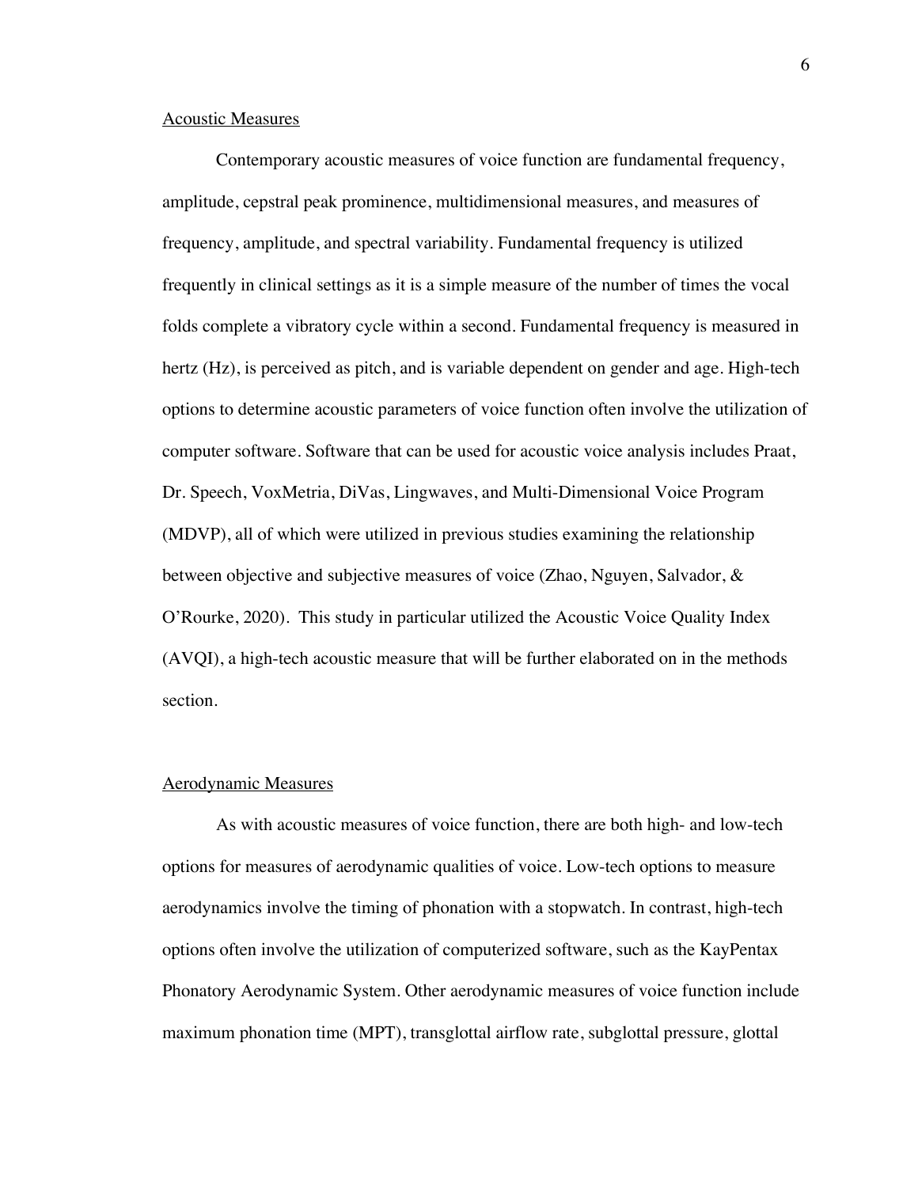Acoustic Measures

Contemporary acoustic measures of voice function are fundamental frequency, amplitude, cepstral peak prominence, multidimensional measures, and measures of frequency, amplitude, and spectral variability. Fundamental frequency is utilized frequently in clinical settings as it is a simple measure of the number of times the vocal folds complete a vibratory cycle within a second. Fundamental frequency is measured in hertz (Hz), is perceived as pitch, and is variable dependent on gender and age. High-tech options to determine acoustic parameters of voice function often involve the utilization of computer software. Software that can be used for acoustic voice analysis includes Praat, Dr. Speech, VoxMetria, DiVas, Lingwaves, and Multi-Dimensional Voice Program (MDVP), all of which were utilized in previous studies examining the relationship between objective and subjective measures of voice (Zhao, Nguyen, Salvador, & O'Rourke, 2020). This study in particular utilized the Acoustic Voice Quality Index (AVQI), a high-tech acoustic measure that will be further elaborated on in the methods section.

Aerodynamic Measures

As with acoustic measures of voice function, there are both high- and low-tech options for measures of aerodynamic qualities of voice. Low-tech options to measure aerodynamics involve the timing of phonation with a stopwatch. In contrast, high-tech options often involve the utilization of computerized software, such as the KayPentax Phonatory Aerodynamic System. Other aerodynamic measures of voice function include maximum phonation time (MPT), transglottal airflow rate, subglottal pressure, glottal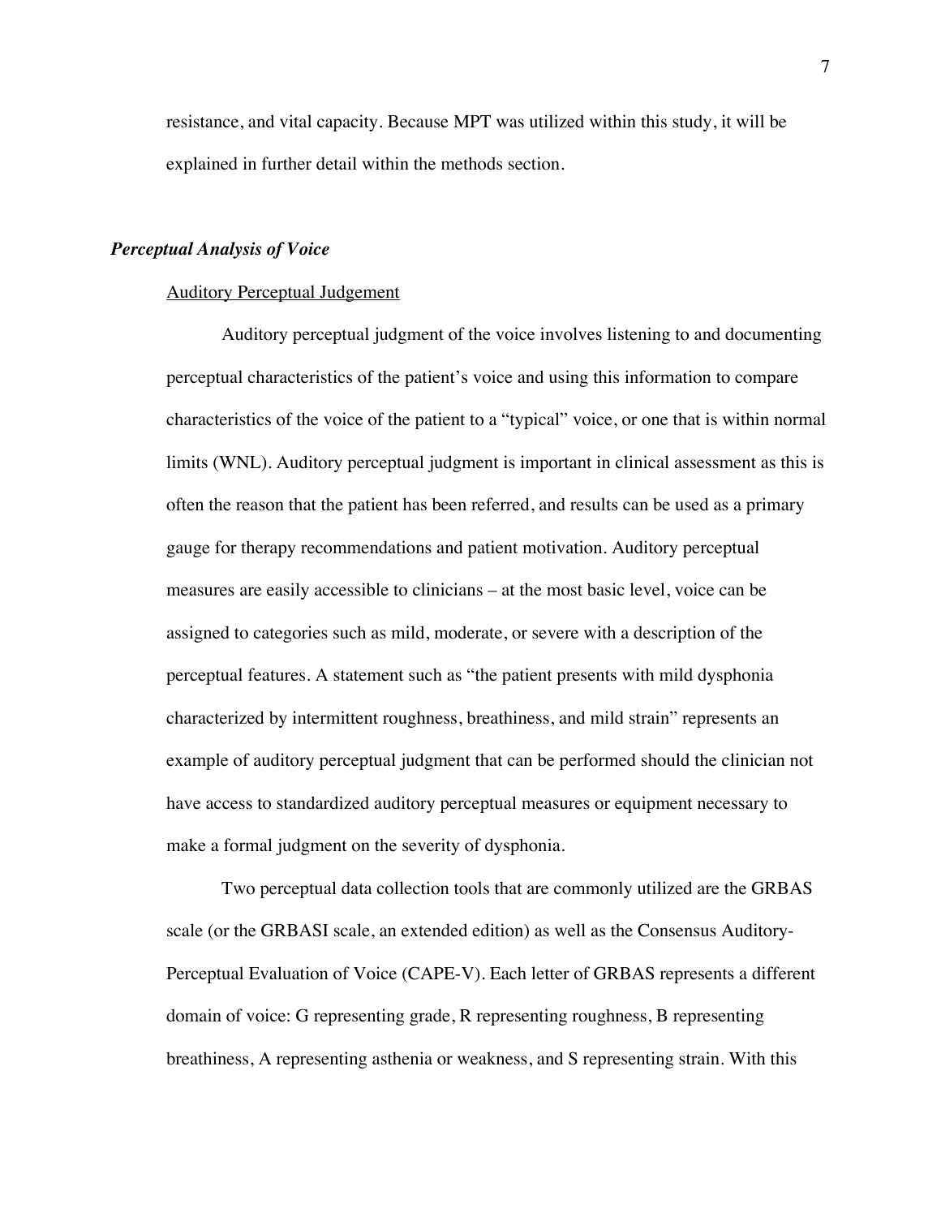resistance, and vital capacity. Because MPT was utilized within this study, it will be explained in further detail within the methods section.

### *Perceptual Analysis of Voice*

#### Auditory Perceptual Judgement

Auditory perceptual judgment of the voice involves listening to and documenting perceptual characteristics of the patient's voice and using this information to compare characteristics of the voice of the patient to a "typical" voice, or one that is within normal limits (WNL). Auditory perceptual judgment is important in clinical assessment as this is often the reason that the patient has been referred, and results can be used as a primary gauge for therapy recommendations and patient motivation. Auditory perceptual measures are easily accessible to clinicians – at the most basic level, voice can be assigned to categories such as mild, moderate, or severe with a description of the perceptual features. A statement such as "the patient presents with mild dysphonia characterized by intermittent roughness, breathiness, and mild strain" represents an example of auditory perceptual judgment that can be performed should the clinician not have access to standardized auditory perceptual measures or equipment necessary to make a formal judgment on the severity of dysphonia.

Two perceptual data collection tools that are commonly utilized are the GRBAS scale (or the GRBASI scale, an extended edition) as well as the Consensus Auditory-Perceptual Evaluation of Voice (CAPE-V). Each letter of GRBAS represents a different domain of voice: G representing grade, R representing roughness, B representing breathiness, A representing asthenia or weakness, and S representing strain. With this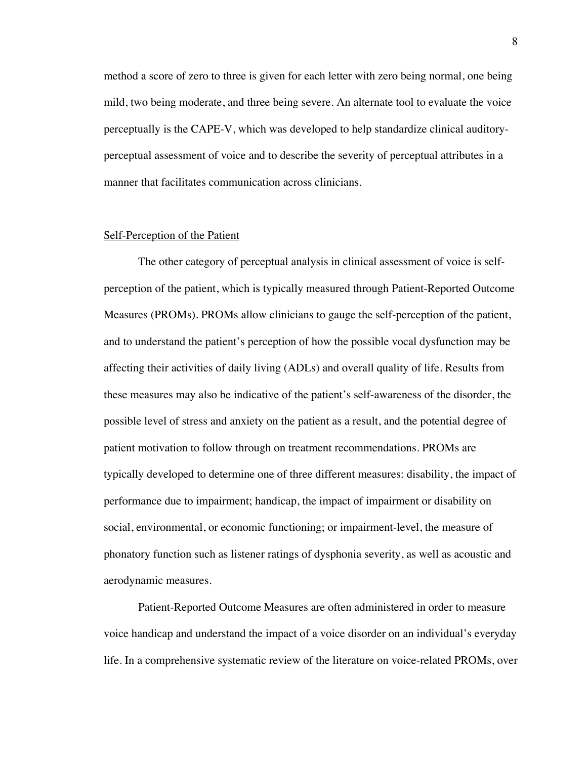method a score of zero to three is given for each letter with zero being normal, one being mild, two being moderate, and three being severe. An alternate tool to evaluate the voice perceptually is the CAPE-V, which was developed to help standardize clinical auditory-perceptual assessment of voice and to describe the severity of perceptual attributes in a manner that facilitates communication across clinicians.

<u>Self-Perception of the Patient</u>

The other category of perceptual analysis in clinical assessment of voice is self-perception of the patient, which is typically measured through Patient-Reported Outcome Measures (PROMs). PROMs allow clinicians to gauge the self-perception of the patient, and to understand the patient's perception of how the possible vocal dysfunction may be affecting their activities of daily living (ADLs) and overall quality of life. Results from these measures may also be indicative of the patient's self-awareness of the disorder, the possible level of stress and anxiety on the patient as a result, and the potential degree of patient motivation to follow through on treatment recommendations. PROMs are typically developed to determine one of three different measures: disability, the impact of performance due to impairment; handicap, the impact of impairment or disability on social, environmental, or economic functioning; or impairment-level, the measure of phonatory function such as listener ratings of dysphonia severity, as well as acoustic and aerodynamic measures.

Patient-Reported Outcome Measures are often administered in order to measure voice handicap and understand the impact of a voice disorder on an individual's everyday life. In a comprehensive systematic review of the literature on voice-related PROMs, over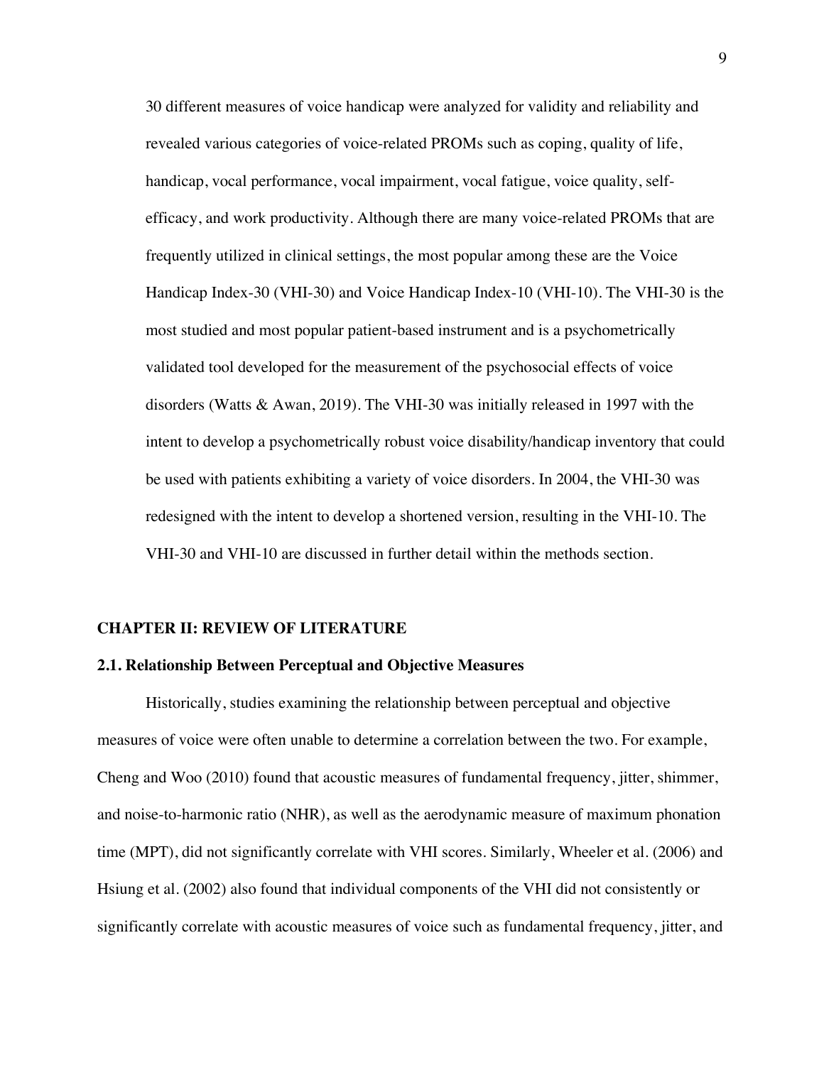30 different measures of voice handicap were analyzed for validity and reliability and revealed various categories of voice-related PROMs such as coping, quality of life, handicap, vocal performance, vocal impairment, vocal fatigue, voice quality, self-efficacy, and work productivity. Although there are many voice-related PROMs that are frequently utilized in clinical settings, the most popular among these are the Voice Handicap Index-30 (VHI-30) and Voice Handicap Index-10 (VHI-10). The VHI-30 is the most studied and most popular patient-based instrument and is a psychometrically validated tool developed for the measurement of the psychosocial effects of voice disorders (Watts & Awan, 2019). The VHI-30 was initially released in 1997 with the intent to develop a psychometrically robust voice disability/handicap inventory that could be used with patients exhibiting a variety of voice disorders. In 2004, the VHI-30 was redesigned with the intent to develop a shortened version, resulting in the VHI-10. The VHI-30 and VHI-10 are discussed in further detail within the methods section.

# CHAPTER II: REVIEW OF LITERATURE

## 2.1. Relationship Between Perceptual and Objective Measures

Historically, studies examining the relationship between perceptual and objective measures of voice were often unable to determine a correlation between the two. For example, Cheng and Woo (2010) found that acoustic measures of fundamental frequency, jitter, shimmer, and noise-to-harmonic ratio (NHR), as well as the aerodynamic measure of maximum phonation time (MPT), did not significantly correlate with VHI scores. Similarly, Wheeler et al. (2006) and Hsiung et al. (2002) also found that individual components of the VHI did not consistently or significantly correlate with acoustic measures of voice such as fundamental frequency, jitter, and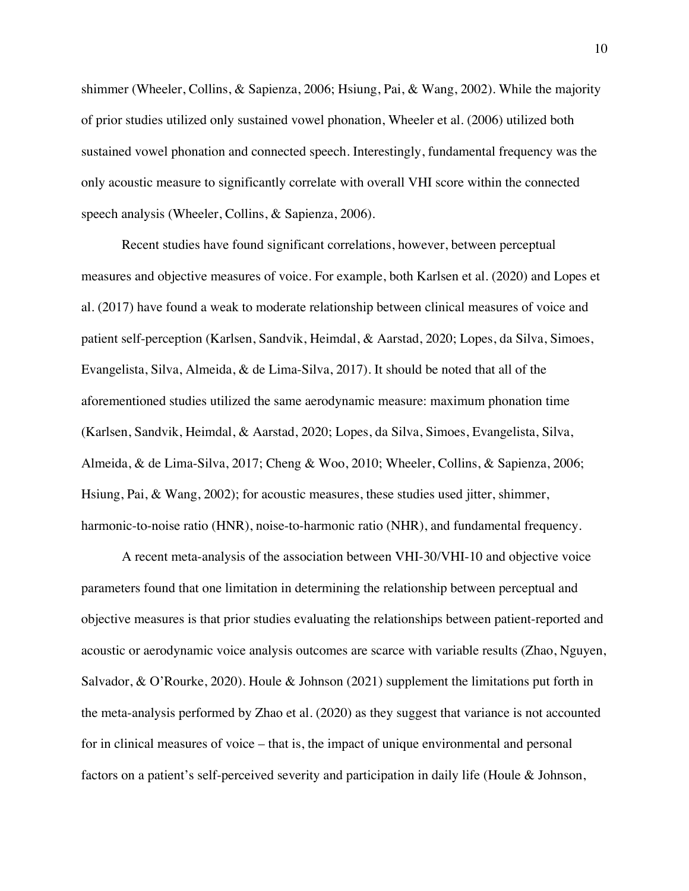shimmer (Wheeler, Collins, & Sapienza, 2006; Hsiung, Pai, & Wang, 2002). While the majority of prior studies utilized only sustained vowel phonation, Wheeler et al. (2006) utilized both sustained vowel phonation and connected speech. Interestingly, fundamental frequency was the only acoustic measure to significantly correlate with overall VHI score within the connected speech analysis (Wheeler, Collins, & Sapienza, 2006).

Recent studies have found significant correlations, however, between perceptual measures and objective measures of voice. For example, both Karlsen et al. (2020) and Lopes et al. (2017) have found a weak to moderate relationship between clinical measures of voice and patient self-perception (Karlsen, Sandvik, Heimdal, & Aarstad, 2020; Lopes, da Silva, Simoes, Evangelista, Silva, Almeida, & de Lima-Silva, 2017). It should be noted that all of the aforementioned studies utilized the same aerodynamic measure: maximum phonation time (Karlsen, Sandvik, Heimdal, & Aarstad, 2020; Lopes, da Silva, Simoes, Evangelista, Silva, Almeida, & de Lima-Silva, 2017; Cheng & Woo, 2010; Wheeler, Collins, & Sapienza, 2006; Hsiung, Pai, & Wang, 2002); for acoustic measures, these studies used jitter, shimmer, harmonic-to-noise ratio (HNR), noise-to-harmonic ratio (NHR), and fundamental frequency.

A recent meta-analysis of the association between VHI-30/VHI-10 and objective voice parameters found that one limitation in determining the relationship between perceptual and objective measures is that prior studies evaluating the relationships between patient-reported and acoustic or aerodynamic voice analysis outcomes are scarce with variable results (Zhao, Nguyen, Salvador, & O'Rourke, 2020). Houle & Johnson (2021) supplement the limitations put forth in the meta-analysis performed by Zhao et al. (2020) as they suggest that variance is not accounted for in clinical measures of voice – that is, the impact of unique environmental and personal factors on a patient's self-perceived severity and participation in daily life (Houle & Johnson,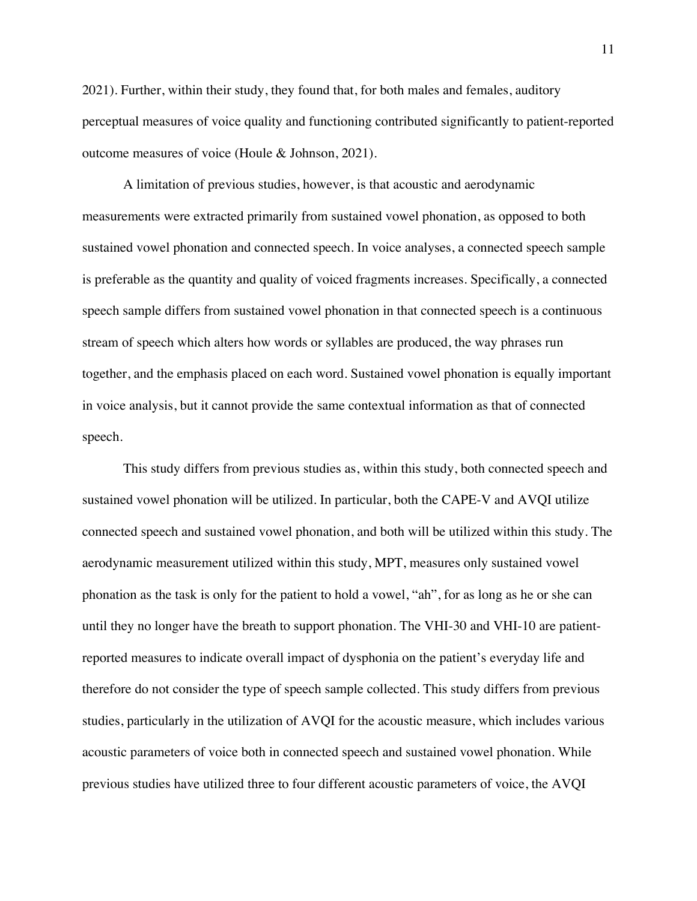2021). Further, within their study, they found that, for both males and females, auditory perceptual measures of voice quality and functioning contributed significantly to patient-reported outcome measures of voice (Houle & Johnson, 2021).

A limitation of previous studies, however, is that acoustic and aerodynamic measurements were extracted primarily from sustained vowel phonation, as opposed to both sustained vowel phonation and connected speech. In voice analyses, a connected speech sample is preferable as the quantity and quality of voiced fragments increases. Specifically, a connected speech sample differs from sustained vowel phonation in that connected speech is a continuous stream of speech which alters how words or syllables are produced, the way phrases run together, and the emphasis placed on each word. Sustained vowel phonation is equally important in voice analysis, but it cannot provide the same contextual information as that of connected speech.

This study differs from previous studies as, within this study, both connected speech and sustained vowel phonation will be utilized. In particular, both the CAPE-V and AVQI utilize connected speech and sustained vowel phonation, and both will be utilized within this study. The aerodynamic measurement utilized within this study, MPT, measures only sustained vowel phonation as the task is only for the patient to hold a vowel, "ah", for as long as he or she can until they no longer have the breath to support phonation. The VHI-30 and VHI-10 are patient-reported measures to indicate overall impact of dysphonia on the patient's everyday life and therefore do not consider the type of speech sample collected. This study differs from previous studies, particularly in the utilization of AVQI for the acoustic measure, which includes various acoustic parameters of voice both in connected speech and sustained vowel phonation. While previous studies have utilized three to four different acoustic parameters of voice, the AVQI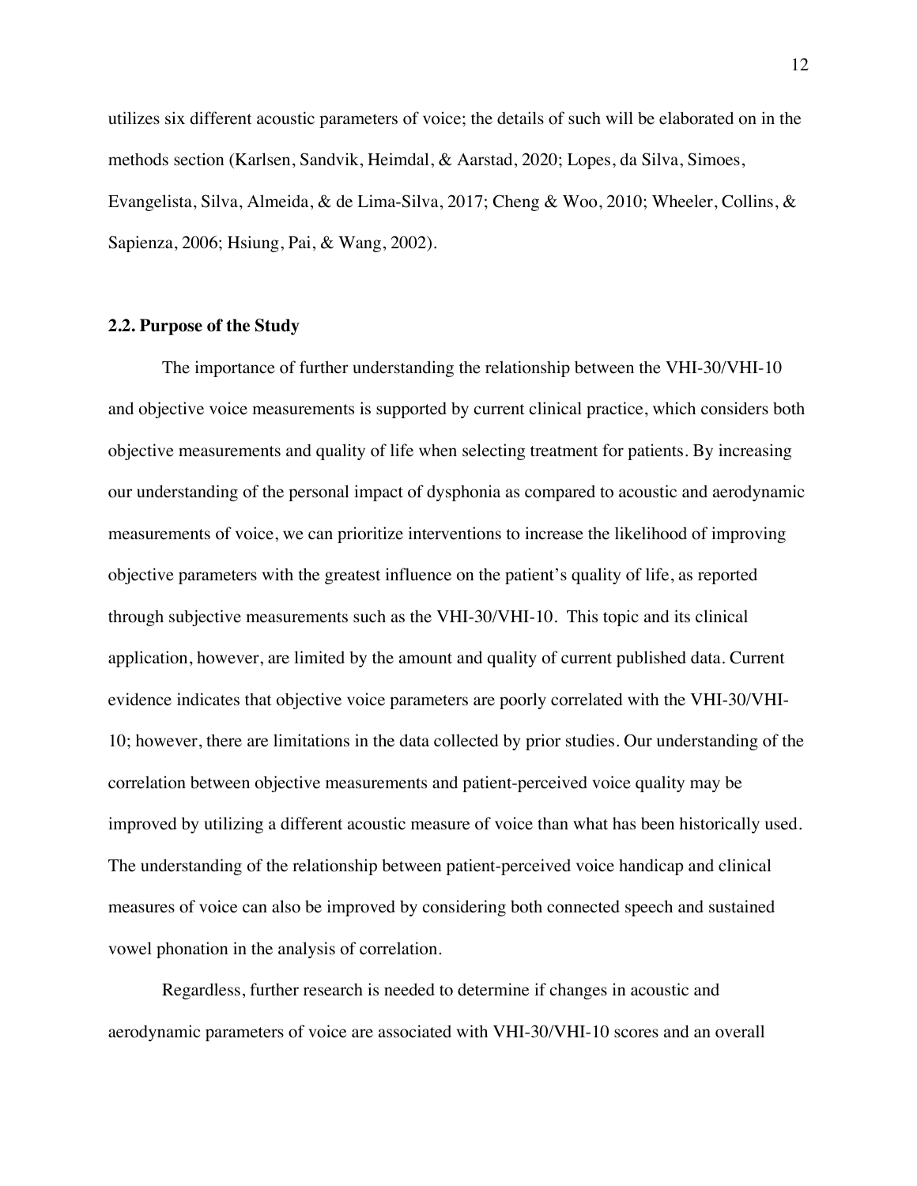utilizes six different acoustic parameters of voice; the details of such will be elaborated on in the methods section (Karlsen, Sandvik, Heimdal, & Aarstad, 2020; Lopes, da Silva, Simoes, Evangelista, Silva, Almeida, & de Lima-Silva, 2017; Cheng & Woo, 2010; Wheeler, Collins, & Sapienza, 2006; Hsiung, Pai, & Wang, 2002).

## 2.2. Purpose of the Study

The importance of further understanding the relationship between the VHI-30/VHI-10 and objective voice measurements is supported by current clinical practice, which considers both objective measurements and quality of life when selecting treatment for patients. By increasing our understanding of the personal impact of dysphonia as compared to acoustic and aerodynamic measurements of voice, we can prioritize interventions to increase the likelihood of improving objective parameters with the greatest influence on the patient's quality of life, as reported through subjective measurements such as the VHI-30/VHI-10. This topic and its clinical application, however, are limited by the amount and quality of current published data. Current evidence indicates that objective voice parameters are poorly correlated with the VHI-30/VHI-10; however, there are limitations in the data collected by prior studies. Our understanding of the correlation between objective measurements and patient-perceived voice quality may be improved by utilizing a different acoustic measure of voice than what has been historically used. The understanding of the relationship between patient-perceived voice handicap and clinical measures of voice can also be improved by considering both connected speech and sustained vowel phonation in the analysis of correlation.

Regardless, further research is needed to determine if changes in acoustic and aerodynamic parameters of voice are associated with VHI-30/VHI-10 scores and an overall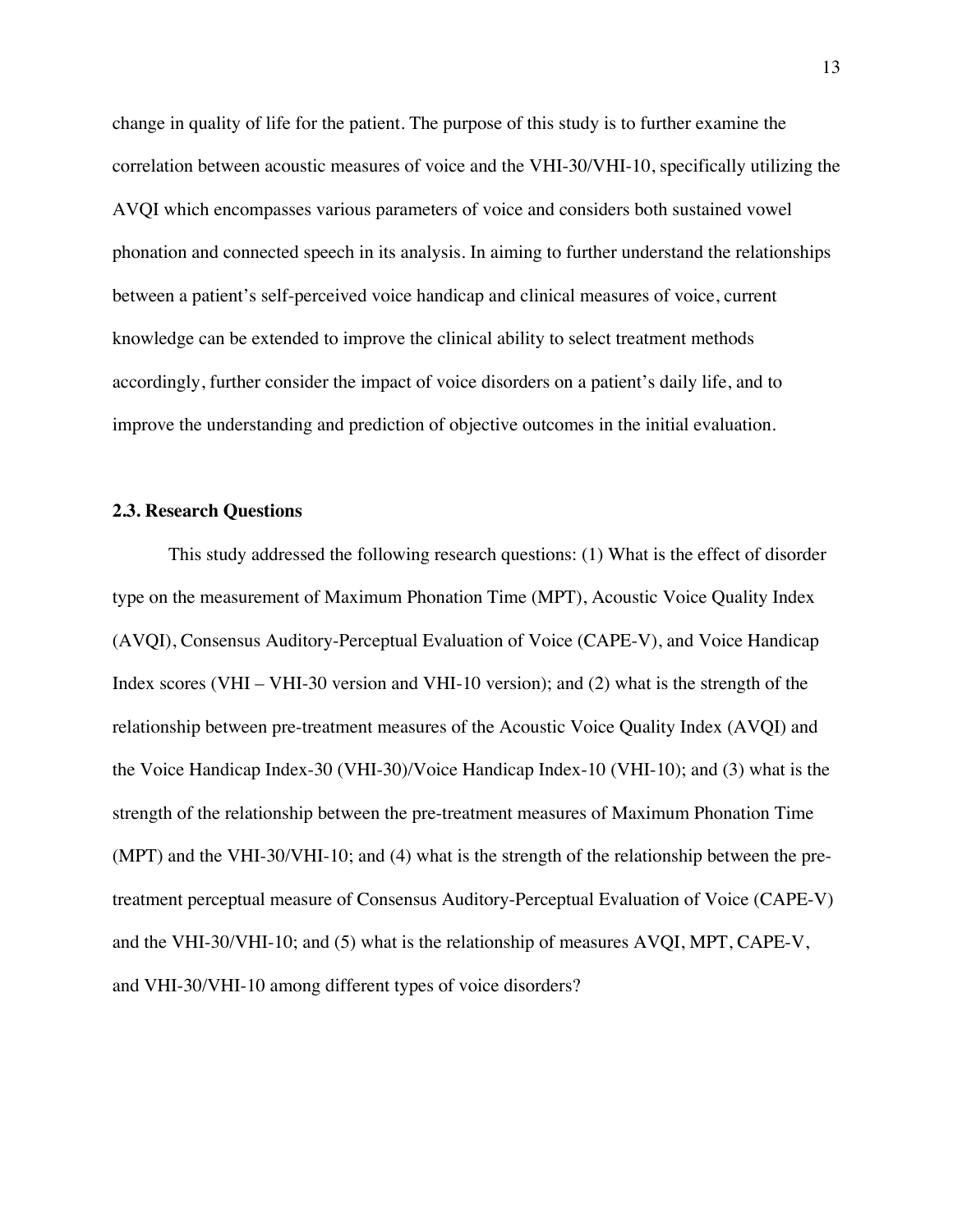change in quality of life for the patient. The purpose of this study is to further examine the correlation between acoustic measures of voice and the VHI-30/VHI-10, specifically utilizing the AVQI which encompasses various parameters of voice and considers both sustained vowel phonation and connected speech in its analysis. In aiming to further understand the relationships between a patient's self-perceived voice handicap and clinical measures of voice, current knowledge can be extended to improve the clinical ability to select treatment methods accordingly, further consider the impact of voice disorders on a patient's daily life, and to improve the understanding and prediction of objective outcomes in the initial evaluation.

### 2.3. Research Questions

This study addressed the following research questions: (1) What is the effect of disorder type on the measurement of Maximum Phonation Time (MPT), Acoustic Voice Quality Index (AVQI), Consensus Auditory-Perceptual Evaluation of Voice (CAPE-V), and Voice Handicap Index scores (VHI – VHI-30 version and VHI-10 version); and (2) what is the strength of the relationship between pre-treatment measures of the Acoustic Voice Quality Index (AVQI) and the Voice Handicap Index-30 (VHI-30)/Voice Handicap Index-10 (VHI-10); and (3) what is the strength of the relationship between the pre-treatment measures of Maximum Phonation Time (MPT) and the VHI-30/VHI-10; and (4) what is the strength of the relationship between the pre-treatment perceptual measure of Consensus Auditory-Perceptual Evaluation of Voice (CAPE-V) and the VHI-30/VHI-10; and (5) what is the relationship of measures AVQI, MPT, CAPE-V, and VHI-30/VHI-10 among different types of voice disorders?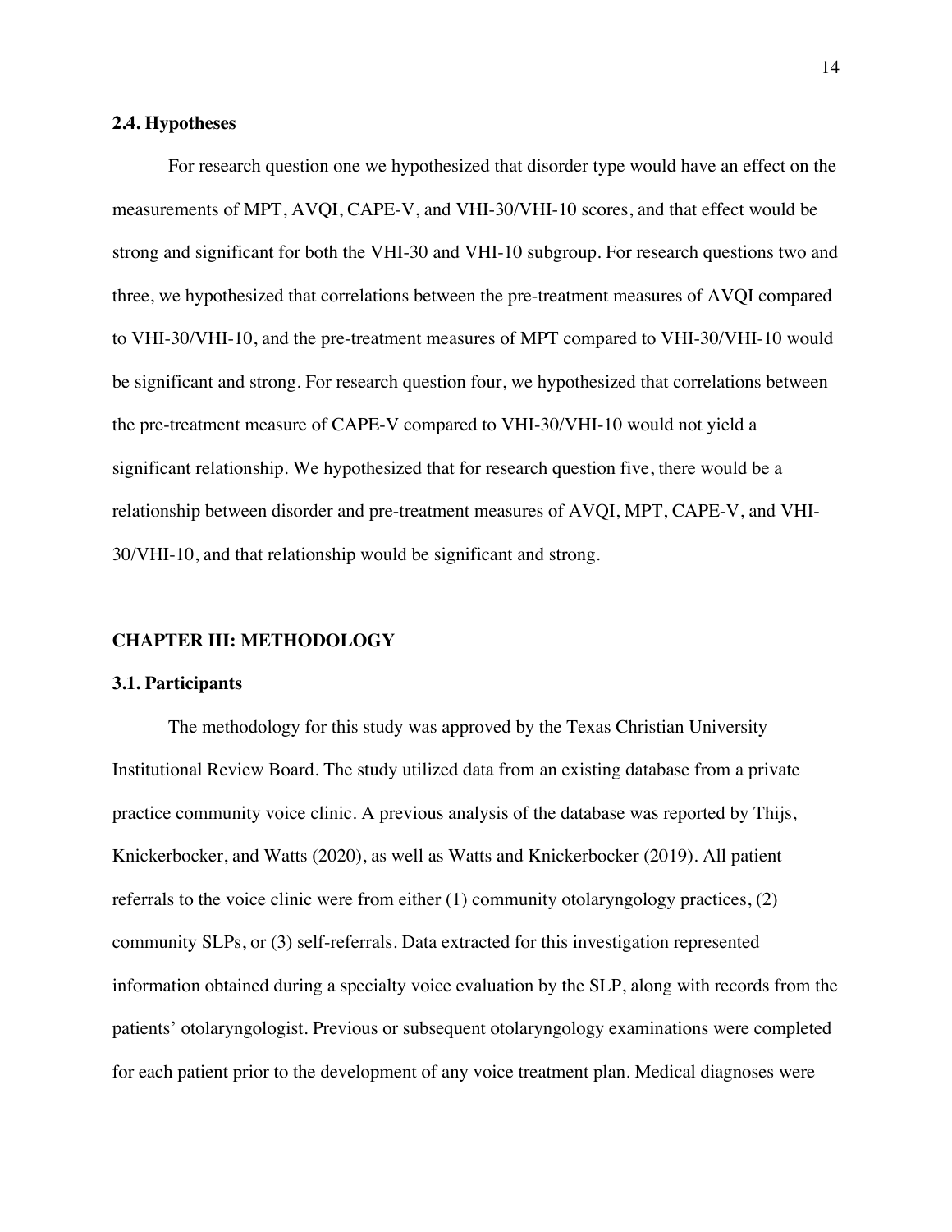### 2.4. Hypotheses

For research question one we hypothesized that disorder type would have an effect on the measurements of MPT, AVQI, CAPE-V, and VHI-30/VHI-10 scores, and that effect would be strong and significant for both the VHI-30 and VHI-10 subgroup. For research questions two and three, we hypothesized that correlations between the pre-treatment measures of AVQI compared to VHI-30/VHI-10, and the pre-treatment measures of MPT compared to VHI-30/VHI-10 would be significant and strong. For research question four, we hypothesized that correlations between the pre-treatment measure of CAPE-V compared to VHI-30/VHI-10 would not yield a significant relationship. We hypothesized that for research question five, there would be a relationship between disorder and pre-treatment measures of AVQI, MPT, CAPE-V, and VHI-30/VHI-10, and that relationship would be significant and strong.

## CHAPTER III: METHODOLOGY

### 3.1. Participants

The methodology for this study was approved by the Texas Christian University Institutional Review Board. The study utilized data from an existing database from a private practice community voice clinic. A previous analysis of the database was reported by Thijs, Knickerbocker, and Watts (2020), as well as Watts and Knickerbocker (2019). All patient referrals to the voice clinic were from either (1) community otolaryngology practices, (2) community SLPs, or (3) self-referrals. Data extracted for this investigation represented information obtained during a specialty voice evaluation by the SLP, along with records from the patients' otolaryngologist. Previous or subsequent otolaryngology examinations were completed for each patient prior to the development of any voice treatment plan. Medical diagnoses were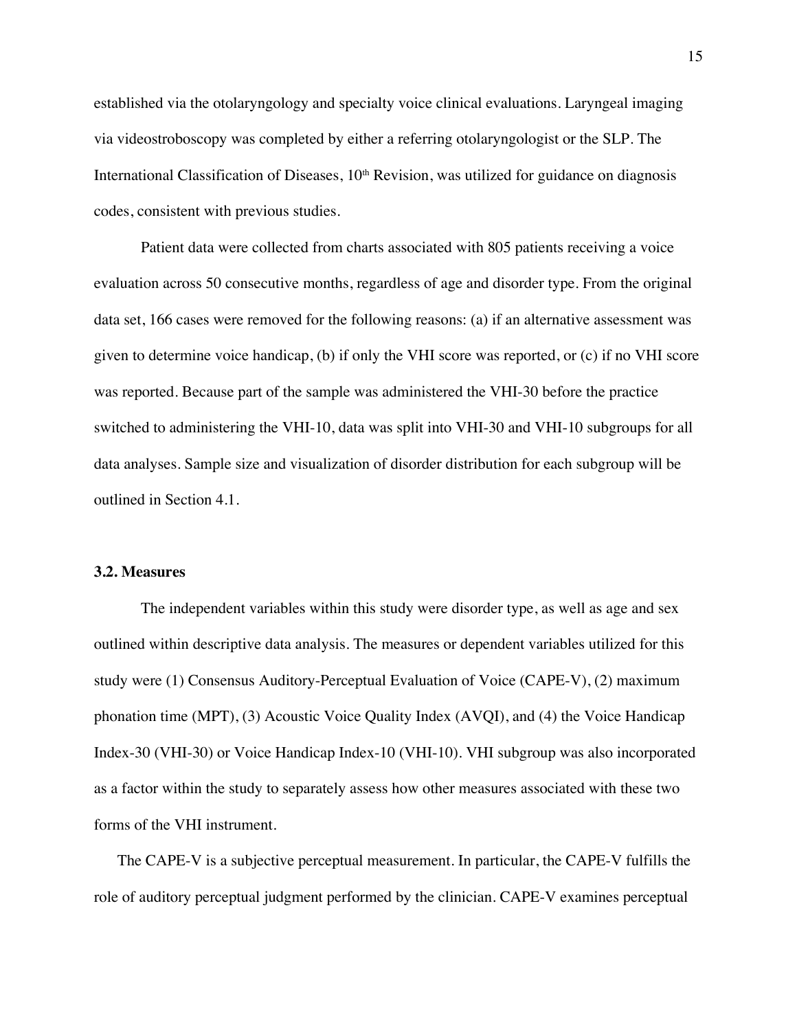established via the otolaryngology and specialty voice clinical evaluations. Laryngeal imaging via videostroboscopy was completed by either a referring otolaryngologist or the SLP. The International Classification of Diseases, 10th Revision, was utilized for guidance on diagnosis codes, consistent with previous studies.

Patient data were collected from charts associated with 805 patients receiving a voice evaluation across 50 consecutive months, regardless of age and disorder type. From the original data set, 166 cases were removed for the following reasons: (a) if an alternative assessment was given to determine voice handicap, (b) if only the VHI score was reported, or (c) if no VHI score was reported. Because part of the sample was administered the VHI-30 before the practice switched to administering the VHI-10, data was split into VHI-30 and VHI-10 subgroups for all data analyses. Sample size and visualization of disorder distribution for each subgroup will be outlined in Section 4.1.

### 3.2. Measures

The independent variables within this study were disorder type, as well as age and sex outlined within descriptive data analysis. The measures or dependent variables utilized for this study were (1) Consensus Auditory-Perceptual Evaluation of Voice (CAPE-V), (2) maximum phonation time (MPT), (3) Acoustic Voice Quality Index (AVQI), and (4) the Voice Handicap Index-30 (VHI-30) or Voice Handicap Index-10 (VHI-10). VHI subgroup was also incorporated as a factor within the study to separately assess how other measures associated with these two forms of the VHI instrument.

The CAPE-V is a subjective perceptual measurement. In particular, the CAPE-V fulfills the role of auditory perceptual judgment performed by the clinician. CAPE-V examines perceptual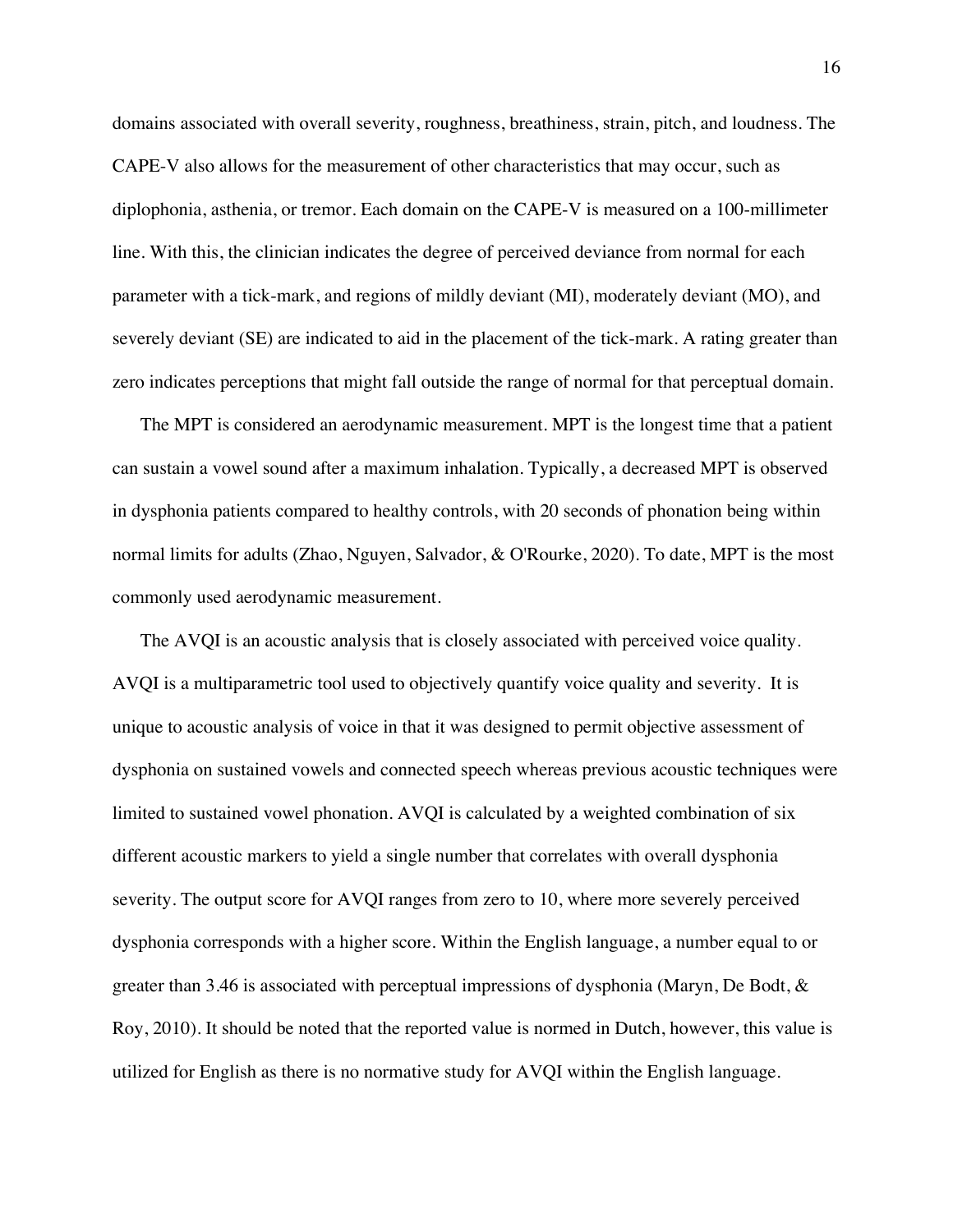domains associated with overall severity, roughness, breathiness, strain, pitch, and loudness. The CAPE-V also allows for the measurement of other characteristics that may occur, such as diplophonia, asthenia, or tremor. Each domain on the CAPE-V is measured on a 100-millimeter line. With this, the clinician indicates the degree of perceived deviance from normal for each parameter with a tick-mark, and regions of mildly deviant (MI), moderately deviant (MO), and severely deviant (SE) are indicated to aid in the placement of the tick-mark. A rating greater than zero indicates perceptions that might fall outside the range of normal for that perceptual domain.

The MPT is considered an aerodynamic measurement. MPT is the longest time that a patient can sustain a vowel sound after a maximum inhalation. Typically, a decreased MPT is observed in dysphonia patients compared to healthy controls, with 20 seconds of phonation being within normal limits for adults (Zhao, Nguyen, Salvador, & O'Rourke, 2020). To date, MPT is the most commonly used aerodynamic measurement.

The AVQI is an acoustic analysis that is closely associated with perceived voice quality. AVQI is a multiparametric tool used to objectively quantify voice quality and severity. It is unique to acoustic analysis of voice in that it was designed to permit objective assessment of dysphonia on sustained vowels and connected speech whereas previous acoustic techniques were limited to sustained vowel phonation. AVQI is calculated by a weighted combination of six different acoustic markers to yield a single number that correlates with overall dysphonia severity. The output score for AVQI ranges from zero to 10, where more severely perceived dysphonia corresponds with a higher score. Within the English language, a number equal to or greater than 3.46 is associated with perceptual impressions of dysphonia (Maryn, De Bodt, & Roy, 2010). It should be noted that the reported value is normed in Dutch, however, this value is utilized for English as there is no normative study for AVQI within the English language.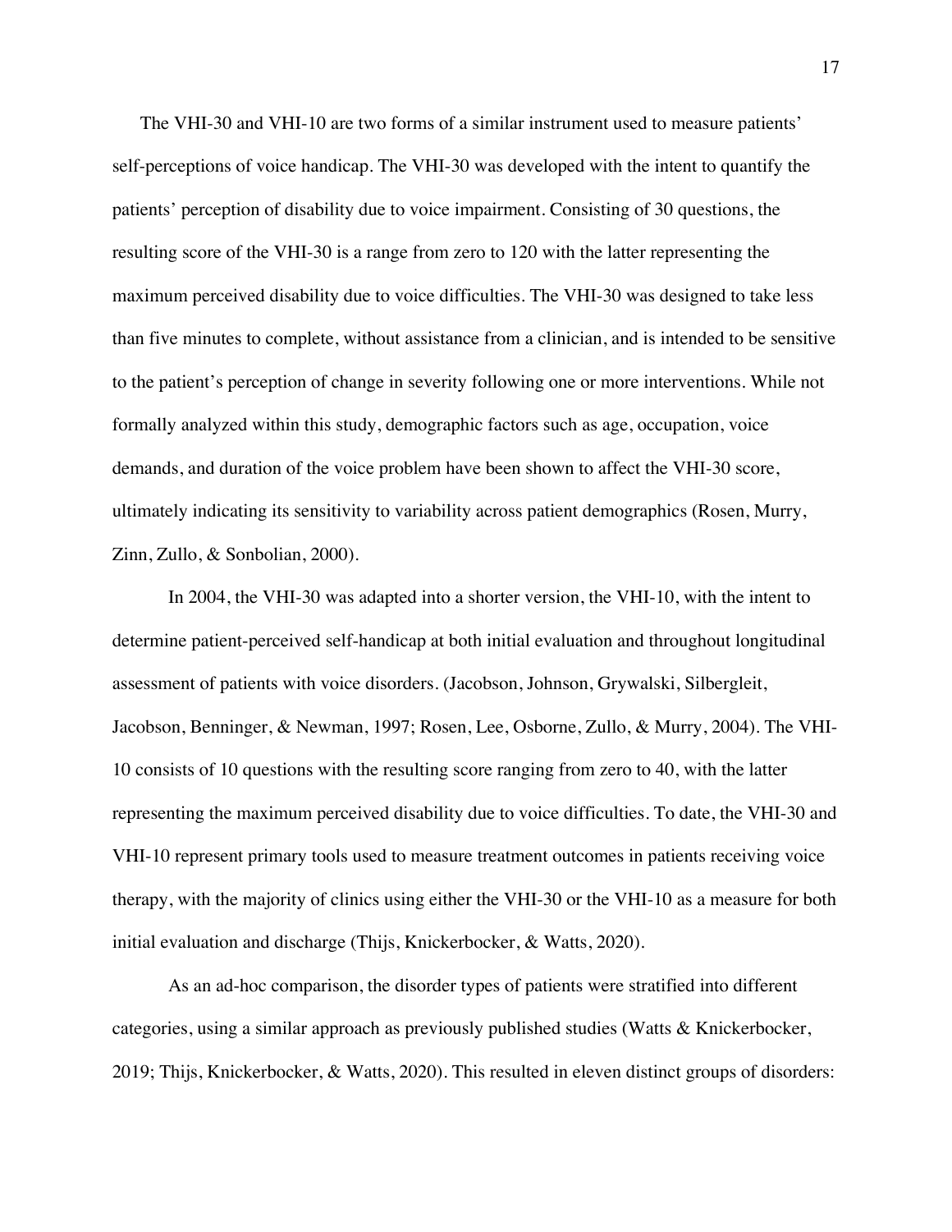The VHI-30 and VHI-10 are two forms of a similar instrument used to measure patients' self-perceptions of voice handicap. The VHI-30 was developed with the intent to quantify the patients' perception of disability due to voice impairment. Consisting of 30 questions, the resulting score of the VHI-30 is a range from zero to 120 with the latter representing the maximum perceived disability due to voice difficulties. The VHI-30 was designed to take less than five minutes to complete, without assistance from a clinician, and is intended to be sensitive to the patient's perception of change in severity following one or more interventions. While not formally analyzed within this study, demographic factors such as age, occupation, voice demands, and duration of the voice problem have been shown to affect the VHI-30 score, ultimately indicating its sensitivity to variability across patient demographics (Rosen, Murry, Zinn, Zullo, & Sonbolian, 2000).

In 2004, the VHI-30 was adapted into a shorter version, the VHI-10, with the intent to determine patient-perceived self-handicap at both initial evaluation and throughout longitudinal assessment of patients with voice disorders. (Jacobson, Johnson, Grywalski, Silbergleit, Jacobson, Benninger, & Newman, 1997; Rosen, Lee, Osborne, Zullo, & Murry, 2004). The VHI-10 consists of 10 questions with the resulting score ranging from zero to 40, with the latter representing the maximum perceived disability due to voice difficulties. To date, the VHI-30 and VHI-10 represent primary tools used to measure treatment outcomes in patients receiving voice therapy, with the majority of clinics using either the VHI-30 or the VHI-10 as a measure for both initial evaluation and discharge (Thijs, Knickerbocker, & Watts, 2020).

As an ad-hoc comparison, the disorder types of patients were stratified into different categories, using a similar approach as previously published studies (Watts & Knickerbocker, 2019; Thijs, Knickerbocker, & Watts, 2020). This resulted in eleven distinct groups of disorders: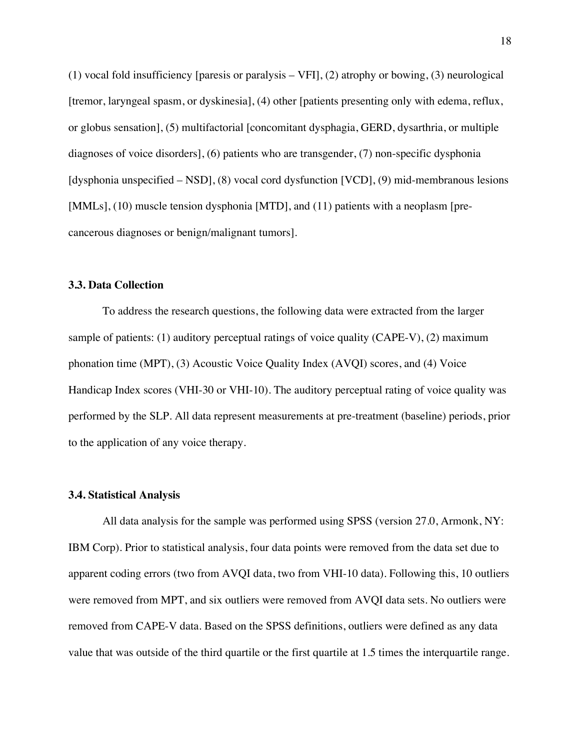(1) vocal fold insufficiency [paresis or paralysis – VFI], (2) atrophy or bowing, (3) neurological [tremor, laryngeal spasm, or dyskinesia], (4) other [patients presenting only with edema, reflux, or globus sensation], (5) multifactorial [concomitant dysphagia, GERD, dysarthria, or multiple diagnoses of voice disorders], (6) patients who are transgender, (7) non-specific dysphonia [dysphonia unspecified – NSD], (8) vocal cord dysfunction [VCD], (9) mid-membranous lesions [MMLs], (10) muscle tension dysphonia [MTD], and (11) patients with a neoplasm [pre-cancerous diagnoses or benign/malignant tumors].

### 3.3. Data Collection

To address the research questions, the following data were extracted from the larger sample of patients: (1) auditory perceptual ratings of voice quality (CAPE-V), (2) maximum phonation time (MPT), (3) Acoustic Voice Quality Index (AVQI) scores, and (4) Voice Handicap Index scores (VHI-30 or VHI-10). The auditory perceptual rating of voice quality was performed by the SLP. All data represent measurements at pre-treatment (baseline) periods, prior to the application of any voice therapy.

### 3.4. Statistical Analysis

All data analysis for the sample was performed using SPSS (version 27.0, Armonk, NY: IBM Corp). Prior to statistical analysis, four data points were removed from the data set due to apparent coding errors (two from AVQI data, two from VHI-10 data). Following this, 10 outliers were removed from MPT, and six outliers were removed from AVQI data sets. No outliers were removed from CAPE-V data. Based on the SPSS definitions, outliers were defined as any data value that was outside of the third quartile or the first quartile at 1.5 times the interquartile range.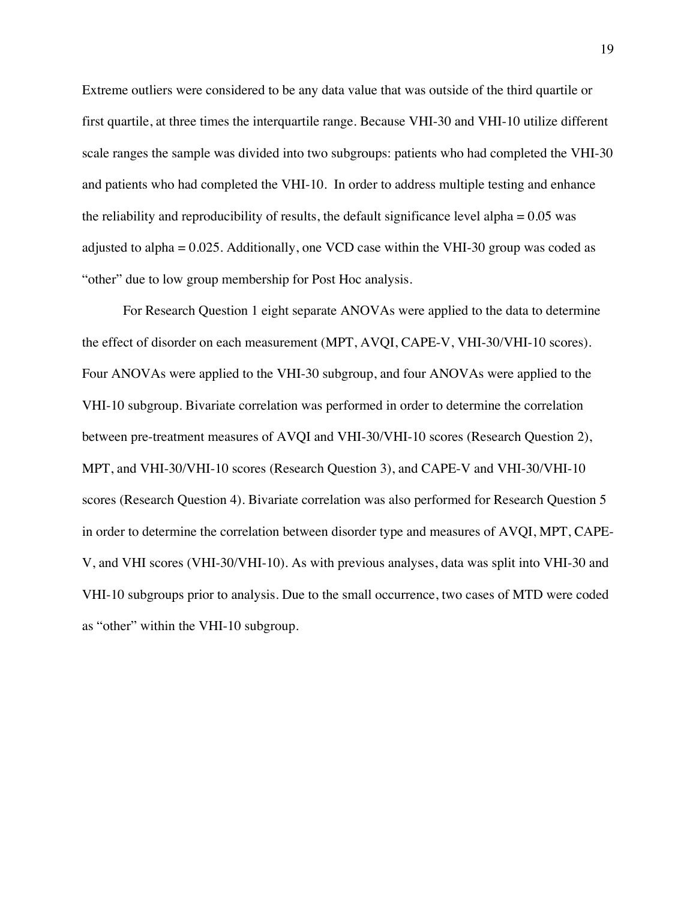Extreme outliers were considered to be any data value that was outside of the third quartile or first quartile, at three times the interquartile range. Because VHI-30 and VHI-10 utilize different scale ranges the sample was divided into two subgroups: patients who had completed the VHI-30 and patients who had completed the VHI-10. In order to address multiple testing and enhance the reliability and reproducibility of results, the default significance level alpha = 0.05 was adjusted to alpha = 0.025. Additionally, one VCD case within the VHI-30 group was coded as "other" due to low group membership for Post Hoc analysis.

For Research Question 1 eight separate ANOVAs were applied to the data to determine the effect of disorder on each measurement (MPT, AVQI, CAPE-V, VHI-30/VHI-10 scores). Four ANOVAs were applied to the VHI-30 subgroup, and four ANOVAs were applied to the VHI-10 subgroup. Bivariate correlation was performed in order to determine the correlation between pre-treatment measures of AVQI and VHI-30/VHI-10 scores (Research Question 2), MPT, and VHI-30/VHI-10 scores (Research Question 3), and CAPE-V and VHI-30/VHI-10 scores (Research Question 4). Bivariate correlation was also performed for Research Question 5 in order to determine the correlation between disorder type and measures of AVQI, MPT, CAPE-V, and VHI scores (VHI-30/VHI-10). As with previous analyses, data was split into VHI-30 and VHI-10 subgroups prior to analysis. Due to the small occurrence, two cases of MTD were coded as "other" within the VHI-10 subgroup.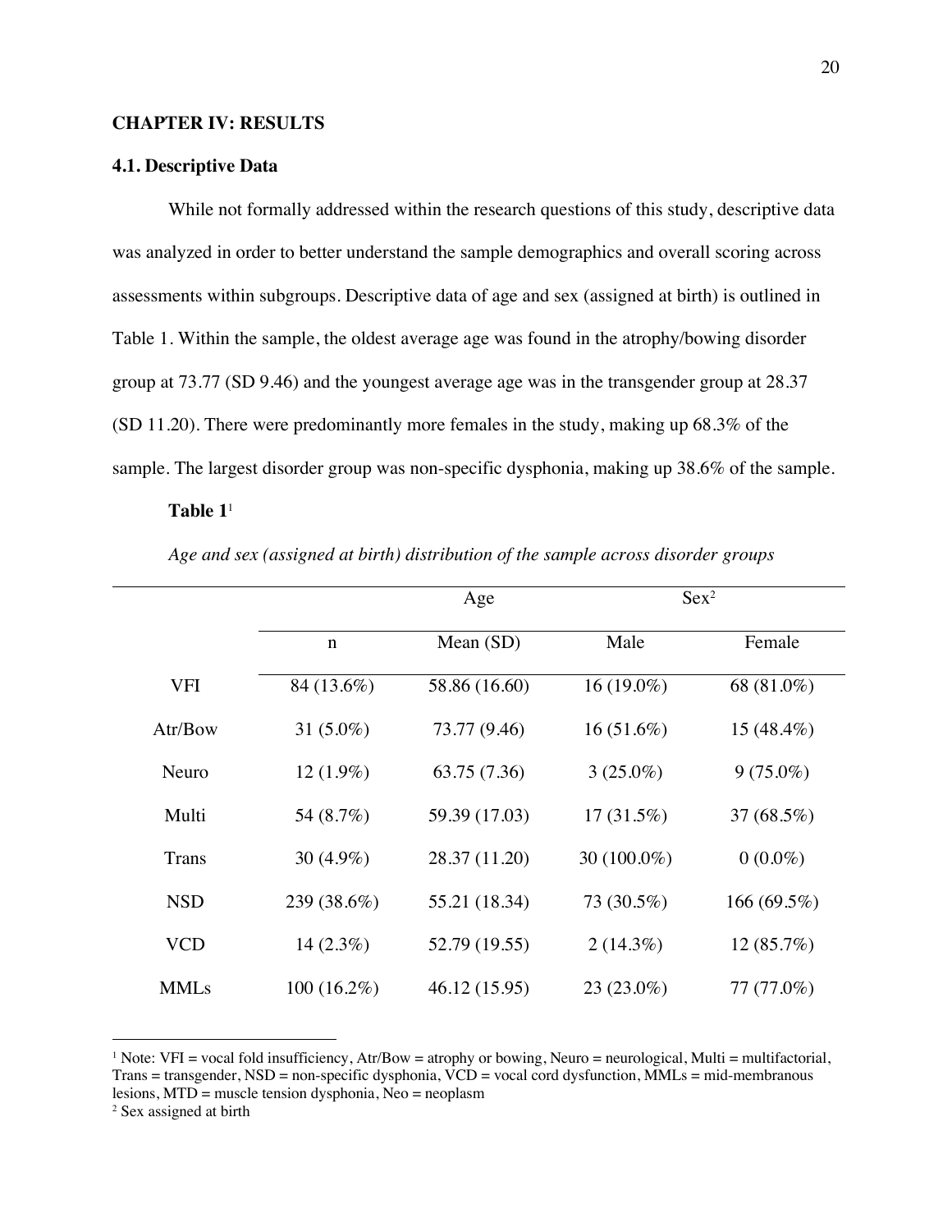## CHAPTER IV: RESULTS

### 4.1. Descriptive Data

While not formally addressed within the research questions of this study, descriptive data was analyzed in order to better understand the sample demographics and overall scoring across assessments within subgroups. Descriptive data of age and sex (assigned at birth) is outlined in Table 1. Within the sample, the oldest average age was found in the atrophy/bowing disorder group at 73.77 (SD 9.46) and the youngest average age was in the transgender group at 28.37 (SD 11.20). There were predominantly more females in the study, making up 68.3% of the sample. The largest disorder group was non-specific dysphonia, making up 38.6% of the sample.

**Table 1**[1]

*Age and sex (assigned at birth) distribution of the sample across disorder groups*

| | | Age | Sex[2] | |
|---|---|---|---|---|
| | n | Mean (SD) | Male | Female |
| VFI | 84 (13.6%) | 58.86 (16.60) | 16 (19.0%) | 68 (81.0%) |
| Atr/Bow | 31 (5.0%) | 73.77 (9.46) | 16 (51.6%) | 15 (48.4%) |
| Neuro | 12 (1.9%) | 63.75 (7.36) | 3 (25.0%) | 9 (75.0%) |
| Multi | 54 (8.7%) | 59.39 (17.03) | 17 (31.5%) | 37 (68.5%) |
| Trans | 30 (4.9%) | 28.37 (11.20) | 30 (100.0%) | 0 (0.0%) |
| NSD | 239 (38.6%) | 55.21 (18.34) | 73 (30.5%) | 166 (69.5%) |
| VCD | 14 (2.3%) | 52.79 (19.55) | 2 (14.3%) | 12 (85.7%) |
| MMLs | 100 (16.2%) | 46.12 (15.95) | 23 (23.0%) | 77 (77.0%) |

[1] Note: VFI = vocal fold insufficiency, Atr/Bow = atrophy or bowing, Neuro = neurological, Multi = multifactorial, Trans = transgender, NSD = non-specific dysphonia, VCD = vocal cord dysfunction, MMLs = mid-membranous lesions, MTD = muscle tension dysphonia, Neo = neoplasm

[2] Sex assigned at birth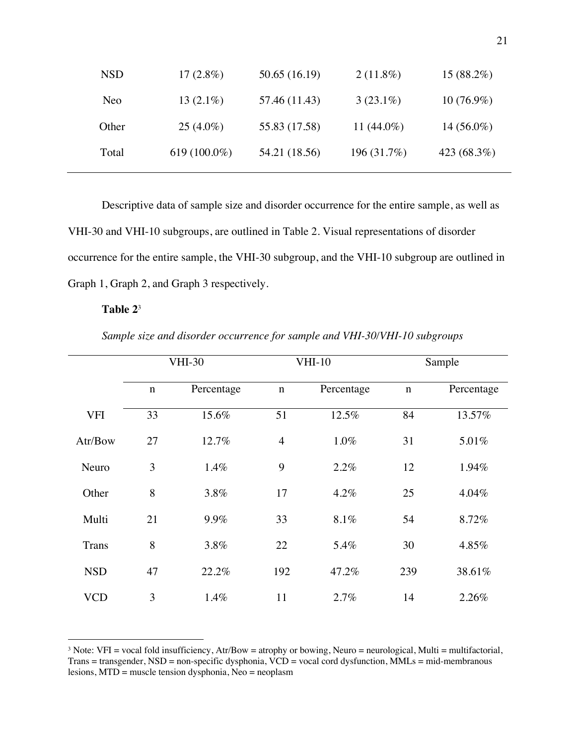| | | | | |
|---|---|---|---|---|
| NSD | 17 (2.8%) | 50.65 (16.19) | 2 (11.8%) | 15 (88.2%) |
| Neo | 13 (2.1%) | 57.46 (11.43) | 3 (23.1%) | 10 (76.9%) |
| Other | 25 (4.0%) | 55.83 (17.58) | 11 (44.0%) | 14 (56.0%) |
| Total | 619 (100.0%) | 54.21 (18.56) | 196 (31.7%) | 423 (68.3%) |

Descriptive data of sample size and disorder occurrence for the entire sample, as well as VHI-30 and VHI-10 subgroups, are outlined in Table 2. Visual representations of disorder occurrence for the entire sample, the VHI-30 subgroup, and the VHI-10 subgroup are outlined in Graph 1, Graph 2, and Graph 3 respectively.

**Table 2**[3]

*Sample size and disorder occurrence for sample and VHI-30/VHI-10 subgroups*

| | VHI-30 | | VHI-10 | | Sample | |
|---|---|---|---|---|---|---|
| | n | Percentage | n | Percentage | n | Percentage |
| VFI | 33 | 15.6% | 51 | 12.5% | 84 | 13.57% |
| Atr/Bow | 27 | 12.7% | 4 | 1.0% | 31 | 5.01% |
| Neuro | 3 | 1.4% | 9 | 2.2% | 12 | 1.94% |
| Other | 8 | 3.8% | 17 | 4.2% | 25 | 4.04% |
| Multi | 21 | 9.9% | 33 | 8.1% | 54 | 8.72% |
| Trans | 8 | 3.8% | 22 | 5.4% | 30 | 4.85% |
| NSD | 47 | 22.2% | 192 | 47.2% | 239 | 38.61% |
| VCD | 3 | 1.4% | 11 | 2.7% | 14 | 2.26% |

[3] Note: VFI = vocal fold insufficiency, Atr/Bow = atrophy or bowing, Neuro = neurological, Multi = multifactorial, Trans = transgender, NSD = non-specific dysphonia, VCD = vocal cord dysfunction, MMLs = mid-membranous lesions, MTD = muscle tension dysphonia, Neo = neoplasm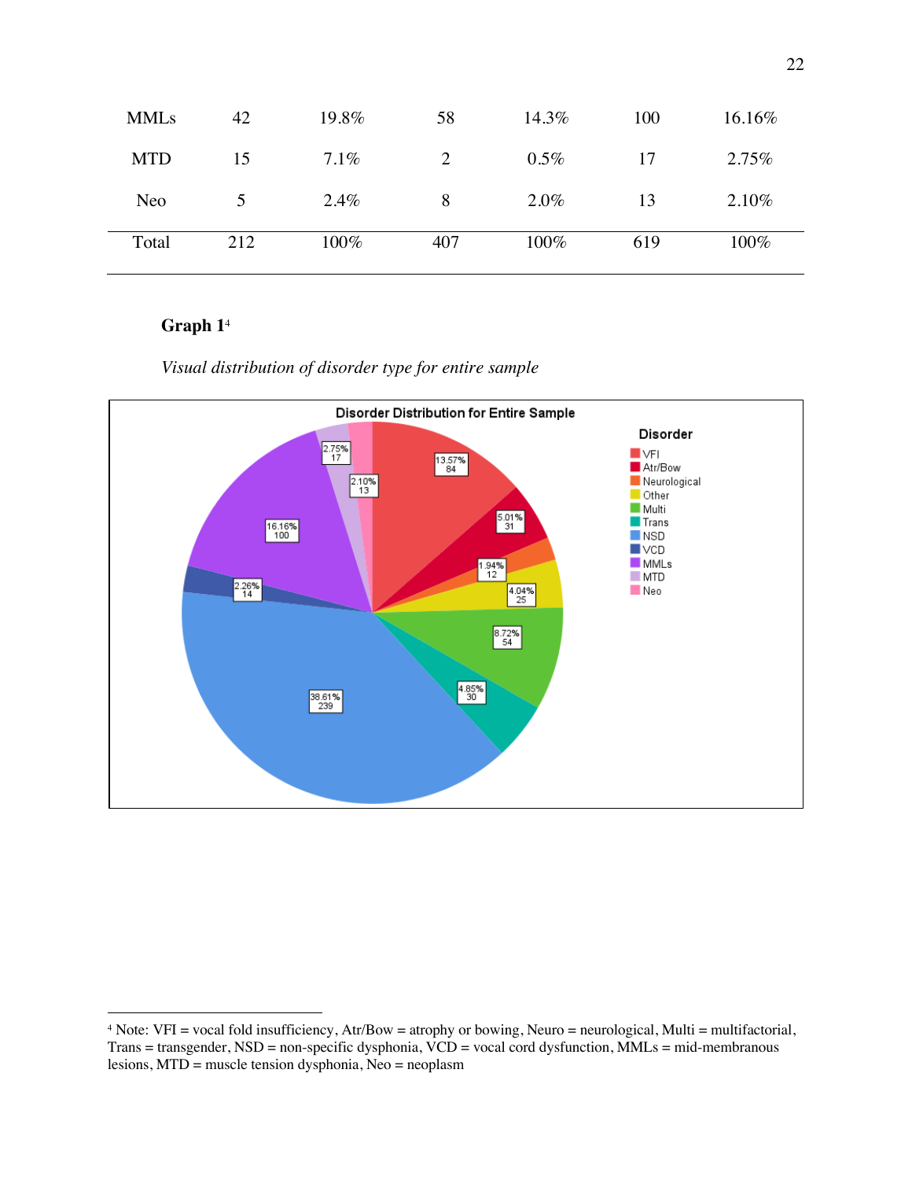| MMLs | 42 | 19.8% | 58 | 14.3% | 100 | 16.16% |
|---|---|---|---|---|---|---|
| MTD | 15 | 7.1% | 2 | 0.5% | 17 | 2.75% |
| Neo | 5 | 2.4% | 8 | 2.0% | 13 | 2.10% |
| Total | 212 | 100% | 407 | 100% | 619 | 100% |

**Graph 1**[4]

*Visual distribution of disorder type for entire sample*

Disorder Distribution for Entire Sample

| Disorder | Percentage | Count |
|---|---|---|
| VFI | 13.57% | 84 |
| Atr/Bow | 5.01% | 31 |
| Neurological | 1.94% | 12 |
| Other | 4.04% | 25 |
| Multi | 8.72% | 54 |
| Trans | 4.85% | 30 |
| NSD | 38.61% | 239 |
| VCD | 2.26% | 14 |
| MMLs | 16.16% | 100 |
| MTD | 2.75% | 17 |
| Neo | 2.10% | 13 |

[4] Note: VFI = vocal fold insufficiency, Atr/Bow = atrophy or bowing, Neuro = neurological, Multi = multifactorial, Trans = transgender, NSD = non-specific dysphonia, VCD = vocal cord dysfunction, MMLs = mid-membranous lesions, MTD = muscle tension dysphonia, Neo = neoplasm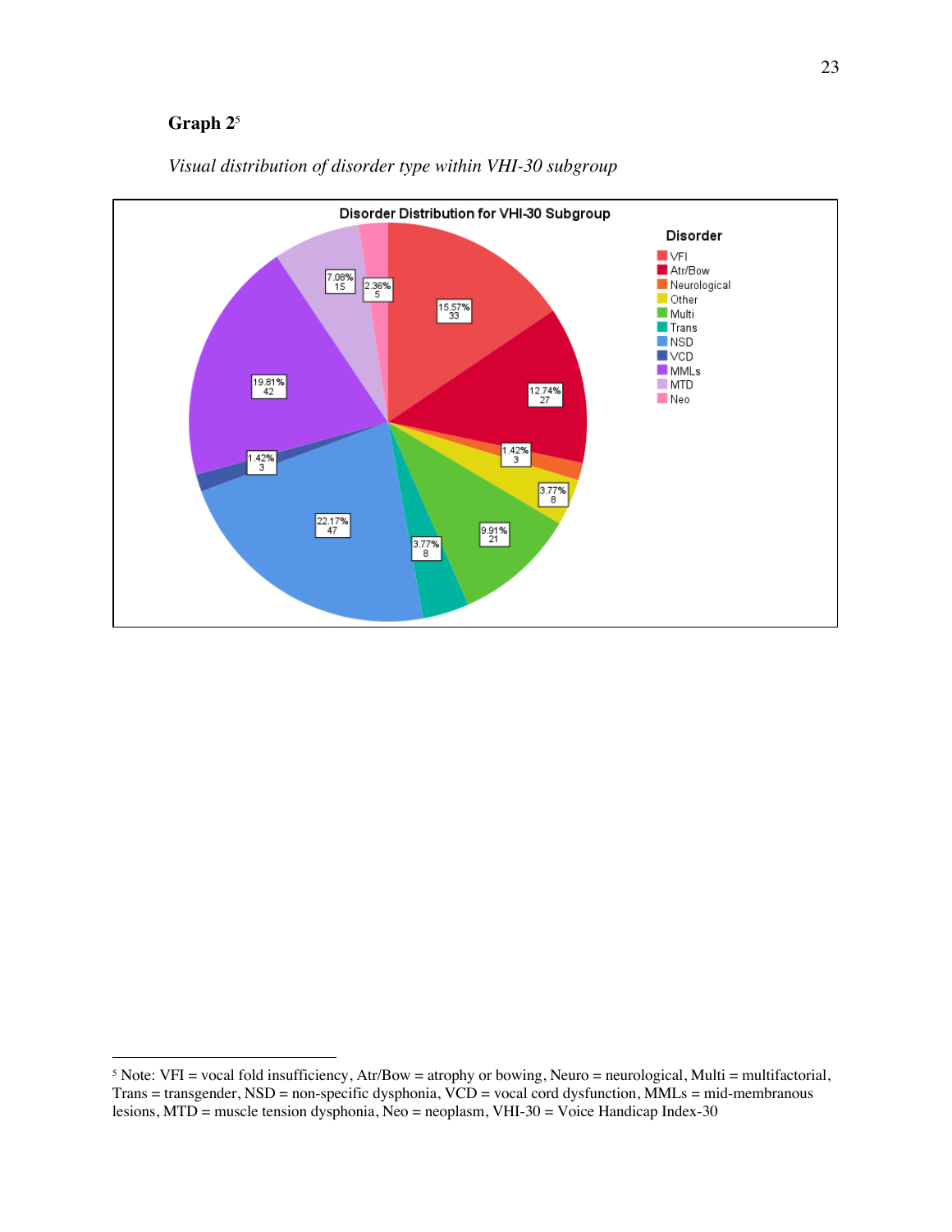**Graph 2**[5]

*Visual distribution of disorder type within VHI-30 subgroup*

**Disorder Distribution for VHI-30 Subgroup**

| Disorder | Percent | Count |
|---|---|---|
| VFI | 15.57% | 33 |
| Atr/Bow | 12.74% | 27 |
| Neurological | 1.42% | 3 |
| Other | 3.77% | 8 |
| Multi | 9.91% | 21 |
| Trans | 3.77% | 8 |
| NSD | 22.17% | 47 |
| VCD | 1.42% | 3 |
| MMLs | 19.81% | 42 |
| MTD | 7.08% | 15 |
| Neo | 2.36% | 5 |

[5] Note: VFI = vocal fold insufficiency, Atr/Bow = atrophy or bowing, Neuro = neurological, Multi = multifactorial, Trans = transgender, NSD = non-specific dysphonia, VCD = vocal cord dysfunction, MMLs = mid-membranous lesions, MTD = muscle tension dysphonia, Neo = neoplasm, VHI-30 = Voice Handicap Index-30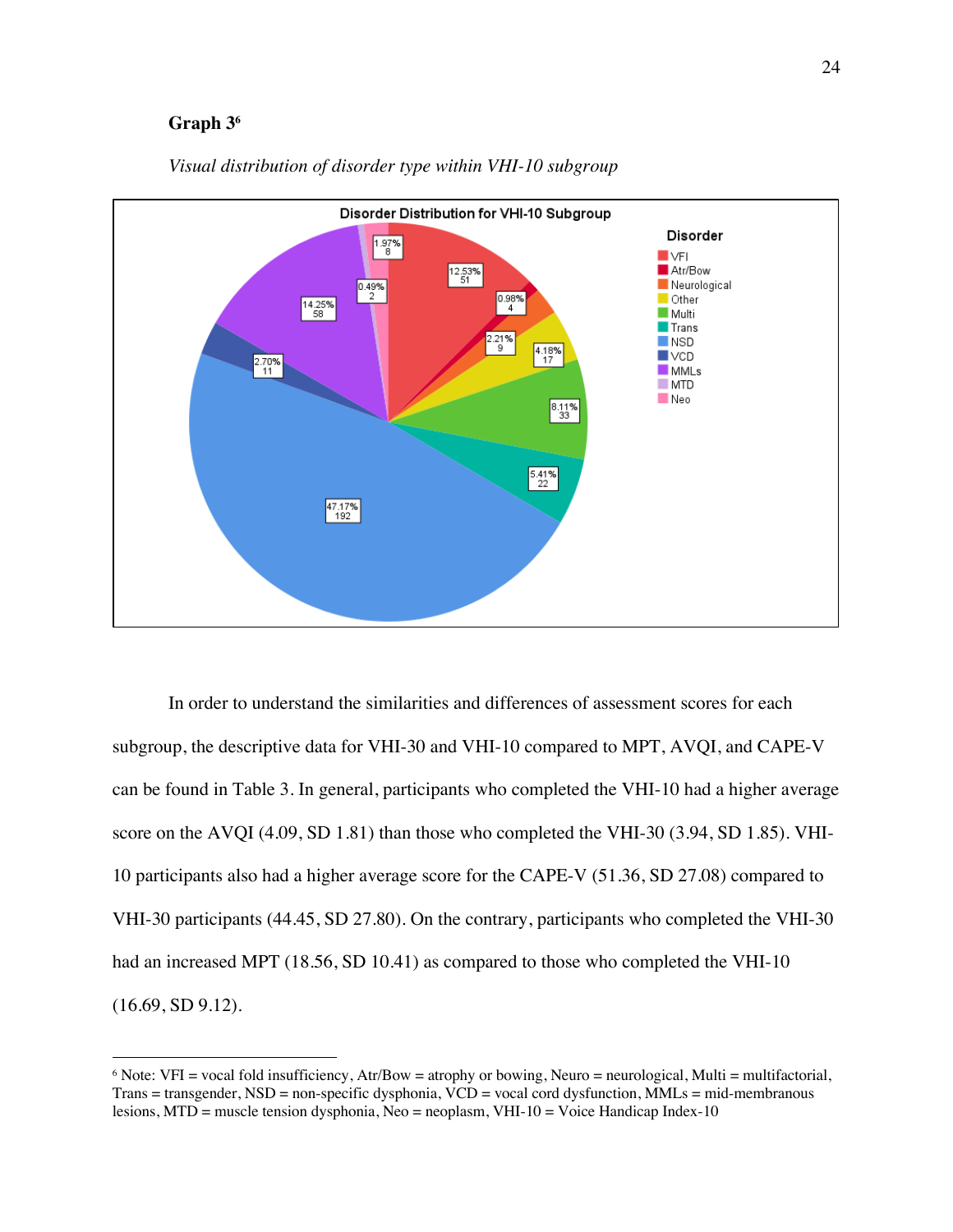**Graph 3**[6]

*Visual distribution of disorder type within VHI-10 subgroup*

In order to understand the similarities and differences of assessment scores for each subgroup, the descriptive data for VHI-30 and VHI-10 compared to MPT, AVQI, and CAPE-V can be found in Table 3. In general, participants who completed the VHI-10 had a higher average score on the AVQI (4.09, SD 1.81) than those who completed the VHI-30 (3.94, SD 1.85). VHI-10 participants also had a higher average score for the CAPE-V (51.36, SD 27.08) compared to VHI-30 participants (44.45, SD 27.80). On the contrary, participants who completed the VHI-30 had an increased MPT (18.56, SD 10.41) as compared to those who completed the VHI-10 (16.69, SD 9.12).

[6] Note: VFI = vocal fold insufficiency, Atr/Bow = atrophy or bowing, Neuro = neurological, Multi = multifactorial, Trans = transgender, NSD = non-specific dysphonia, VCD = vocal cord dysfunction, MMLs = mid-membranous lesions, MTD = muscle tension dysphonia, Neo = neoplasm, VHI-10 = Voice Handicap Index-10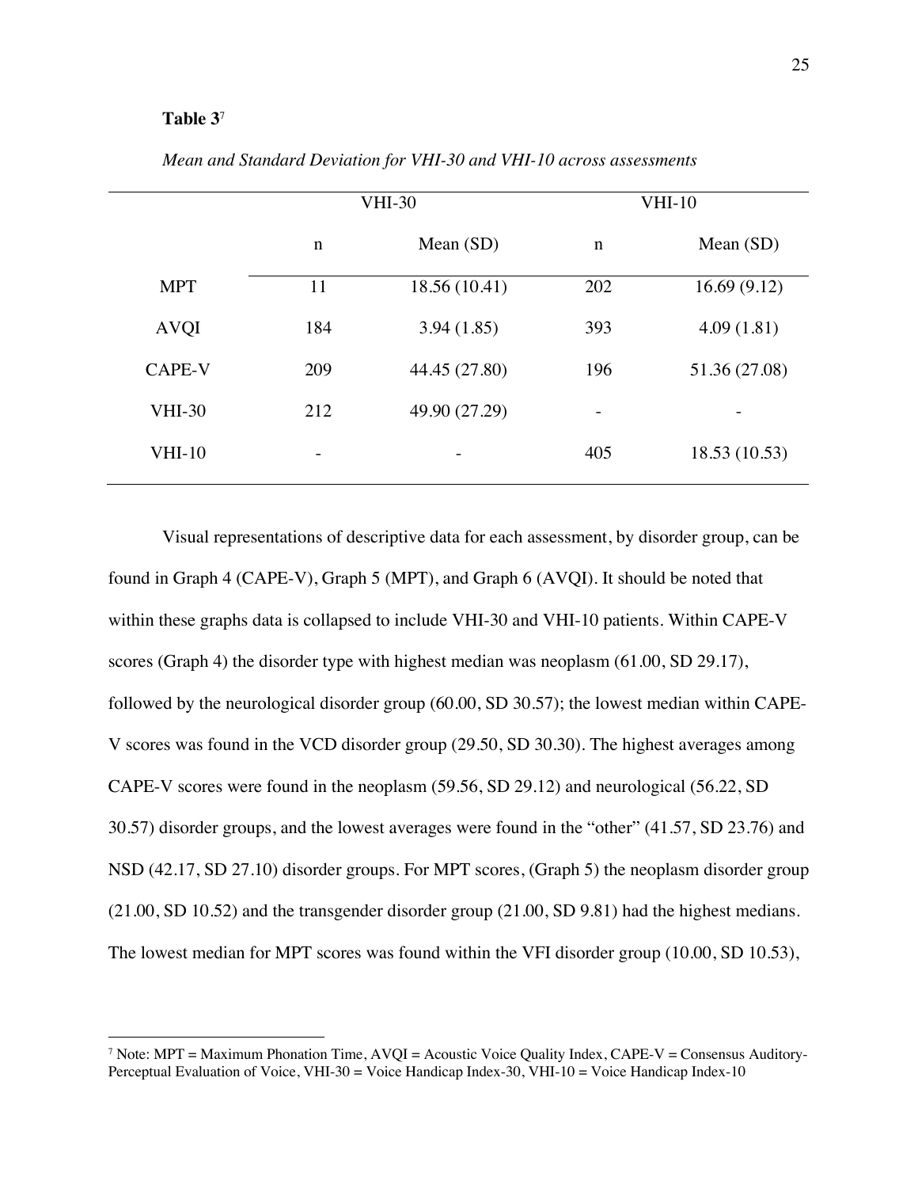**Table 3**[7]

*Mean and Standard Deviation for VHI-30 and VHI-10 across assessments*

| | VHI-30 | | VHI-10 | |
|---|---|---|---|---|
| | n | Mean (SD) | n | Mean (SD) |
| MPT | 11 | 18.56 (10.41) | 202 | 16.69 (9.12) |
| AVQI | 184 | 3.94 (1.85) | 393 | 4.09 (1.81) |
| CAPE-V | 209 | 44.45 (27.80) | 196 | 51.36 (27.08) |
| VHI-30 | 212 | 49.90 (27.29) | - | - |
| VHI-10 | - | - | 405 | 18.53 (10.53) |

Visual representations of descriptive data for each assessment, by disorder group, can be found in Graph 4 (CAPE-V), Graph 5 (MPT), and Graph 6 (AVQI). It should be noted that within these graphs data is collapsed to include VHI-30 and VHI-10 patients. Within CAPE-V scores (Graph 4) the disorder type with highest median was neoplasm (61.00, SD 29.17), followed by the neurological disorder group (60.00, SD 30.57); the lowest median within CAPE-V scores was found in the VCD disorder group (29.50, SD 30.30). The highest averages among CAPE-V scores were found in the neoplasm (59.56, SD 29.12) and neurological (56.22, SD 30.57) disorder groups, and the lowest averages were found in the "other" (41.57, SD 23.76) and NSD (42.17, SD 27.10) disorder groups. For MPT scores, (Graph 5) the neoplasm disorder group (21.00, SD 10.52) and the transgender disorder group (21.00, SD 9.81) had the highest medians. The lowest median for MPT scores was found within the VFI disorder group (10.00, SD 10.53),

[7] Note: MPT = Maximum Phonation Time, AVQI = Acoustic Voice Quality Index, CAPE-V = Consensus Auditory-Perceptual Evaluation of Voice, VHI-30 = Voice Handicap Index-30, VHI-10 = Voice Handicap Index-10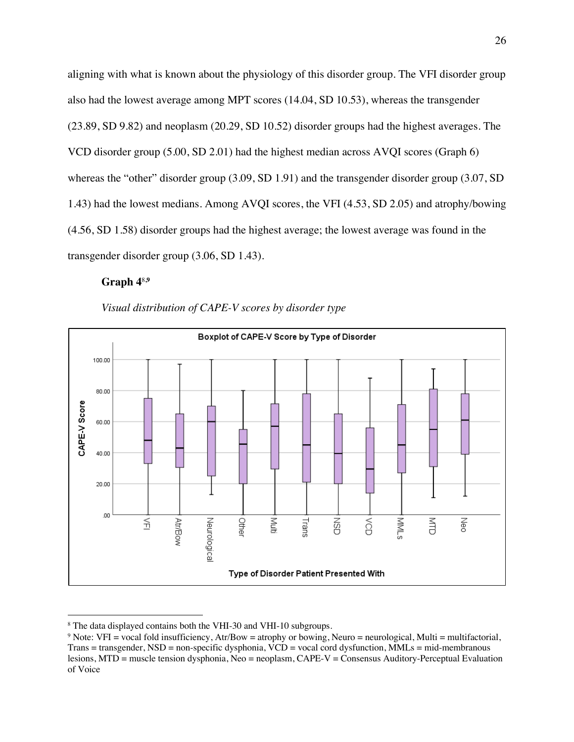aligning with what is known about the physiology of this disorder group. The VFI disorder group also had the lowest average among MPT scores (14.04, SD 10.53), whereas the transgender (23.89, SD 9.82) and neoplasm (20.29, SD 10.52) disorder groups had the highest averages. The VCD disorder group (5.00, SD 2.01) had the highest median across AVQI scores (Graph 6) whereas the "other" disorder group (3.09, SD 1.91) and the transgender disorder group (3.07, SD 1.43) had the lowest medians. Among AVQI scores, the VFI (4.53, SD 2.05) and atrophy/bowing (4.56, SD 1.58) disorder groups had the highest average; the lowest average was found in the transgender disorder group (3.06, SD 1.43).

**Graph 4**[8,9]

*Visual distribution of CAPE-V scores by disorder type*

---

[8] The data displayed contains both the VHI-30 and VHI-10 subgroups.

[9] Note: VFI = vocal fold insufficiency, Atr/Bow = atrophy or bowing, Neuro = neurological, Multi = multifactorial, Trans = transgender, NSD = non-specific dysphonia, VCD = vocal cord dysfunction, MMLs = mid-membranous lesions, MTD = muscle tension dysphonia, Neo = neoplasm, CAPE-V = Consensus Auditory-Perceptual Evaluation of Voice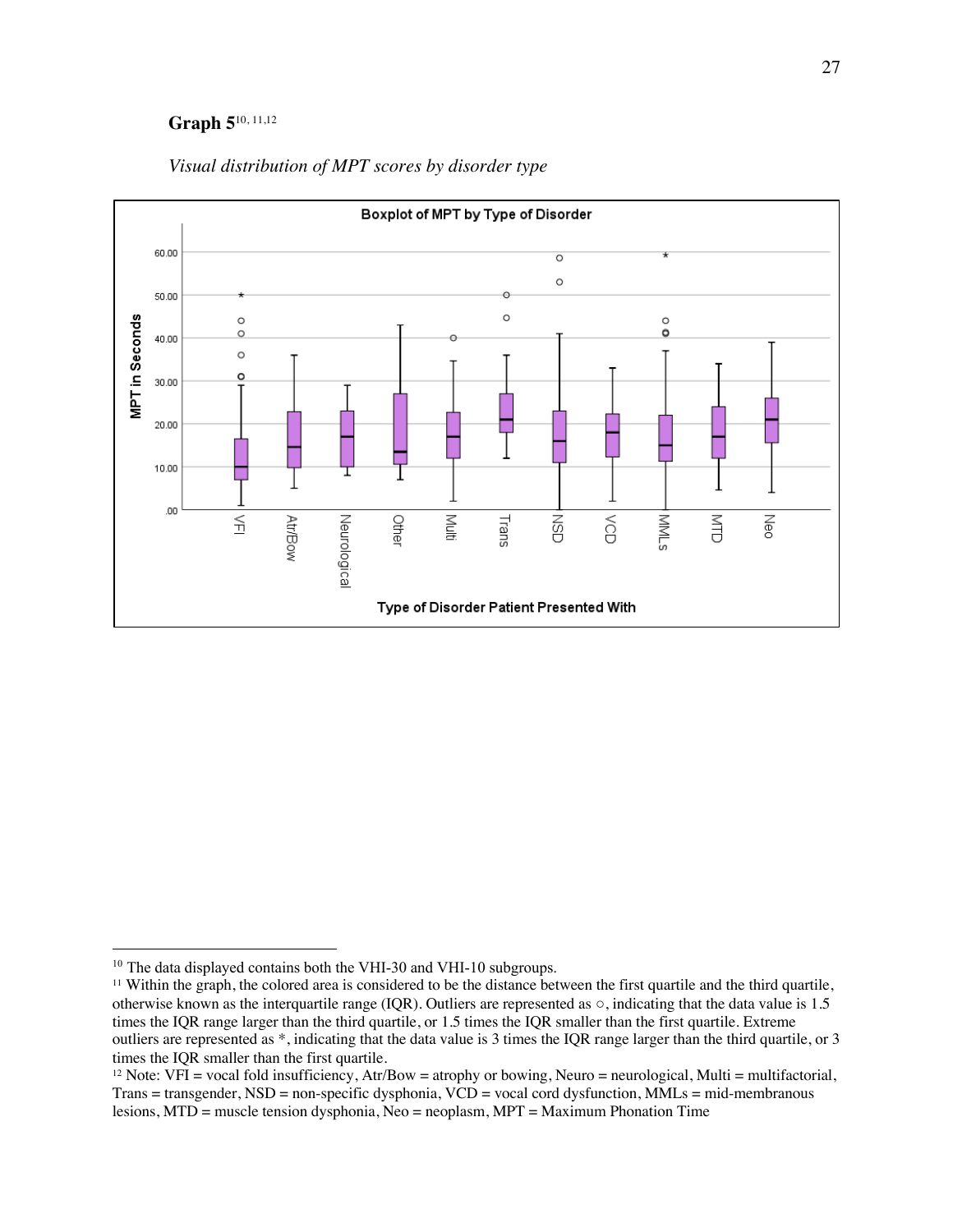**Graph 5**[10, 11,12]

*Visual distribution of MPT scores by disorder type*

[10] The data displayed contains both the VHI-30 and VHI-10 subgroups.

[11] Within the graph, the colored area is considered to be the distance between the first quartile and the third quartile, otherwise known as the interquartile range (IQR). Outliers are represented as ○, indicating that the data value is 1.5 times the IQR range larger than the third quartile, or 1.5 times the IQR smaller than the first quartile. Extreme outliers are represented as *, indicating that the data value is 3 times the IQR range larger than the third quartile, or 3 times the IQR smaller than the first quartile.

[12] Note: VFI = vocal fold insufficiency, Atr/Bow = atrophy or bowing, Neuro = neurological, Multi = multifactorial, Trans = transgender, NSD = non-specific dysphonia, VCD = vocal cord dysfunction, MMLs = mid-membranous lesions, MTD = muscle tension dysphonia, Neo = neoplasm, MPT = Maximum Phonation Time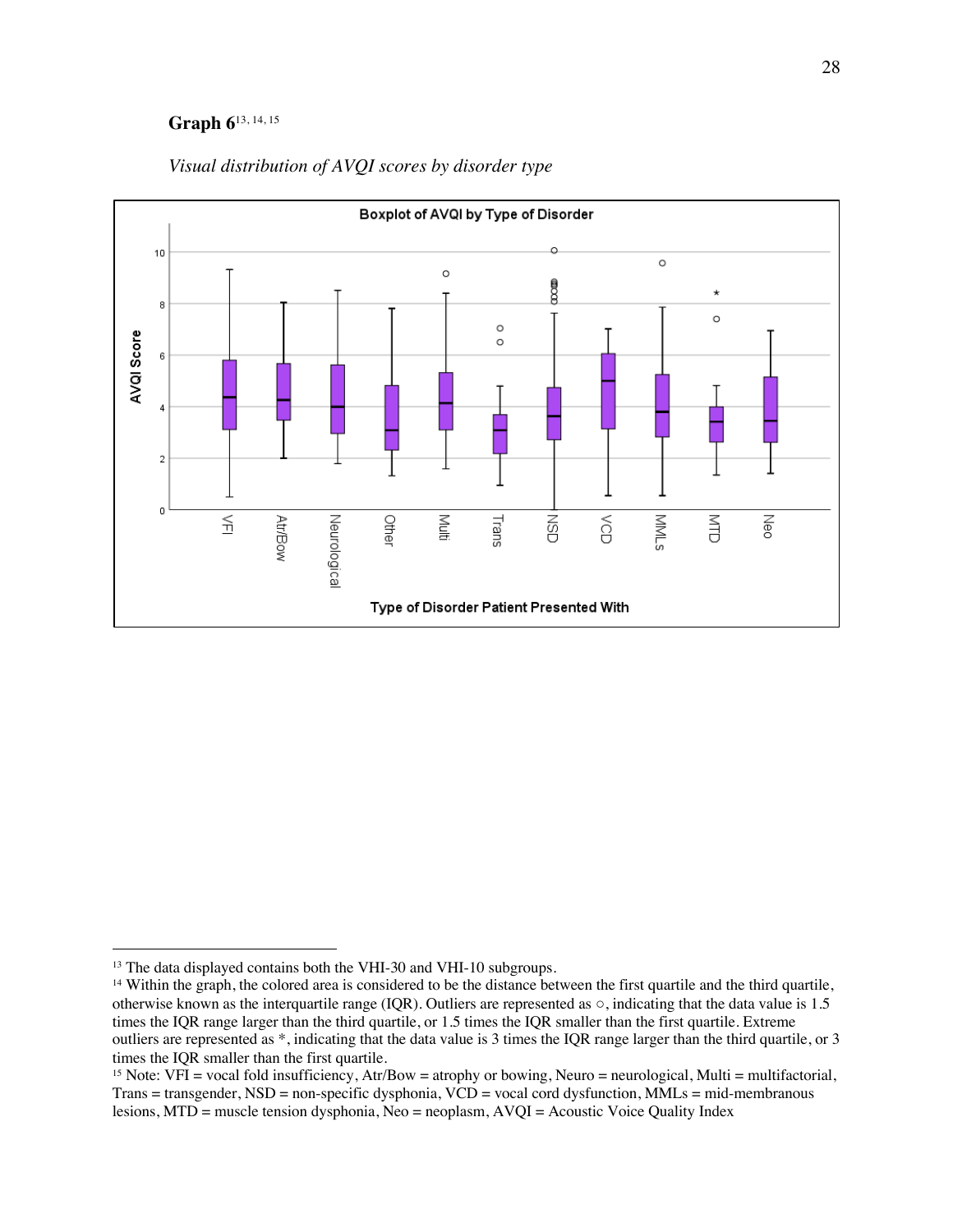**Graph 6**[13, 14, 15]

*Visual distribution of AVQI scores by disorder type*

---

[13] The data displayed contains both the VHI-30 and VHI-10 subgroups.

[14] Within the graph, the colored area is considered to be the distance between the first quartile and the third quartile, otherwise known as the interquartile range (IQR). Outliers are represented as ○, indicating that the data value is 1.5 times the IQR range larger than the third quartile, or 1.5 times the IQR smaller than the first quartile. Extreme outliers are represented as *, indicating that the data value is 3 times the IQR range larger than the third quartile, or 3 times the IQR smaller than the first quartile.

[15] Note: VFI = vocal fold insufficiency, Atr/Bow = atrophy or bowing, Neuro = neurological, Multi = multifactorial, Trans = transgender, NSD = non-specific dysphonia, VCD = vocal cord dysfunction, MMLs = mid-membranous lesions, MTD = muscle tension dysphonia, Neo = neoplasm, AVQI = Acoustic Voice Quality Index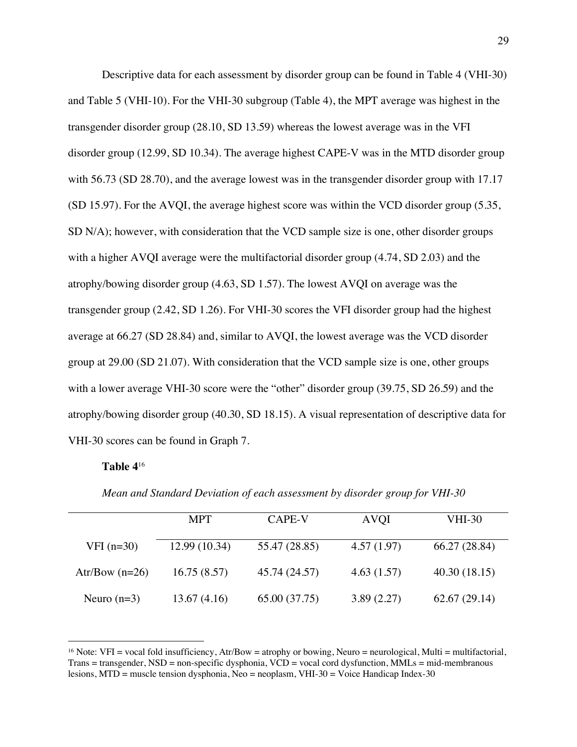Descriptive data for each assessment by disorder group can be found in Table 4 (VHI-30) and Table 5 (VHI-10). For the VHI-30 subgroup (Table 4), the MPT average was highest in the transgender disorder group (28.10, SD 13.59) whereas the lowest average was in the VFI disorder group (12.99, SD 10.34). The average highest CAPE-V was in the MTD disorder group with 56.73 (SD 28.70), and the average lowest was in the transgender disorder group with 17.17 (SD 15.97). For the AVQI, the average highest score was within the VCD disorder group (5.35, SD N/A); however, with consideration that the VCD sample size is one, other disorder groups with a higher AVQI average were the multifactorial disorder group (4.74, SD 2.03) and the atrophy/bowing disorder group (4.63, SD 1.57). The lowest AVQI on average was the transgender group (2.42, SD 1.26). For VHI-30 scores the VFI disorder group had the highest average at 66.27 (SD 28.84) and, similar to AVQI, the lowest average was the VCD disorder group at 29.00 (SD 21.07). With consideration that the VCD sample size is one, other groups with a lower average VHI-30 score were the "other" disorder group (39.75, SD 26.59) and the atrophy/bowing disorder group (40.30, SD 18.15). A visual representation of descriptive data for VHI-30 scores can be found in Graph 7.

**Table 4**[16]

*Mean and Standard Deviation of each assessment by disorder group for VHI-30*

| | MPT | CAPE-V | AVQI | VHI-30 |
|---|---|---|---|---|
| VFI (n=30) | 12.99 (10.34) | 55.47 (28.85) | 4.57 (1.97) | 66.27 (28.84) |
| Atr/Bow (n=26) | 16.75 (8.57) | 45.74 (24.57) | 4.63 (1.57) | 40.30 (18.15) |
| Neuro (n=3) | 13.67 (4.16) | 65.00 (37.75) | 3.89 (2.27) | 62.67 (29.14) |

[16] Note: VFI = vocal fold insufficiency, Atr/Bow = atrophy or bowing, Neuro = neurological, Multi = multifactorial, Trans = transgender, NSD = non-specific dysphonia, VCD = vocal cord dysfunction, MMLs = mid-membranous lesions, MTD = muscle tension dysphonia, Neo = neoplasm, VHI-30 = Voice Handicap Index-30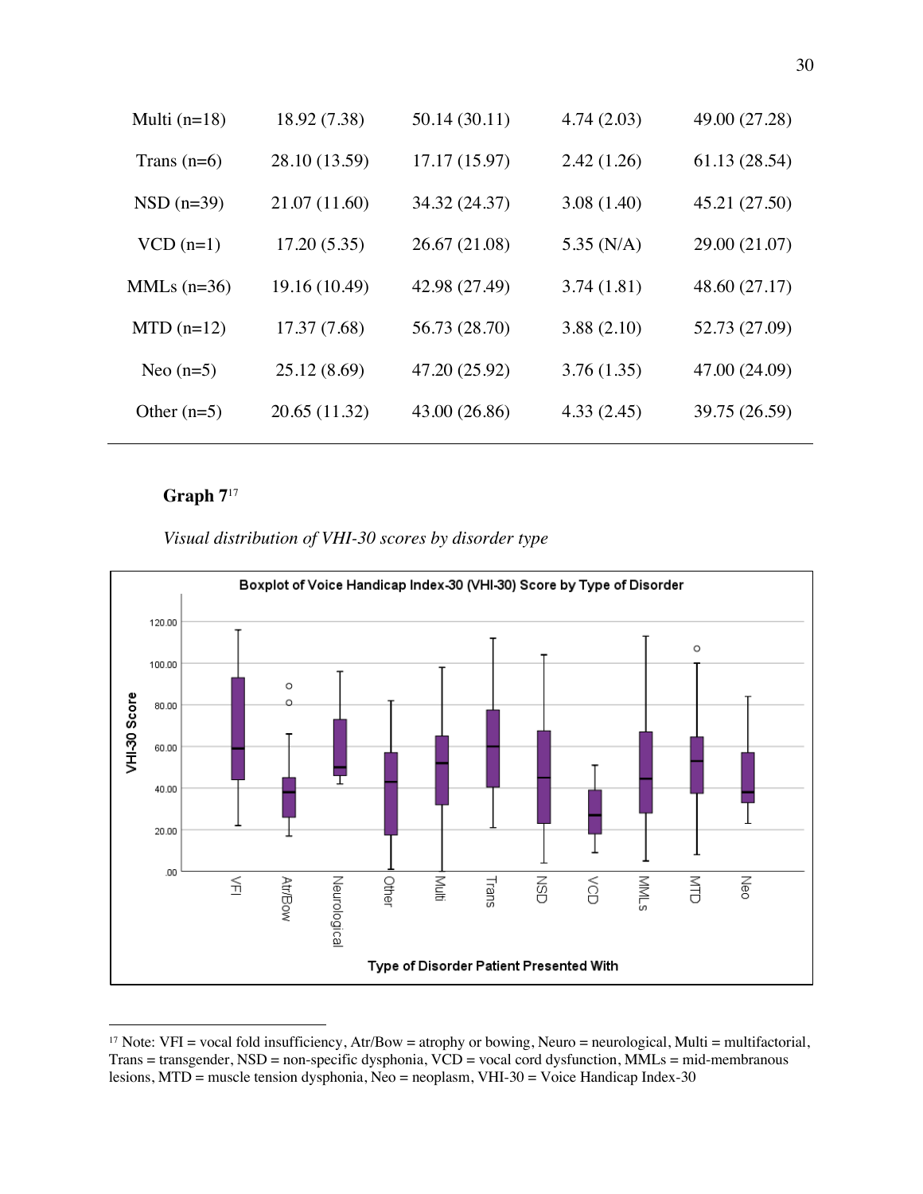| | | | | |
|---|---|---|---|---|
| Multi (n=18) | 18.92 (7.38) | 50.14 (30.11) | 4.74 (2.03) | 49.00 (27.28) |
| Trans (n=6) | 28.10 (13.59) | 17.17 (15.97) | 2.42 (1.26) | 61.13 (28.54) |
| NSD (n=39) | 21.07 (11.60) | 34.32 (24.37) | 3.08 (1.40) | 45.21 (27.50) |
| VCD (n=1) | 17.20 (5.35) | 26.67 (21.08) | 5.35 (N/A) | 29.00 (21.07) |
| MMLs (n=36) | 19.16 (10.49) | 42.98 (27.49) | 3.74 (1.81) | 48.60 (27.17) |
| MTD (n=12) | 17.37 (7.68) | 56.73 (28.70) | 3.88 (2.10) | 52.73 (27.09) |
| Neo (n=5) | 25.12 (8.69) | 47.20 (25.92) | 3.76 (1.35) | 47.00 (24.09) |
| Other (n=5) | 20.65 (11.32) | 43.00 (26.86) | 4.33 (2.45) | 39.75 (26.59) |

**Graph 7**[17]

*Visual distribution of VHI-30 scores by disorder type*

Boxplot of Voice Handicap Index-30 (VHI-30) Score by Type of Disorder

[17] Note: VFI = vocal fold insufficiency, Atr/Bow = atrophy or bowing, Neuro = neurological, Multi = multifactorial, Trans = transgender, NSD = non-specific dysphonia, VCD = vocal cord dysfunction, MMLs = mid-membranous lesions, MTD = muscle tension dysphonia, Neo = neoplasm, VHI-30 = Voice Handicap Index-30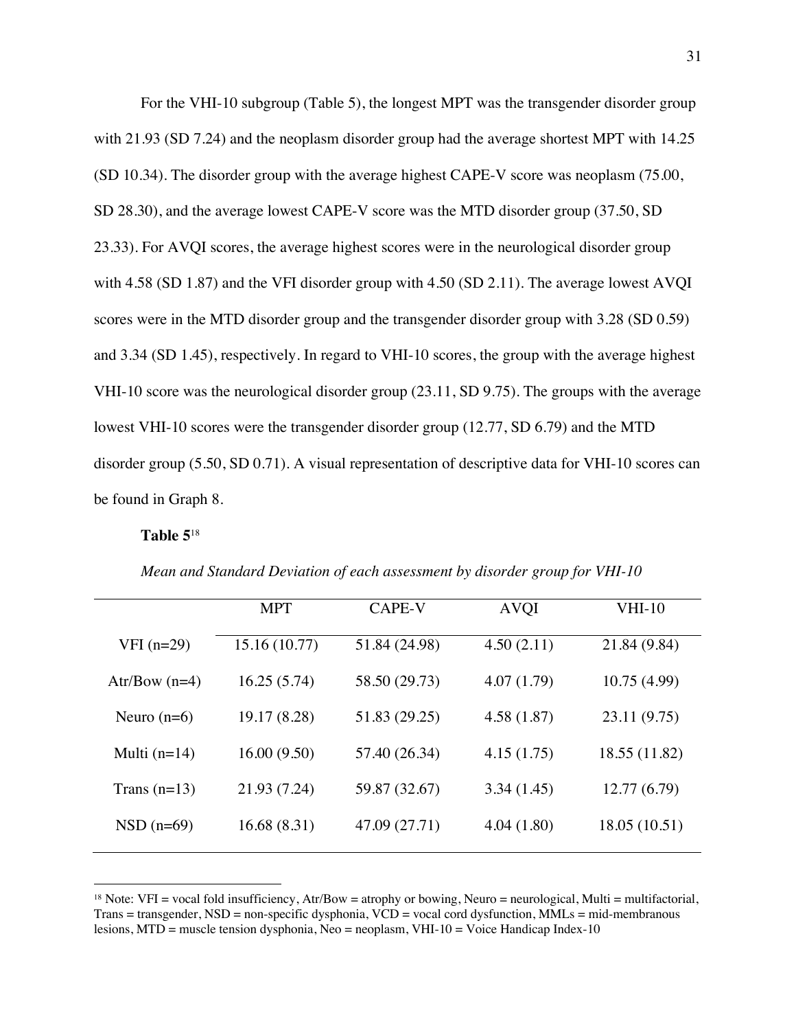For the VHI-10 subgroup (Table 5), the longest MPT was the transgender disorder group with 21.93 (SD 7.24) and the neoplasm disorder group had the average shortest MPT with 14.25 (SD 10.34). The disorder group with the average highest CAPE-V score was neoplasm (75.00, SD 28.30), and the average lowest CAPE-V score was the MTD disorder group (37.50, SD 23.33). For AVQI scores, the average highest scores were in the neurological disorder group with 4.58 (SD 1.87) and the VFI disorder group with 4.50 (SD 2.11). The average lowest AVQI scores were in the MTD disorder group and the transgender disorder group with 3.28 (SD 0.59) and 3.34 (SD 1.45), respectively. In regard to VHI-10 scores, the group with the average highest VHI-10 score was the neurological disorder group (23.11, SD 9.75). The groups with the average lowest VHI-10 scores were the transgender disorder group (12.77, SD 6.79) and the MTD disorder group (5.50, SD 0.71). A visual representation of descriptive data for VHI-10 scores can be found in Graph 8.

**Table 5**[18]

*Mean and Standard Deviation of each assessment by disorder group for VHI-10*

| | MPT | CAPE-V | AVQI | VHI-10 |
|---|---|---|---|---|
| VFI (n=29) | 15.16 (10.77) | 51.84 (24.98) | 4.50 (2.11) | 21.84 (9.84) |
| Atr/Bow (n=4) | 16.25 (5.74) | 58.50 (29.73) | 4.07 (1.79) | 10.75 (4.99) |
| Neuro (n=6) | 19.17 (8.28) | 51.83 (29.25) | 4.58 (1.87) | 23.11 (9.75) |
| Multi (n=14) | 16.00 (9.50) | 57.40 (26.34) | 4.15 (1.75) | 18.55 (11.82) |
| Trans (n=13) | 21.93 (7.24) | 59.87 (32.67) | 3.34 (1.45) | 12.77 (6.79) |
| NSD (n=69) | 16.68 (8.31) | 47.09 (27.71) | 4.04 (1.80) | 18.05 (10.51) |

[18] Note: VFI = vocal fold insufficiency, Atr/Bow = atrophy or bowing, Neuro = neurological, Multi = multifactorial, Trans = transgender, NSD = non-specific dysphonia, VCD = vocal cord dysfunction, MMLs = mid-membranous lesions, MTD = muscle tension dysphonia, Neo = neoplasm, VHI-10 = Voice Handicap Index-10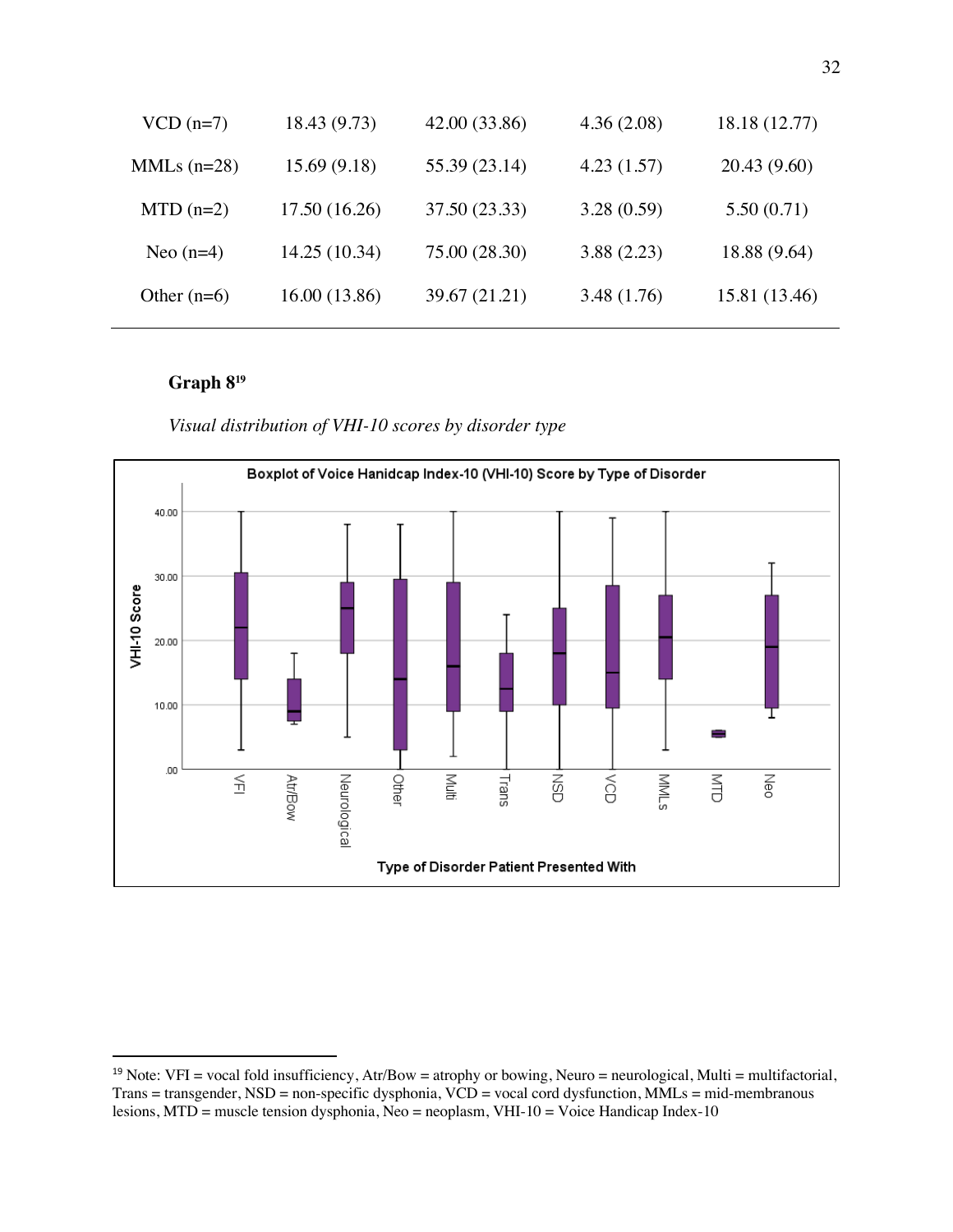| VCD (n=7) | 18.43 (9.73) | 42.00 (33.86) | 4.36 (2.08) | 18.18 (12.77) |
|---|---|---|---|---|
| MMLs (n=28) | 15.69 (9.18) | 55.39 (23.14) | 4.23 (1.57) | 20.43 (9.60) |
| MTD (n=2) | 17.50 (16.26) | 37.50 (23.33) | 3.28 (0.59) | 5.50 (0.71) |
| Neo (n=4) | 14.25 (10.34) | 75.00 (28.30) | 3.88 (2.23) | 18.88 (9.64) |
| Other (n=6) | 16.00 (13.86) | 39.67 (21.21) | 3.48 (1.76) | 15.81 (13.46) |

**Graph 8**[19]

*Visual distribution of VHI-10 scores by disorder type*

[19] Note: VFI = vocal fold insufficiency, Atr/Bow = atrophy or bowing, Neuro = neurological, Multi = multifactorial, Trans = transgender, NSD = non-specific dysphonia, VCD = vocal cord dysfunction, MMLs = mid-membranous lesions, MTD = muscle tension dysphonia, Neo = neoplasm, VHI-10 = Voice Handicap Index-10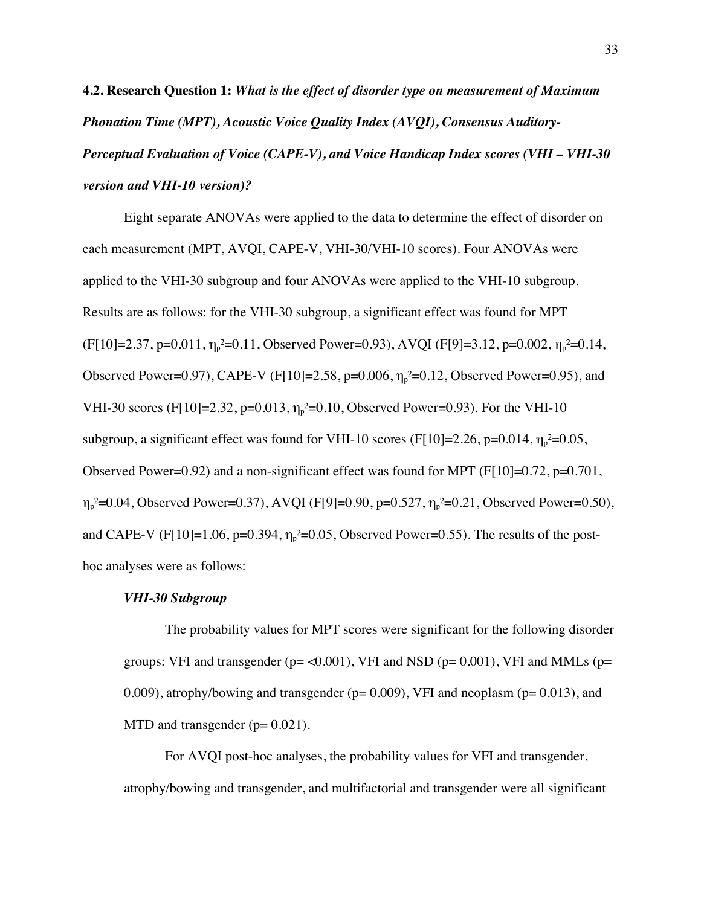**4.2. Research Question 1:** ***What is the effect of disorder type on measurement of Maximum Phonation Time (MPT), Acoustic Voice Quality Index (AVQI), Consensus Auditory-Perceptual Evaluation of Voice (CAPE-V), and Voice Handicap Index scores (VHI – VHI-30 version and VHI-10 version)?***

Eight separate ANOVAs were applied to the data to determine the effect of disorder on each measurement (MPT, AVQI, CAPE-V, VHI-30/VHI-10 scores). Four ANOVAs were applied to the VHI-30 subgroup and four ANOVAs were applied to the VHI-10 subgroup. Results are as follows: for the VHI-30 subgroup, a significant effect was found for MPT ($F[10]=2.37$, $p=0.011$, $\eta_p^2=0.11$, Observed Power=0.93), AVQI ($F[9]=3.12$, $p=0.002$, $\eta_p^2=0.14$, Observed Power=0.97), CAPE-V ($F[10]=2.58$, $p=0.006$, $\eta_p^2=0.12$, Observed Power=0.95), and VHI-30 scores ($F[10]=2.32$, $p=0.013$, $\eta_p^2=0.10$, Observed Power=0.93). For the VHI-10 subgroup, a significant effect was found for VHI-10 scores ($F[10]=2.26$, $p=0.014$, $\eta_p^2=0.05$, Observed Power=0.92) and a non-significant effect was found for MPT ($F[10]=0.72$, $p=0.701$, $\eta_p^2=0.04$, Observed Power=0.37), AVQI ($F[9]=0.90$, $p=0.527$, $\eta_p^2=0.21$, Observed Power=0.50), and CAPE-V ($F[10]=1.06$, $p=0.394$, $\eta_p^2=0.05$, Observed Power=0.55). The results of the post-hoc analyses were as follows:

***VHI-30 Subgroup***

The probability values for MPT scores were significant for the following disorder groups: VFI and transgender ($p= <0.001$), VFI and NSD ($p= 0.001$), VFI and MMLs ($p= 0.009$), atrophy/bowing and transgender ($p= 0.009$), VFI and neoplasm ($p= 0.013$), and MTD and transgender ($p= 0.021$).

For AVQI post-hoc analyses, the probability values for VFI and transgender, atrophy/bowing and transgender, and multifactorial and transgender were all significant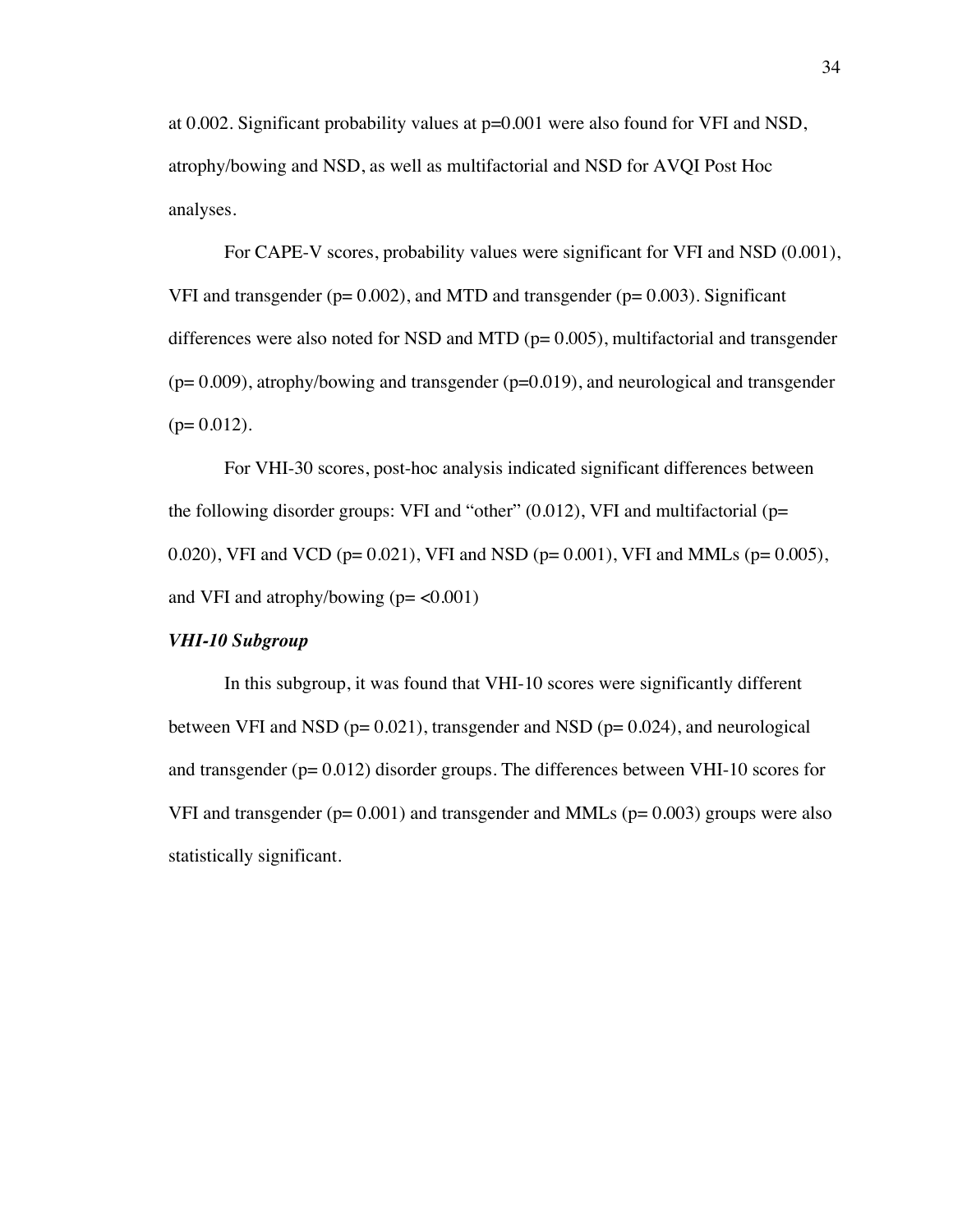at 0.002. Significant probability values at $p=0.001$ were also found for VFI and NSD, atrophy/bowing and NSD, as well as multifactorial and NSD for AVQI Post Hoc analyses.

For CAPE-V scores, probability values were significant for VFI and NSD (0.001), VFI and transgender ($p= 0.002$), and MTD and transgender ($p= 0.003$). Significant differences were also noted for NSD and MTD ($p= 0.005$), multifactorial and transgender ($p= 0.009$), atrophy/bowing and transgender ($p=0.019$), and neurological and transgender ($p= 0.012$).

For VHI-30 scores, post-hoc analysis indicated significant differences between the following disorder groups: VFI and "other" (0.012), VFI and multifactorial ($p= 0.020$), VFI and VCD ($p= 0.021$), VFI and NSD ($p= 0.001$), VFI and MMLs ($p= 0.005$), and VFI and atrophy/bowing ($p= <0.001$)

***VHI-10 Subgroup***

In this subgroup, it was found that VHI-10 scores were significantly different between VFI and NSD ($p= 0.021$), transgender and NSD ($p= 0.024$), and neurological and transgender ($p= 0.012$) disorder groups. The differences between VHI-10 scores for VFI and transgender ($p= 0.001$) and transgender and MMLs ($p= 0.003$) groups were also statistically significant.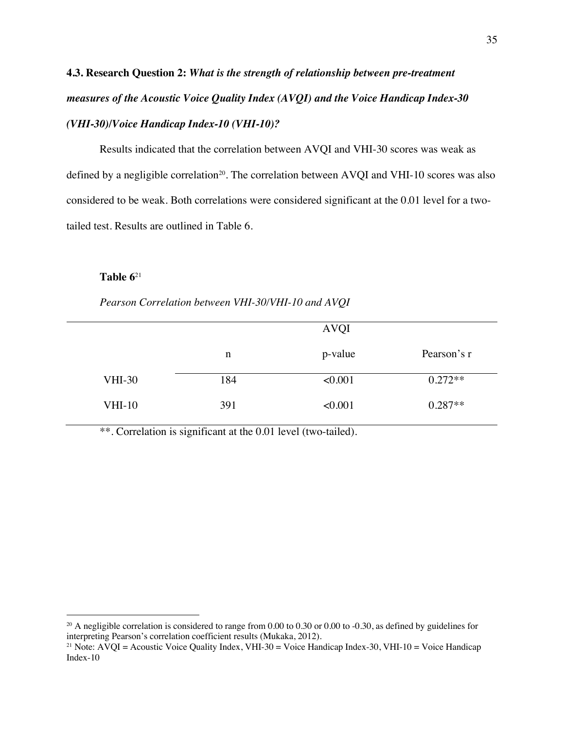### 4.3. Research Question 2: *What is the strength of relationship between pre-treatment measures of the Acoustic Voice Quality Index (AVQI) and the Voice Handicap Index-30 (VHI-30)/Voice Handicap Index-10 (VHI-10)?*

Results indicated that the correlation between AVQI and VHI-30 scores was weak as defined by a negligible correlation[20]. The correlation between AVQI and VHI-10 scores was also considered to be weak. Both correlations were considered significant at the 0.01 level for a two-tailed test. Results are outlined in Table 6.

**Table 6**[21]

*Pearson Correlation between VHI-30/VHI-10 and AVQI*

| | AVQI | | |
|---|---|---|---|
| | n | p-value | Pearson's r |
| VHI-30 | 184 | <0.001 | 0.272** |
| VHI-10 | 391 | <0.001 | 0.287** |

**. Correlation is significant at the 0.01 level (two-tailed).

---

[20] A negligible correlation is considered to range from 0.00 to 0.30 or 0.00 to -0.30, as defined by guidelines for interpreting Pearson's correlation coefficient results (Mukaka, 2012).

[21] Note: AVQI = Acoustic Voice Quality Index, VHI-30 = Voice Handicap Index-30, VHI-10 = Voice Handicap Index-10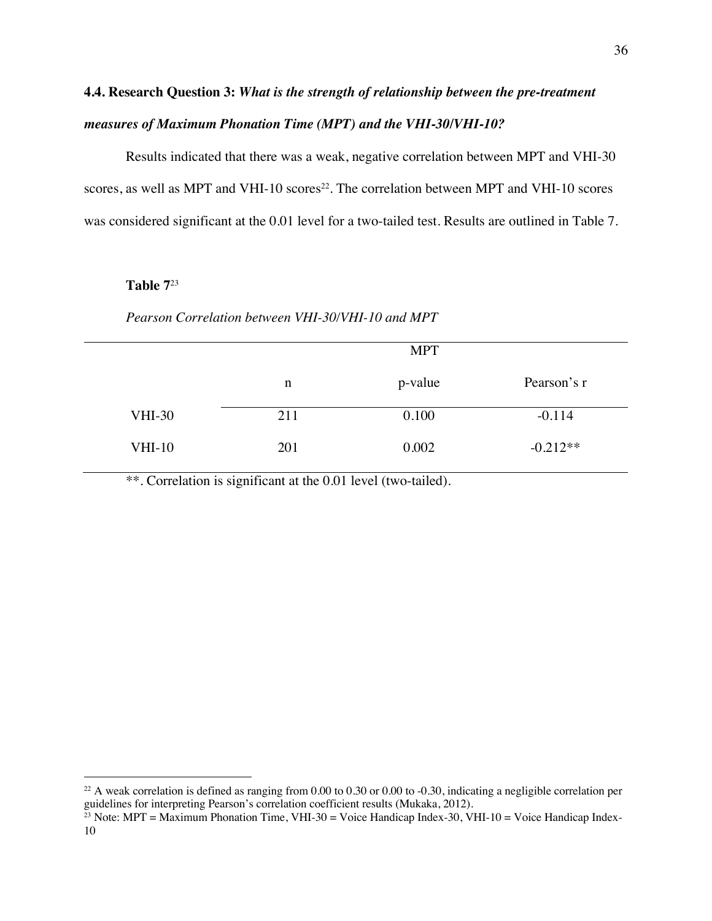### 4.4. Research Question 3: *What is the strength of relationship between the pre-treatment measures of Maximum Phonation Time (MPT) and the VHI-30/VHI-10?*

Results indicated that there was a weak, negative correlation between MPT and VHI-30 scores, as well as MPT and VHI-10 scores[22]. The correlation between MPT and VHI-10 scores was considered significant at the 0.01 level for a two-tailed test. Results are outlined in Table 7.

**Table 7**[23]

*Pearson Correlation between VHI-30/VHI-10 and MPT*

| | MPT | | |
|---|---|---|---|
| | n | p-value | Pearson's r |
| VHI-30 | 211 | 0.100 | -0.114 |
| VHI-10 | 201 | 0.002 | -0.212** |

**. Correlation is significant at the 0.01 level (two-tailed).

[22] A weak correlation is defined as ranging from 0.00 to 0.30 or 0.00 to -0.30, indicating a negligible correlation per guidelines for interpreting Pearson's correlation coefficient results (Mukaka, 2012).

[23] Note: MPT = Maximum Phonation Time, VHI-30 = Voice Handicap Index-30, VHI-10 = Voice Handicap Index-10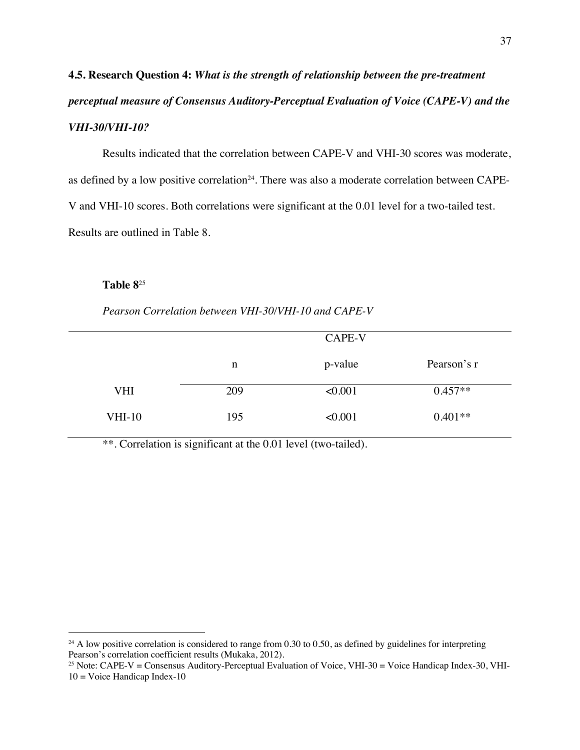### 4.5. Research Question 4: *What is the strength of relationship between the pre-treatment perceptual measure of Consensus Auditory-Perceptual Evaluation of Voice (CAPE-V) and the VHI-30/VHI-10?*

Results indicated that the correlation between CAPE-V and VHI-30 scores was moderate, as defined by a low positive correlation[24]. There was also a moderate correlation between CAPE-V and VHI-10 scores. Both correlations were significant at the 0.01 level for a two-tailed test. Results are outlined in Table 8.

**Table 8**[25]

*Pearson Correlation between VHI-30/VHI-10 and CAPE-V*

| | CAPE-V | | |
|---|---|---|---|
| | n | p-value | Pearson's r |
| VHI | 209 | <0.001 | 0.457** |
| VHI-10 | 195 | <0.001 | 0.401** |

**. Correlation is significant at the 0.01 level (two-tailed).

---

[24] A low positive correlation is considered to range from 0.30 to 0.50, as defined by guidelines for interpreting Pearson's correlation coefficient results (Mukaka, 2012).

[25] Note: CAPE-V = Consensus Auditory-Perceptual Evaluation of Voice, VHI-30 = Voice Handicap Index-30, VHI-10 = Voice Handicap Index-10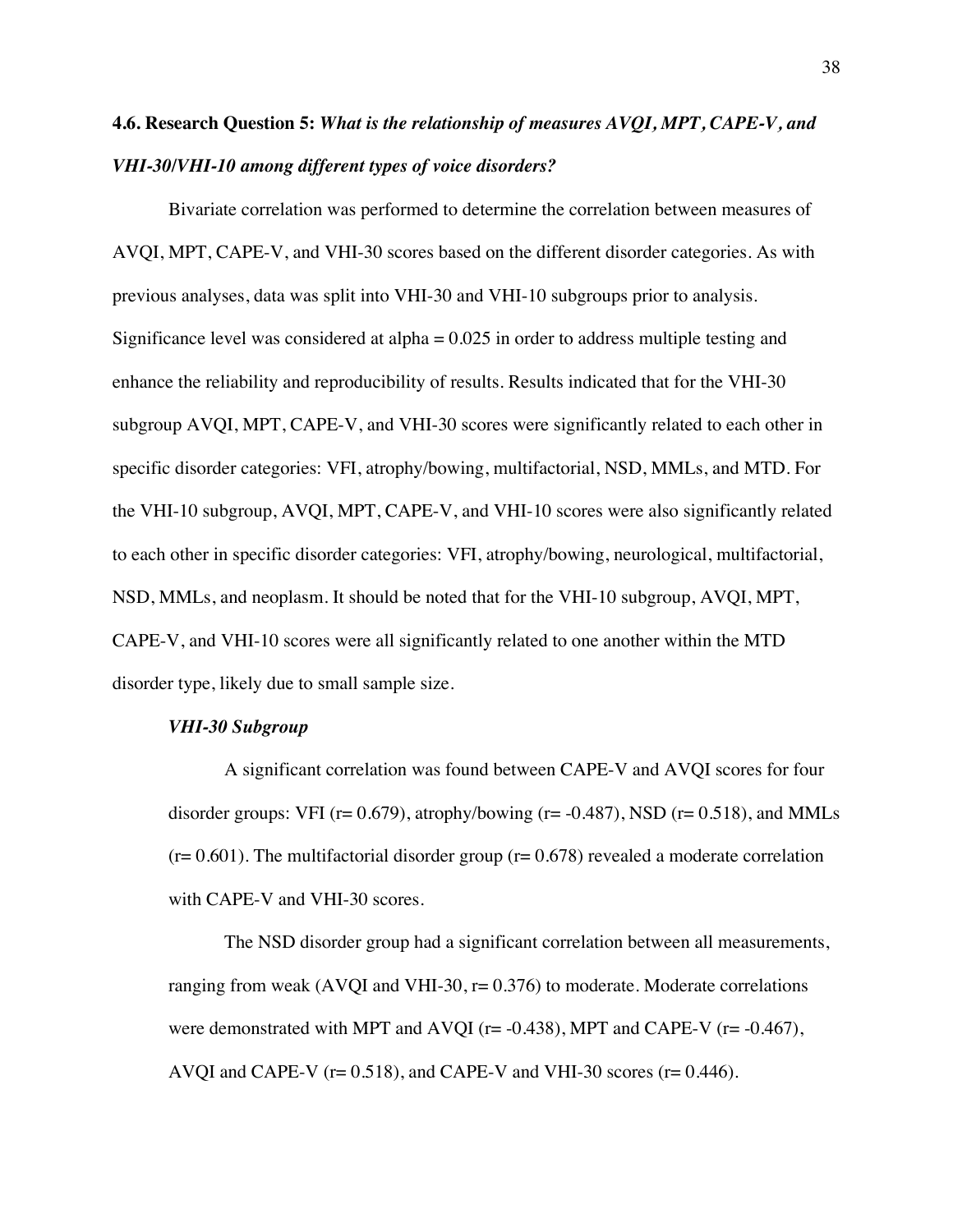### 4.6. Research Question 5: *What is the relationship of measures AVQI, MPT, CAPE-V, and VHI-30/VHI-10 among different types of voice disorders?*

Bivariate correlation was performed to determine the correlation between measures of AVQI, MPT, CAPE-V, and VHI-30 scores based on the different disorder categories. As with previous analyses, data was split into VHI-30 and VHI-10 subgroups prior to analysis. Significance level was considered at alpha = 0.025 in order to address multiple testing and enhance the reliability and reproducibility of results. Results indicated that for the VHI-30 subgroup AVQI, MPT, CAPE-V, and VHI-30 scores were significantly related to each other in specific disorder categories: VFI, atrophy/bowing, multifactorial, NSD, MMLs, and MTD. For the VHI-10 subgroup, AVQI, MPT, CAPE-V, and VHI-10 scores were also significantly related to each other in specific disorder categories: VFI, atrophy/bowing, neurological, multifactorial, NSD, MMLs, and neoplasm. It should be noted that for the VHI-10 subgroup, AVQI, MPT, CAPE-V, and VHI-10 scores were all significantly related to one another within the MTD disorder type, likely due to small sample size.

#### *VHI-30 Subgroup*

A significant correlation was found between CAPE-V and AVQI scores for four disorder groups: VFI ($r= 0.679$), atrophy/bowing ($r= -0.487$), NSD ($r= 0.518$), and MMLs ($r= 0.601$). The multifactorial disorder group ($r= 0.678$) revealed a moderate correlation with CAPE-V and VHI-30 scores.

The NSD disorder group had a significant correlation between all measurements, ranging from weak (AVQI and VHI-30, $r= 0.376$) to moderate. Moderate correlations were demonstrated with MPT and AVQI ($r= -0.438$), MPT and CAPE-V ($r= -0.467$), AVQI and CAPE-V ($r= 0.518$), and CAPE-V and VHI-30 scores ($r= 0.446$).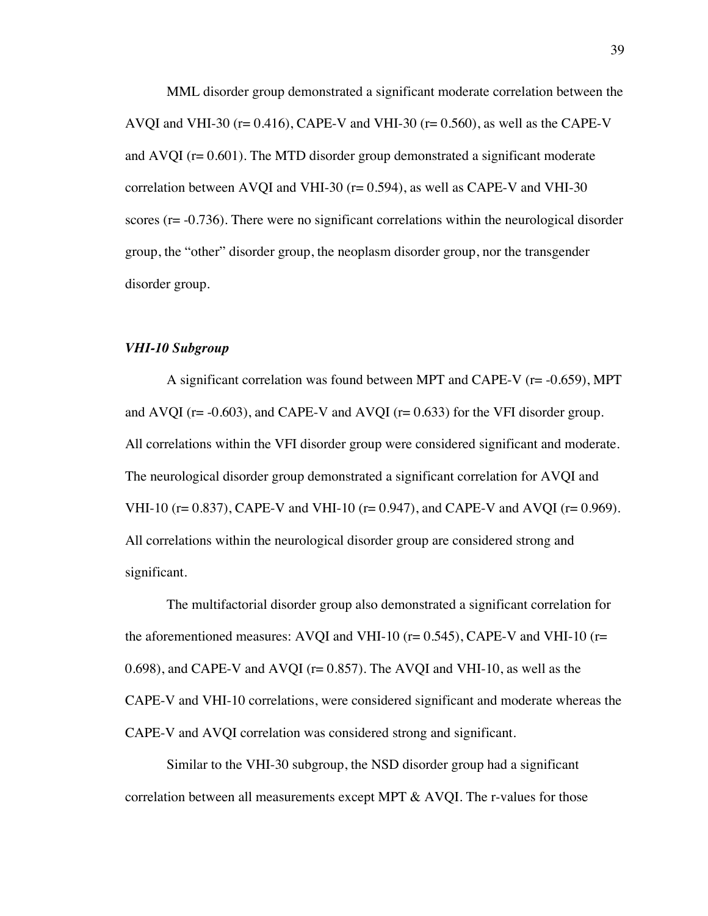MML disorder group demonstrated a significant moderate correlation between the AVQI and VHI-30 (r= 0.416), CAPE-V and VHI-30 (r= 0.560), as well as the CAPE-V and AVQI (r= 0.601). The MTD disorder group demonstrated a significant moderate correlation between AVQI and VHI-30 (r= 0.594), as well as CAPE-V and VHI-30 scores (r= -0.736). There were no significant correlations within the neurological disorder group, the "other" disorder group, the neoplasm disorder group, nor the transgender disorder group.

### *VHI-10 Subgroup*

A significant correlation was found between MPT and CAPE-V (r= -0.659), MPT and AVQI (r= -0.603), and CAPE-V and AVQI (r= 0.633) for the VFI disorder group. All correlations within the VFI disorder group were considered significant and moderate. The neurological disorder group demonstrated a significant correlation for AVQI and VHI-10 (r= 0.837), CAPE-V and VHI-10 (r= 0.947), and CAPE-V and AVQI (r= 0.969). All correlations within the neurological disorder group are considered strong and significant.

The multifactorial disorder group also demonstrated a significant correlation for the aforementioned measures: AVQI and VHI-10 (r= 0.545), CAPE-V and VHI-10 (r= 0.698), and CAPE-V and AVQI (r= 0.857). The AVQI and VHI-10, as well as the CAPE-V and VHI-10 correlations, were considered significant and moderate whereas the CAPE-V and AVQI correlation was considered strong and significant.

Similar to the VHI-30 subgroup, the NSD disorder group had a significant correlation between all measurements except MPT & AVQI. The r-values for those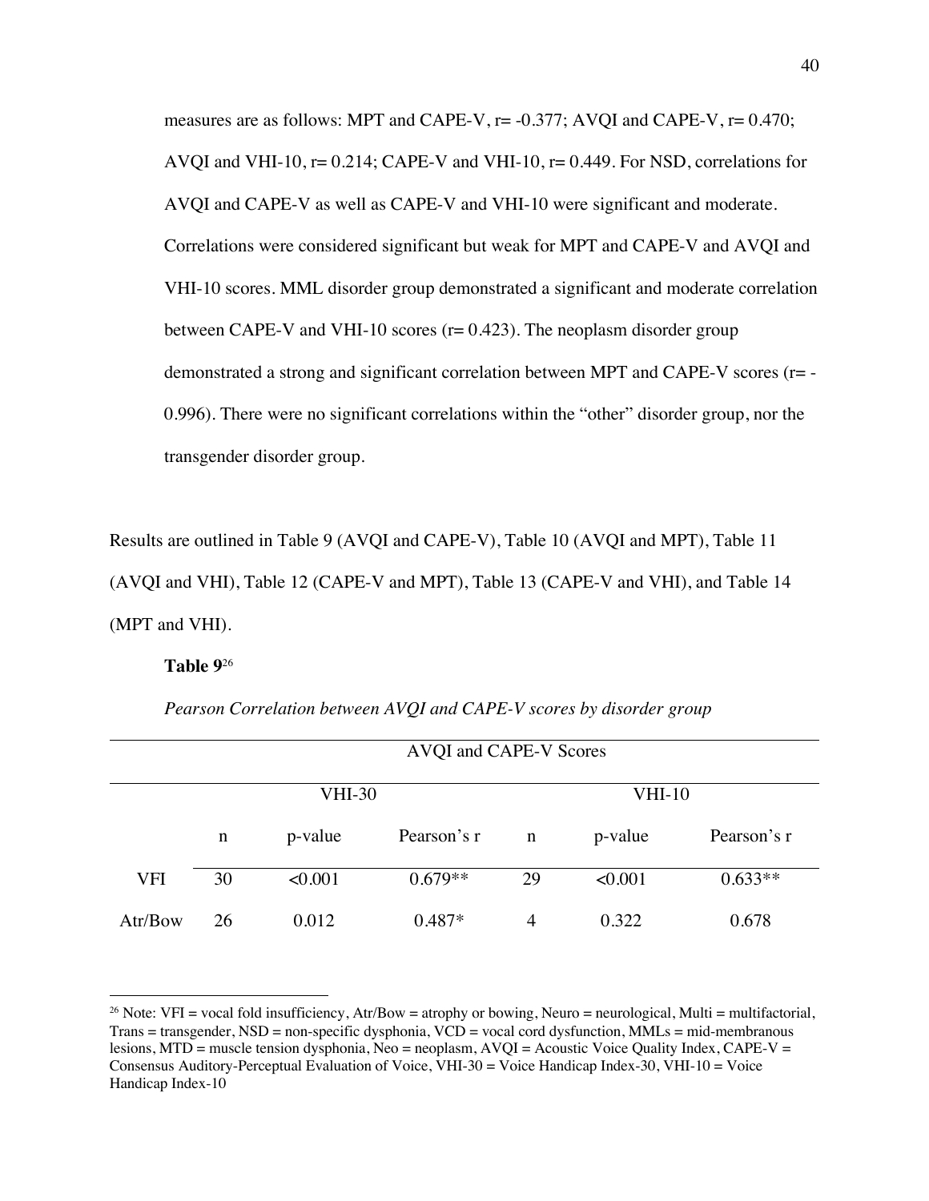measures are as follows: MPT and CAPE-V, r= -0.377; AVQI and CAPE-V, r= 0.470; AVQI and VHI-10, r= 0.214; CAPE-V and VHI-10, r= 0.449. For NSD, correlations for AVQI and CAPE-V as well as CAPE-V and VHI-10 were significant and moderate. Correlations were considered significant but weak for MPT and CAPE-V and AVQI and VHI-10 scores. MML disorder group demonstrated a significant and moderate correlation between CAPE-V and VHI-10 scores (r= 0.423). The neoplasm disorder group demonstrated a strong and significant correlation between MPT and CAPE-V scores (r= -0.996). There were no significant correlations within the "other" disorder group, nor the transgender disorder group.

Results are outlined in Table 9 (AVQI and CAPE-V), Table 10 (AVQI and MPT), Table 11 (AVQI and VHI), Table 12 (CAPE-V and MPT), Table 13 (CAPE-V and VHI), and Table 14 (MPT and VHI).

**Table 9**[26]

*Pearson Correlation between AVQI and CAPE-V scores by disorder group*

| | AVQI and CAPE-V Scores | | | | | |
|---|---|---|---|---|---|---|
| | VHI-30 | | | VHI-10 | | |
| | n | p-value | Pearson's r | n | p-value | Pearson's r |
| VFI | 30 | <0.001 | 0.679** | 29 | <0.001 | 0.633** |
| Atr/Bow | 26 | 0.012 | 0.487* | 4 | 0.322 | 0.678 |

[26] Note: VFI = vocal fold insufficiency, Atr/Bow = atrophy or bowing, Neuro = neurological, Multi = multifactorial, Trans = transgender, NSD = non-specific dysphonia, VCD = vocal cord dysfunction, MMLs = mid-membranous lesions, MTD = muscle tension dysphonia, Neo = neoplasm, AVQI = Acoustic Voice Quality Index, CAPE-V = Consensus Auditory-Perceptual Evaluation of Voice, VHI-30 = Voice Handicap Index-30, VHI-10 = Voice Handicap Index-10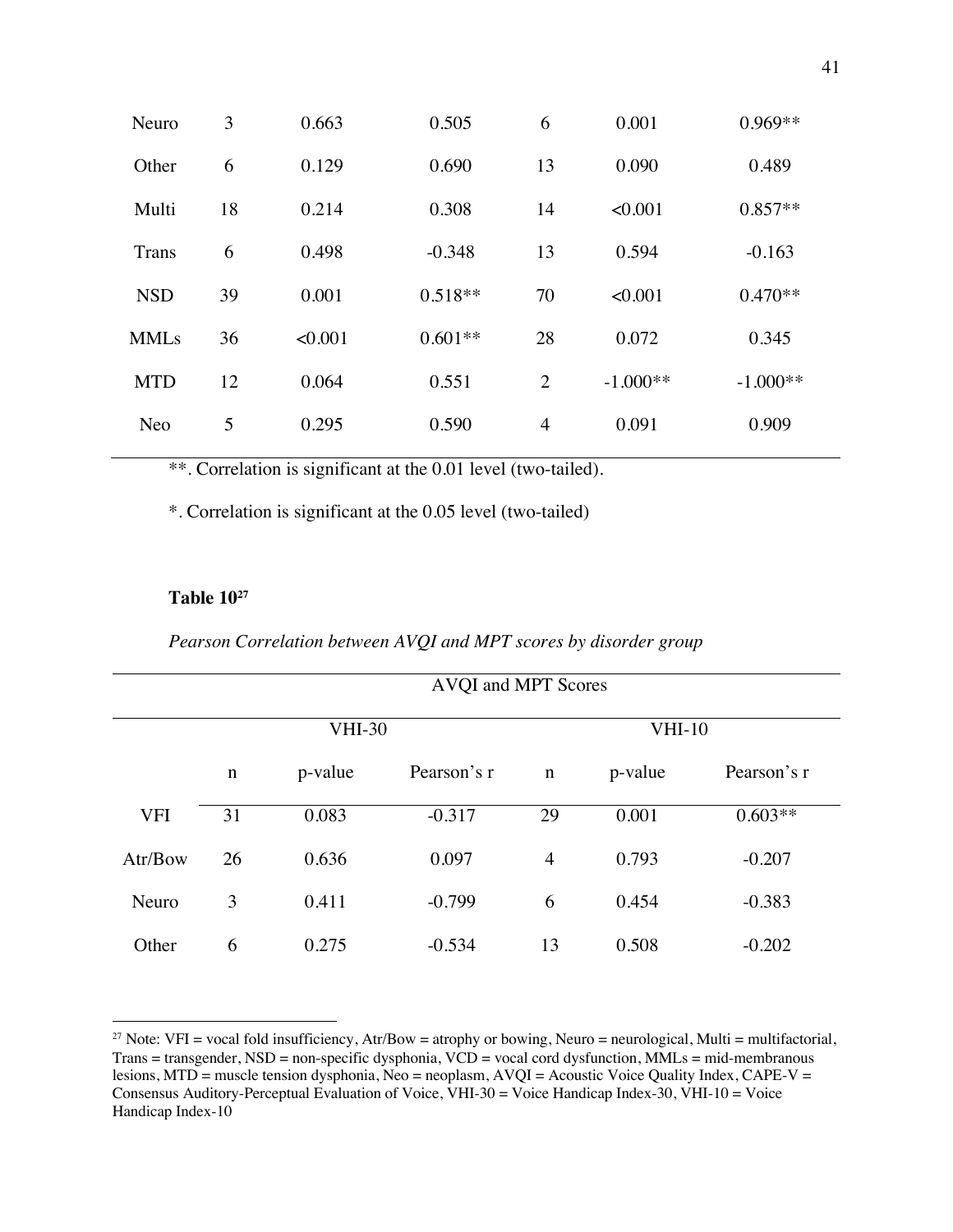| | | | | | | |
|---|---|---|---|---|---|---|
| Neuro | 3 | 0.663 | 0.505 | 6 | 0.001 | 0.969** |
| Other | 6 | 0.129 | 0.690 | 13 | 0.090 | 0.489 |
| Multi | 18 | 0.214 | 0.308 | 14 | <0.001 | 0.857** |
| Trans | 6 | 0.498 | -0.348 | 13 | 0.594 | -0.163 |
| NSD | 39 | 0.001 | 0.518** | 70 | <0.001 | 0.470** |
| MMLs | 36 | <0.001 | 0.601** | 28 | 0.072 | 0.345 |
| MTD | 12 | 0.064 | 0.551 | 2 | -1.000** | -1.000** |
| Neo | 5 | 0.295 | 0.590 | 4 | 0.091 | 0.909 |

**. Correlation is significant at the 0.01 level (two-tailed).

*. Correlation is significant at the 0.05 level (two-tailed)

**Table 10**[27]

*Pearson Correlation between AVQI and MPT scores by disorder group*

| | AVQI and MPT Scores | | | | | |
|---|---|---|---|---|---|---|
| | VHI-30 | | | VHI-10 | | |
| | n | p-value | Pearson's r | n | p-value | Pearson's r |
| VFI | 31 | 0.083 | -0.317 | 29 | 0.001 | 0.603** |
| Atr/Bow | 26 | 0.636 | 0.097 | 4 | 0.793 | -0.207 |
| Neuro | 3 | 0.411 | -0.799 | 6 | 0.454 | -0.383 |
| Other | 6 | 0.275 | -0.534 | 13 | 0.508 | -0.202 |

[27] Note: VFI = vocal fold insufficiency, Atr/Bow = atrophy or bowing, Neuro = neurological, Multi = multifactorial, Trans = transgender, NSD = non-specific dysphonia, VCD = vocal cord dysfunction, MMLs = mid-membranous lesions, MTD = muscle tension dysphonia, Neo = neoplasm, AVQI = Acoustic Voice Quality Index, CAPE-V = Consensus Auditory-Perceptual Evaluation of Voice, VHI-30 = Voice Handicap Index-30, VHI-10 = Voice Handicap Index-10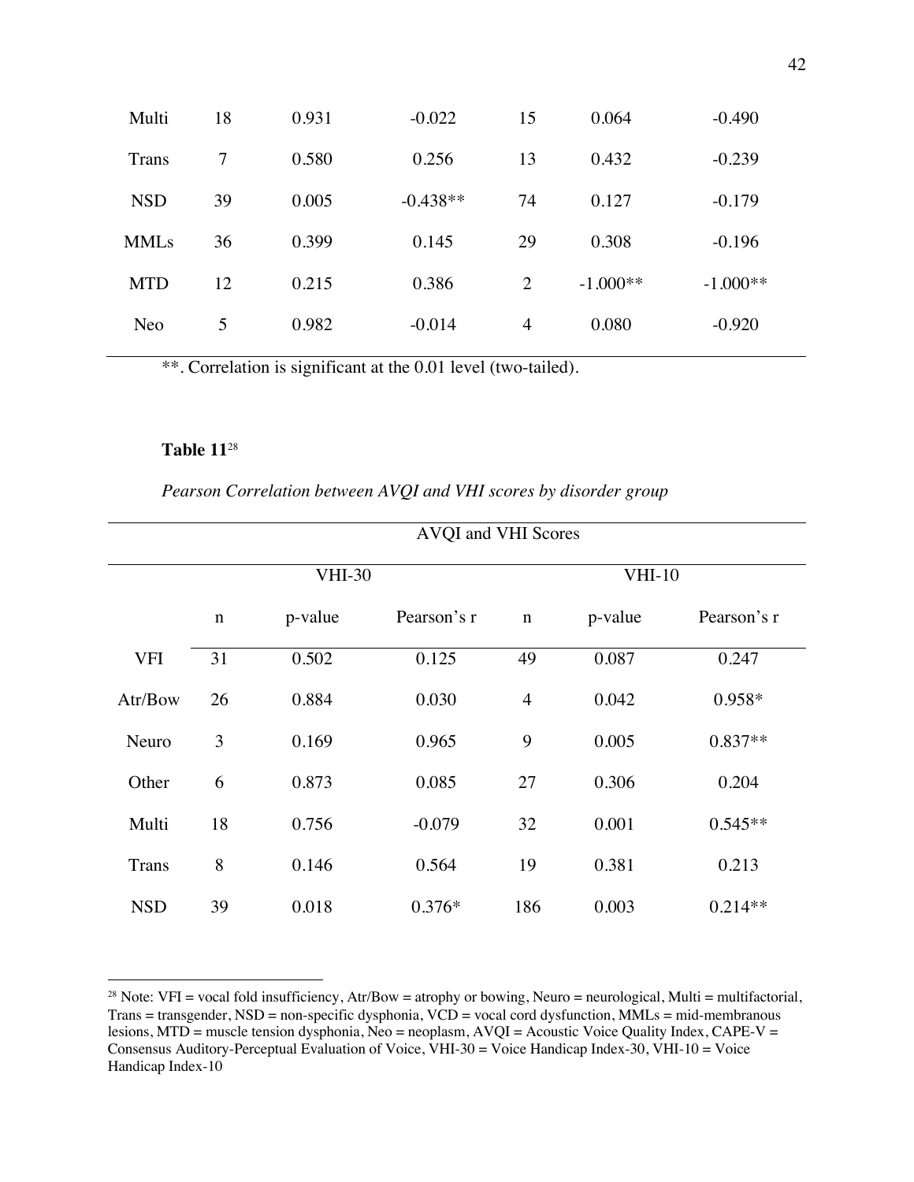| Multi | 18 | 0.931 | -0.022 | 15 | 0.064 | -0.490 |
|---|---|---|---|---|---|---|
| Trans | 7 | 0.580 | 0.256 | 13 | 0.432 | -0.239 |
| NSD | 39 | 0.005 | -0.438** | 74 | 0.127 | -0.179 |
| MMLs | 36 | 0.399 | 0.145 | 29 | 0.308 | -0.196 |
| MTD | 12 | 0.215 | 0.386 | 2 | -1.000** | -1.000** |
| Neo | 5 | 0.982 | -0.014 | 4 | 0.080 | -0.920 |

**. Correlation is significant at the 0.01 level (two-tailed).

**Table 11**[28]

*Pearson Correlation between AVQI and VHI scores by disorder group*

| | AVQI and VHI Scores | | | | | |
|---|---|---|---|---|---|---|
| | VHI-30 | | | VHI-10 | | |
| | n | p-value | Pearson's r | n | p-value | Pearson's r |
| VFI | 31 | 0.502 | 0.125 | 49 | 0.087 | 0.247 |
| Atr/Bow | 26 | 0.884 | 0.030 | 4 | 0.042 | 0.958* |
| Neuro | 3 | 0.169 | 0.965 | 9 | 0.005 | 0.837** |
| Other | 6 | 0.873 | 0.085 | 27 | 0.306 | 0.204 |
| Multi | 18 | 0.756 | -0.079 | 32 | 0.001 | 0.545** |
| Trans | 8 | 0.146 | 0.564 | 19 | 0.381 | 0.213 |
| NSD | 39 | 0.018 | 0.376* | 186 | 0.003 | 0.214** |

[28] Note: VFI = vocal fold insufficiency, Atr/Bow = atrophy or bowing, Neuro = neurological, Multi = multifactorial, Trans = transgender, NSD = non-specific dysphonia, VCD = vocal cord dysfunction, MMLs = mid-membranous lesions, MTD = muscle tension dysphonia, Neo = neoplasm, AVQI = Acoustic Voice Quality Index, CAPE-V = Consensus Auditory-Perceptual Evaluation of Voice, VHI-30 = Voice Handicap Index-30, VHI-10 = Voice Handicap Index-10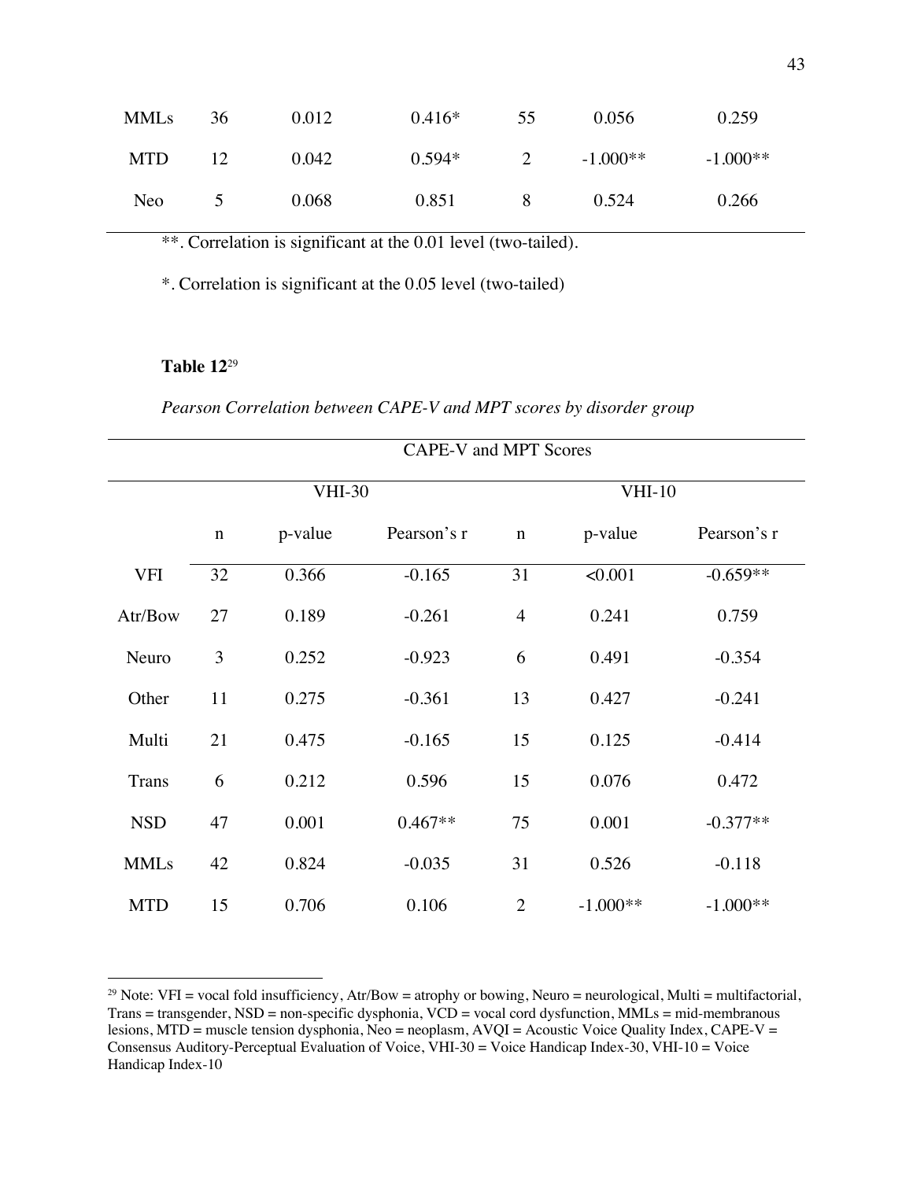| | | | | | | |
|---|---|---|---|---|---|---|
| MMLs | 36 | 0.012 | 0.416* | 55 | 0.056 | 0.259 |
| MTD | 12 | 0.042 | 0.594* | 2 | -1.000** | -1.000** |
| Neo | 5 | 0.068 | 0.851 | 8 | 0.524 | 0.266 |

**. Correlation is significant at the 0.01 level (two-tailed).

*. Correlation is significant at the 0.05 level (two-tailed)

**Table 12**[29]

*Pearson Correlation between CAPE-V and MPT scores by disorder group*

| | CAPE-V and MPT Scores | | | | | |
|---|---|---|---|---|---|---|
| | VHI-30 | | | VHI-10 | | |
| | n | p-value | Pearson's r | n | p-value | Pearson's r |
| VFI | 32 | 0.366 | -0.165 | 31 | <0.001 | -0.659** |
| Atr/Bow | 27 | 0.189 | -0.261 | 4 | 0.241 | 0.759 |
| Neuro | 3 | 0.252 | -0.923 | 6 | 0.491 | -0.354 |
| Other | 11 | 0.275 | -0.361 | 13 | 0.427 | -0.241 |
| Multi | 21 | 0.475 | -0.165 | 15 | 0.125 | -0.414 |
| Trans | 6 | 0.212 | 0.596 | 15 | 0.076 | 0.472 |
| NSD | 47 | 0.001 | 0.467** | 75 | 0.001 | -0.377** |
| MMLs | 42 | 0.824 | -0.035 | 31 | 0.526 | -0.118 |
| MTD | 15 | 0.706 | 0.106 | 2 | -1.000** | -1.000** |

[29] Note: VFI = vocal fold insufficiency, Atr/Bow = atrophy or bowing, Neuro = neurological, Multi = multifactorial, Trans = transgender, NSD = non-specific dysphonia, VCD = vocal cord dysfunction, MMLs = mid-membranous lesions, MTD = muscle tension dysphonia, Neo = neoplasm, AVQI = Acoustic Voice Quality Index, CAPE-V = Consensus Auditory-Perceptual Evaluation of Voice, VHI-30 = Voice Handicap Index-30, VHI-10 = Voice Handicap Index-10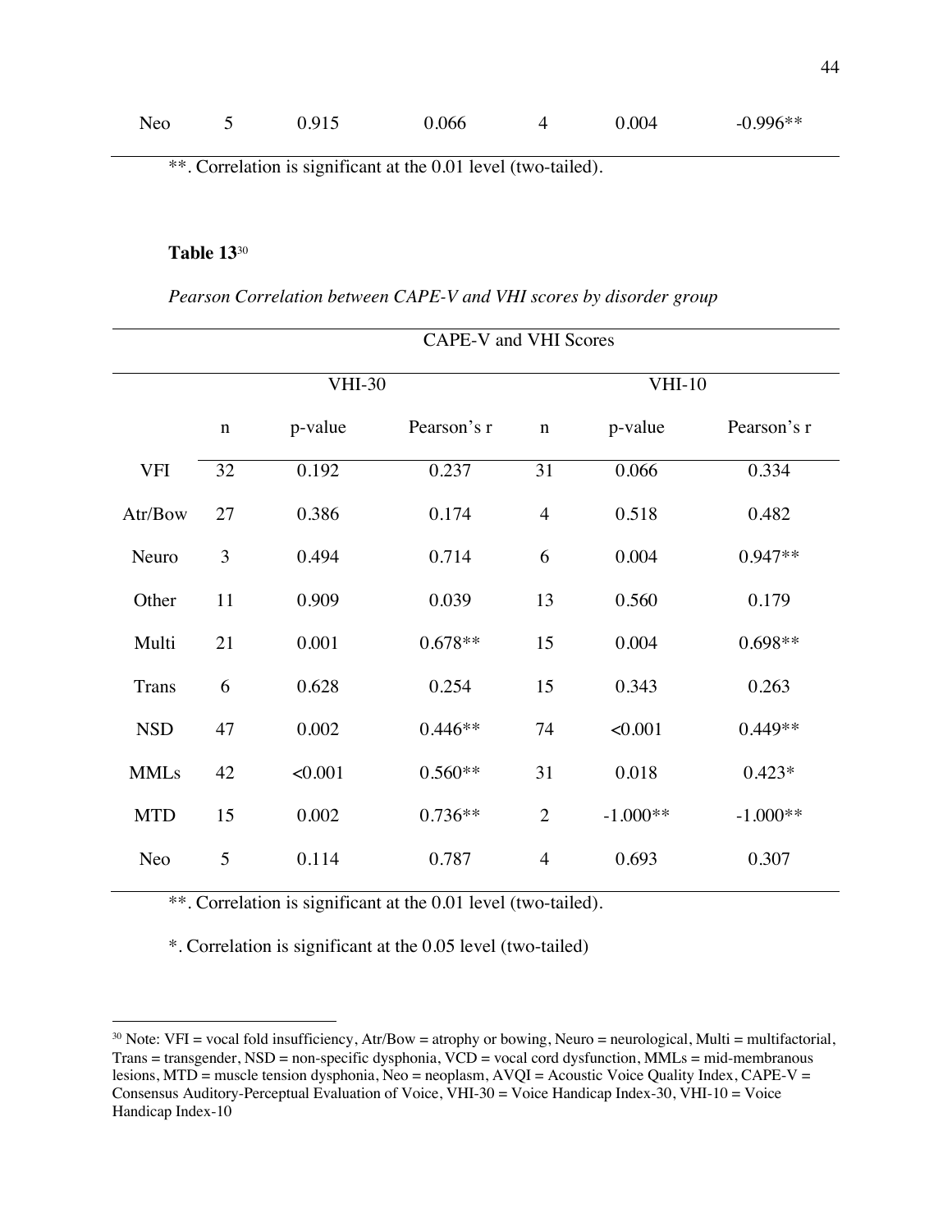| Neo | 5 | 0.915 | 0.066 | 4 | 0.004 | -0.996** |
|---|---|---|---|---|---|---|

**. Correlation is significant at the 0.01 level (two-tailed).

**Table 13**[30]

*Pearson Correlation between CAPE-V and VHI scores by disorder group*

| | CAPE-V and VHI Scores | | | | | |
|---|---|---|---|---|---|---|
| | VHI-30 | | | VHI-10 | | |
| | n | p-value | Pearson's r | n | p-value | Pearson's r |
| VFI | 32 | 0.192 | 0.237 | 31 | 0.066 | 0.334 |
| Atr/Bow | 27 | 0.386 | 0.174 | 4 | 0.518 | 0.482 |
| Neuro | 3 | 0.494 | 0.714 | 6 | 0.004 | 0.947** |
| Other | 11 | 0.909 | 0.039 | 13 | 0.560 | 0.179 |
| Multi | 21 | 0.001 | 0.678** | 15 | 0.004 | 0.698** |
| Trans | 6 | 0.628 | 0.254 | 15 | 0.343 | 0.263 |
| NSD | 47 | 0.002 | 0.446** | 74 | <0.001 | 0.449** |
| MMLs | 42 | <0.001 | 0.560** | 31 | 0.018 | 0.423* |
| MTD | 15 | 0.002 | 0.736** | 2 | -1.000** | -1.000** |
| Neo | 5 | 0.114 | 0.787 | 4 | 0.693 | 0.307 |

**. Correlation is significant at the 0.01 level (two-tailed).

*. Correlation is significant at the 0.05 level (two-tailed)

[30] Note: VFI = vocal fold insufficiency, Atr/Bow = atrophy or bowing, Neuro = neurological, Multi = multifactorial, Trans = transgender, NSD = non-specific dysphonia, VCD = vocal cord dysfunction, MMLs = mid-membranous lesions, MTD = muscle tension dysphonia, Neo = neoplasm, AVQI = Acoustic Voice Quality Index, CAPE-V = Consensus Auditory-Perceptual Evaluation of Voice, VHI-30 = Voice Handicap Index-30, VHI-10 = Voice Handicap Index-10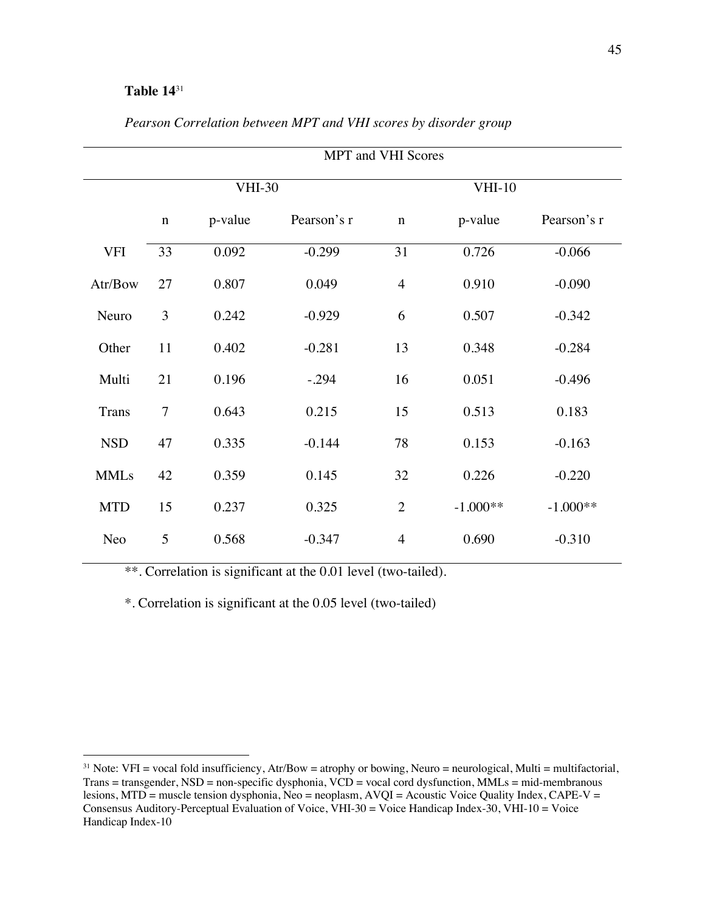**Table 14**[31]

*Pearson Correlation between MPT and VHI scores by disorder group*

| | MPT and VHI Scores | | | | | |
|---|---|---|---|---|---|---|
| | VHI-30 | | | VHI-10 | | |
| | n | p-value | Pearson's r | n | p-value | Pearson's r |
| VFI | 33 | 0.092 | -0.299 | 31 | 0.726 | -0.066 |
| Atr/Bow | 27 | 0.807 | 0.049 | 4 | 0.910 | -0.090 |
| Neuro | 3 | 0.242 | -0.929 | 6 | 0.507 | -0.342 |
| Other | 11 | 0.402 | -0.281 | 13 | 0.348 | -0.284 |
| Multi | 21 | 0.196 | -.294 | 16 | 0.051 | -0.496 |
| Trans | 7 | 0.643 | 0.215 | 15 | 0.513 | 0.183 |
| NSD | 47 | 0.335 | -0.144 | 78 | 0.153 | -0.163 |
| MMLs | 42 | 0.359 | 0.145 | 32 | 0.226 | -0.220 |
| MTD | 15 | 0.237 | 0.325 | 2 | -1.000** | -1.000** |
| Neo | 5 | 0.568 | -0.347 | 4 | 0.690 | -0.310 |

**. Correlation is significant at the 0.01 level (two-tailed).

*. Correlation is significant at the 0.05 level (two-tailed)

[31] Note: VFI = vocal fold insufficiency, Atr/Bow = atrophy or bowing, Neuro = neurological, Multi = multifactorial, Trans = transgender, NSD = non-specific dysphonia, VCD = vocal cord dysfunction, MMLs = mid-membranous lesions, MTD = muscle tension dysphonia, Neo = neoplasm, AVQI = Acoustic Voice Quality Index, CAPE-V = Consensus Auditory-Perceptual Evaluation of Voice, VHI-30 = Voice Handicap Index-30, VHI-10 = Voice Handicap Index-10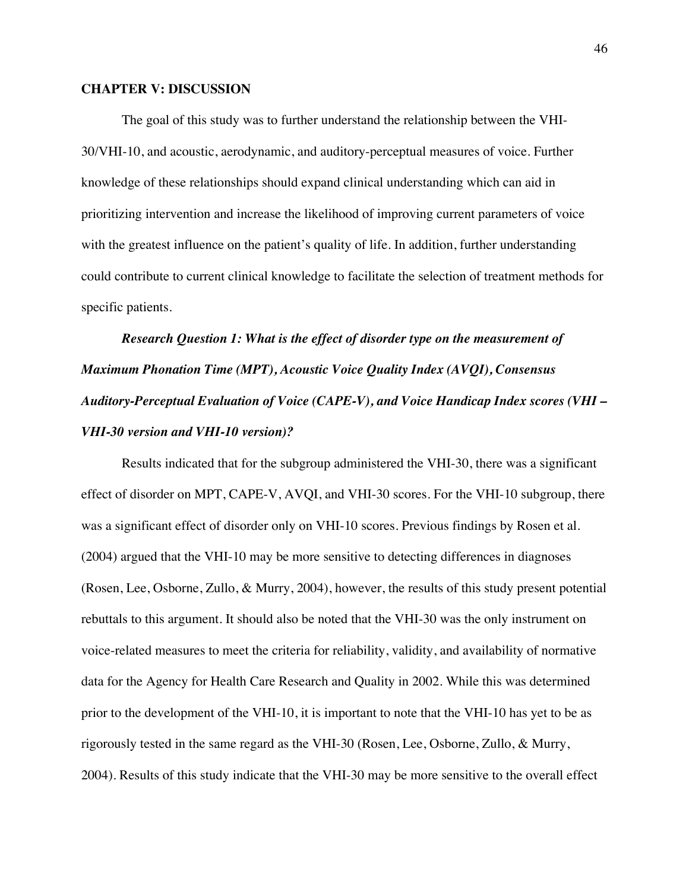## CHAPTER V: DISCUSSION

The goal of this study was to further understand the relationship between the VHI-30/VHI-10, and acoustic, aerodynamic, and auditory-perceptual measures of voice. Further knowledge of these relationships should expand clinical understanding which can aid in prioritizing intervention and increase the likelihood of improving current parameters of voice with the greatest influence on the patient's quality of life. In addition, further understanding could contribute to current clinical knowledge to facilitate the selection of treatment methods for specific patients.

***Research Question 1: What is the effect of disorder type on the measurement of Maximum Phonation Time (MPT), Acoustic Voice Quality Index (AVQI), Consensus Auditory-Perceptual Evaluation of Voice (CAPE-V), and Voice Handicap Index scores (VHI – VHI-30 version and VHI-10 version)?***

Results indicated that for the subgroup administered the VHI-30, there was a significant effect of disorder on MPT, CAPE-V, AVQI, and VHI-30 scores. For the VHI-10 subgroup, there was a significant effect of disorder only on VHI-10 scores. Previous findings by Rosen et al. (2004) argued that the VHI-10 may be more sensitive to detecting differences in diagnoses (Rosen, Lee, Osborne, Zullo, & Murry, 2004), however, the results of this study present potential rebuttals to this argument. It should also be noted that the VHI-30 was the only instrument on voice-related measures to meet the criteria for reliability, validity, and availability of normative data for the Agency for Health Care Research and Quality in 2002. While this was determined prior to the development of the VHI-10, it is important to note that the VHI-10 has yet to be as rigorously tested in the same regard as the VHI-30 (Rosen, Lee, Osborne, Zullo, & Murry, 2004). Results of this study indicate that the VHI-30 may be more sensitive to the overall effect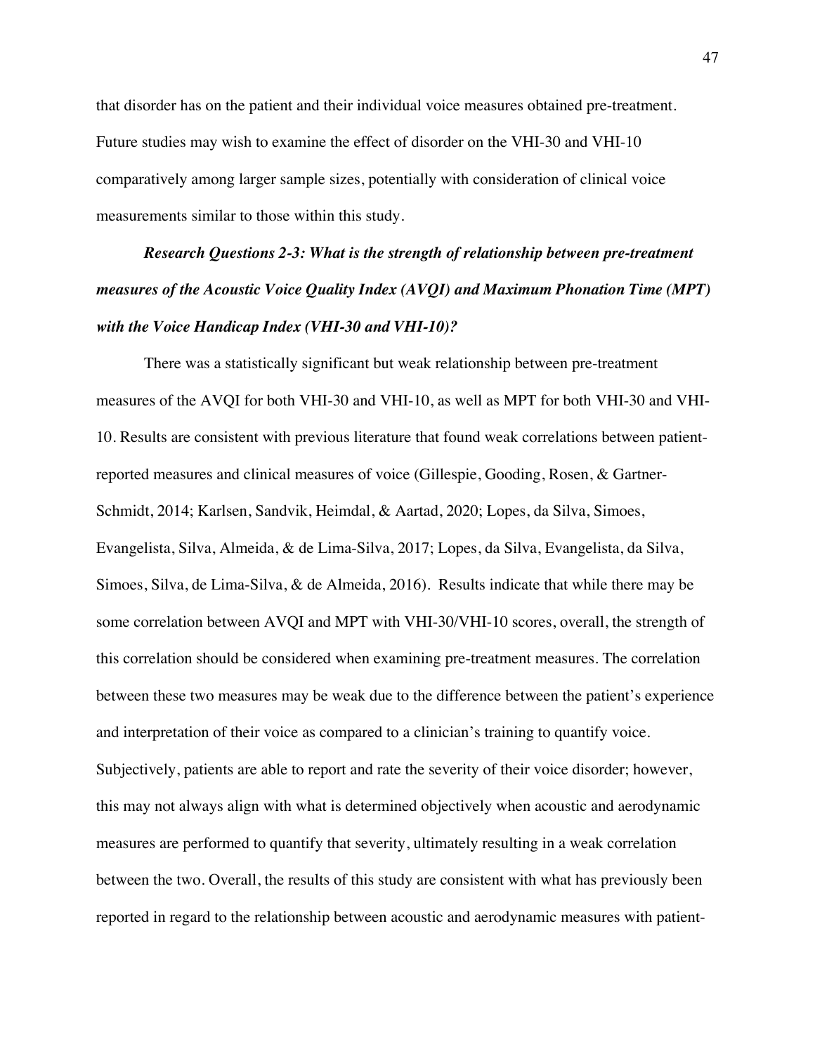that disorder has on the patient and their individual voice measures obtained pre-treatment. Future studies may wish to examine the effect of disorder on the VHI-30 and VHI-10 comparatively among larger sample sizes, potentially with consideration of clinical voice measurements similar to those within this study.

***Research Questions 2-3: What is the strength of relationship between pre-treatment measures of the Acoustic Voice Quality Index (AVQI) and Maximum Phonation Time (MPT) with the Voice Handicap Index (VHI-30 and VHI-10)?***

There was a statistically significant but weak relationship between pre-treatment measures of the AVQI for both VHI-30 and VHI-10, as well as MPT for both VHI-30 and VHI-10. Results are consistent with previous literature that found weak correlations between patient-reported measures and clinical measures of voice (Gillespie, Gooding, Rosen, & Gartner-Schmidt, 2014; Karlsen, Sandvik, Heimdal, & Aartad, 2020; Lopes, da Silva, Simoes, Evangelista, Silva, Almeida, & de Lima-Silva, 2017; Lopes, da Silva, Evangelista, da Silva, Simoes, Silva, de Lima-Silva, & de Almeida, 2016). Results indicate that while there may be some correlation between AVQI and MPT with VHI-30/VHI-10 scores, overall, the strength of this correlation should be considered when examining pre-treatment measures. The correlation between these two measures may be weak due to the difference between the patient's experience and interpretation of their voice as compared to a clinician's training to quantify voice. Subjectively, patients are able to report and rate the severity of their voice disorder; however, this may not always align with what is determined objectively when acoustic and aerodynamic measures are performed to quantify that severity, ultimately resulting in a weak correlation between the two. Overall, the results of this study are consistent with what has previously been reported in regard to the relationship between acoustic and aerodynamic measures with patient-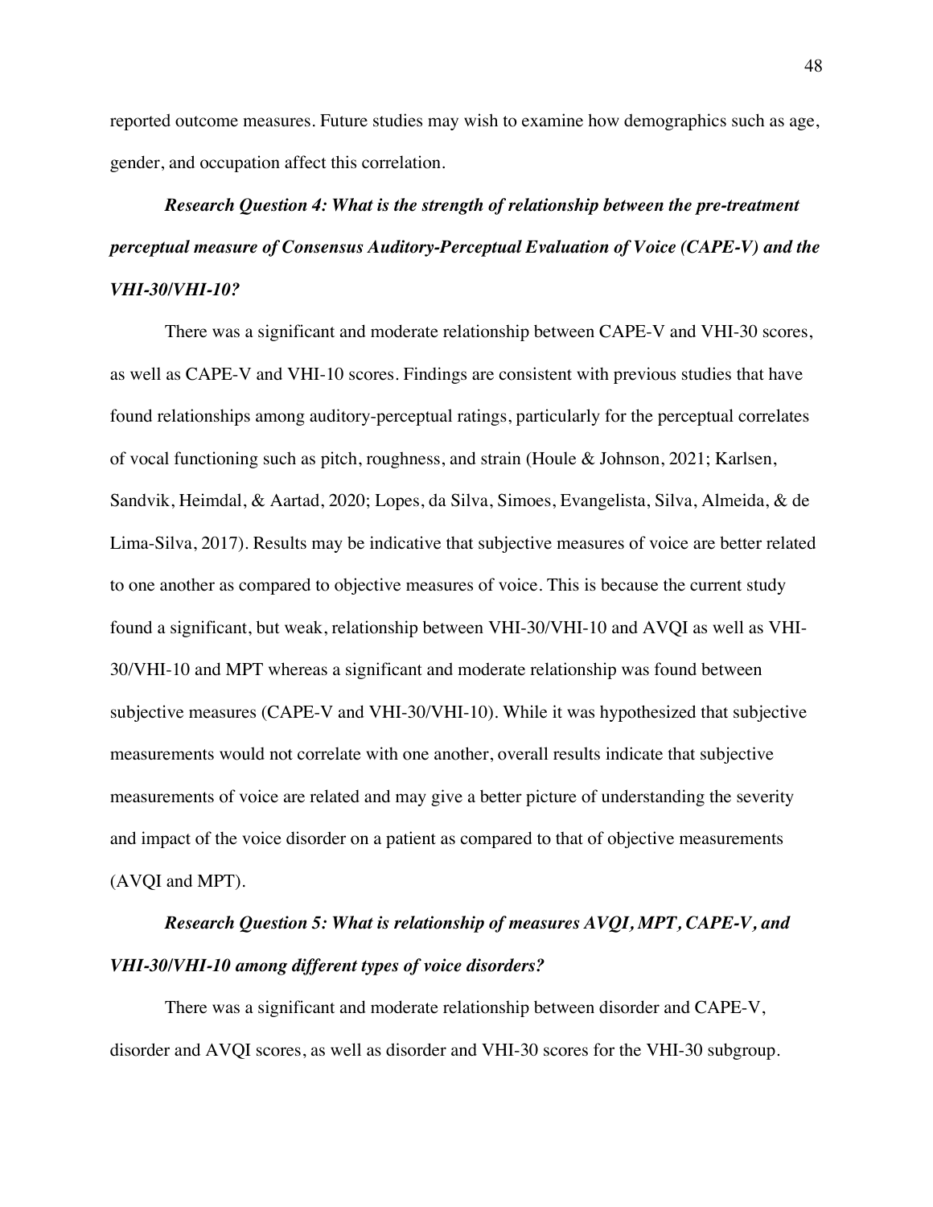reported outcome measures. Future studies may wish to examine how demographics such as age, gender, and occupation affect this correlation.

### *Research Question 4: What is the strength of relationship between the pre-treatment perceptual measure of Consensus Auditory-Perceptual Evaluation of Voice (CAPE-V) and the VHI-30/VHI-10?*

There was a significant and moderate relationship between CAPE-V and VHI-30 scores, as well as CAPE-V and VHI-10 scores. Findings are consistent with previous studies that have found relationships among auditory-perceptual ratings, particularly for the perceptual correlates of vocal functioning such as pitch, roughness, and strain (Houle & Johnson, 2021; Karlsen, Sandvik, Heimdal, & Aartad, 2020; Lopes, da Silva, Simoes, Evangelista, Silva, Almeida, & de Lima-Silva, 2017). Results may be indicative that subjective measures of voice are better related to one another as compared to objective measures of voice. This is because the current study found a significant, but weak, relationship between VHI-30/VHI-10 and AVQI as well as VHI-30/VHI-10 and MPT whereas a significant and moderate relationship was found between subjective measures (CAPE-V and VHI-30/VHI-10). While it was hypothesized that subjective measurements would not correlate with one another, overall results indicate that subjective measurements of voice are related and may give a better picture of understanding the severity and impact of the voice disorder on a patient as compared to that of objective measurements (AVQI and MPT).

### *Research Question 5: What is relationship of measures AVQI, MPT, CAPE-V, and VHI-30/VHI-10 among different types of voice disorders?*

There was a significant and moderate relationship between disorder and CAPE-V, disorder and AVQI scores, as well as disorder and VHI-30 scores for the VHI-30 subgroup.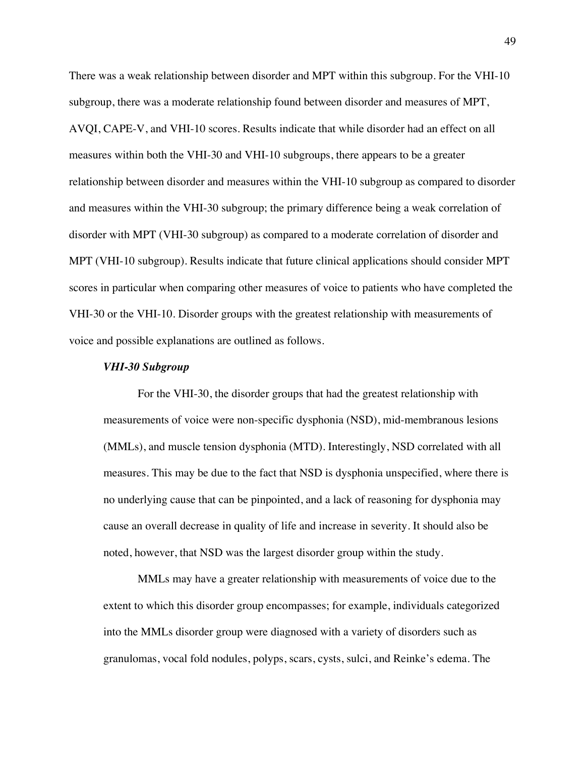There was a weak relationship between disorder and MPT within this subgroup. For the VHI-10 subgroup, there was a moderate relationship found between disorder and measures of MPT, AVQI, CAPE-V, and VHI-10 scores. Results indicate that while disorder had an effect on all measures within both the VHI-30 and VHI-10 subgroups, there appears to be a greater relationship between disorder and measures within the VHI-10 subgroup as compared to disorder and measures within the VHI-30 subgroup; the primary difference being a weak correlation of disorder with MPT (VHI-30 subgroup) as compared to a moderate correlation of disorder and MPT (VHI-10 subgroup). Results indicate that future clinical applications should consider MPT scores in particular when comparing other measures of voice to patients who have completed the VHI-30 or the VHI-10. Disorder groups with the greatest relationship with measurements of voice and possible explanations are outlined as follows.

### *VHI-30 Subgroup*

For the VHI-30, the disorder groups that had the greatest relationship with measurements of voice were non-specific dysphonia (NSD), mid-membranous lesions (MMLs), and muscle tension dysphonia (MTD). Interestingly, NSD correlated with all measures. This may be due to the fact that NSD is dysphonia unspecified, where there is no underlying cause that can be pinpointed, and a lack of reasoning for dysphonia may cause an overall decrease in quality of life and increase in severity. It should also be noted, however, that NSD was the largest disorder group within the study.

MMLs may have a greater relationship with measurements of voice due to the extent to which this disorder group encompasses; for example, individuals categorized into the MMLs disorder group were diagnosed with a variety of disorders such as granulomas, vocal fold nodules, polyps, scars, cysts, sulci, and Reinke's edema. The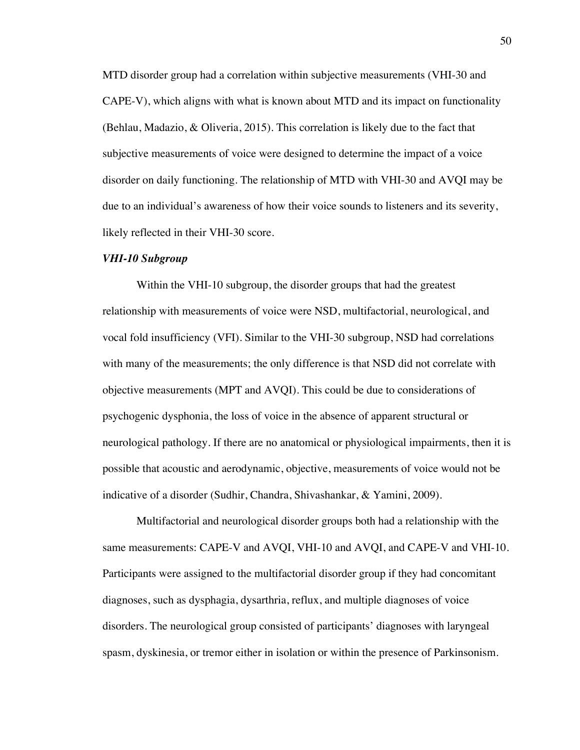MTD disorder group had a correlation within subjective measurements (VHI-30 and CAPE-V), which aligns with what is known about MTD and its impact on functionality (Behlau, Madazio, & Oliveria, 2015). This correlation is likely due to the fact that subjective measurements of voice were designed to determine the impact of a voice disorder on daily functioning. The relationship of MTD with VHI-30 and AVQI may be due to an individual's awareness of how their voice sounds to listeners and its severity, likely reflected in their VHI-30 score.

***VHI-10 Subgroup***

Within the VHI-10 subgroup, the disorder groups that had the greatest relationship with measurements of voice were NSD, multifactorial, neurological, and vocal fold insufficiency (VFI). Similar to the VHI-30 subgroup, NSD had correlations with many of the measurements; the only difference is that NSD did not correlate with objective measurements (MPT and AVQI). This could be due to considerations of psychogenic dysphonia, the loss of voice in the absence of apparent structural or neurological pathology. If there are no anatomical or physiological impairments, then it is possible that acoustic and aerodynamic, objective, measurements of voice would not be indicative of a disorder (Sudhir, Chandra, Shivashankar, & Yamini, 2009).

Multifactorial and neurological disorder groups both had a relationship with the same measurements: CAPE-V and AVQI, VHI-10 and AVQI, and CAPE-V and VHI-10. Participants were assigned to the multifactorial disorder group if they had concomitant diagnoses, such as dysphagia, dysarthria, reflux, and multiple diagnoses of voice disorders. The neurological group consisted of participants' diagnoses with laryngeal spasm, dyskinesia, or tremor either in isolation or within the presence of Parkinsonism.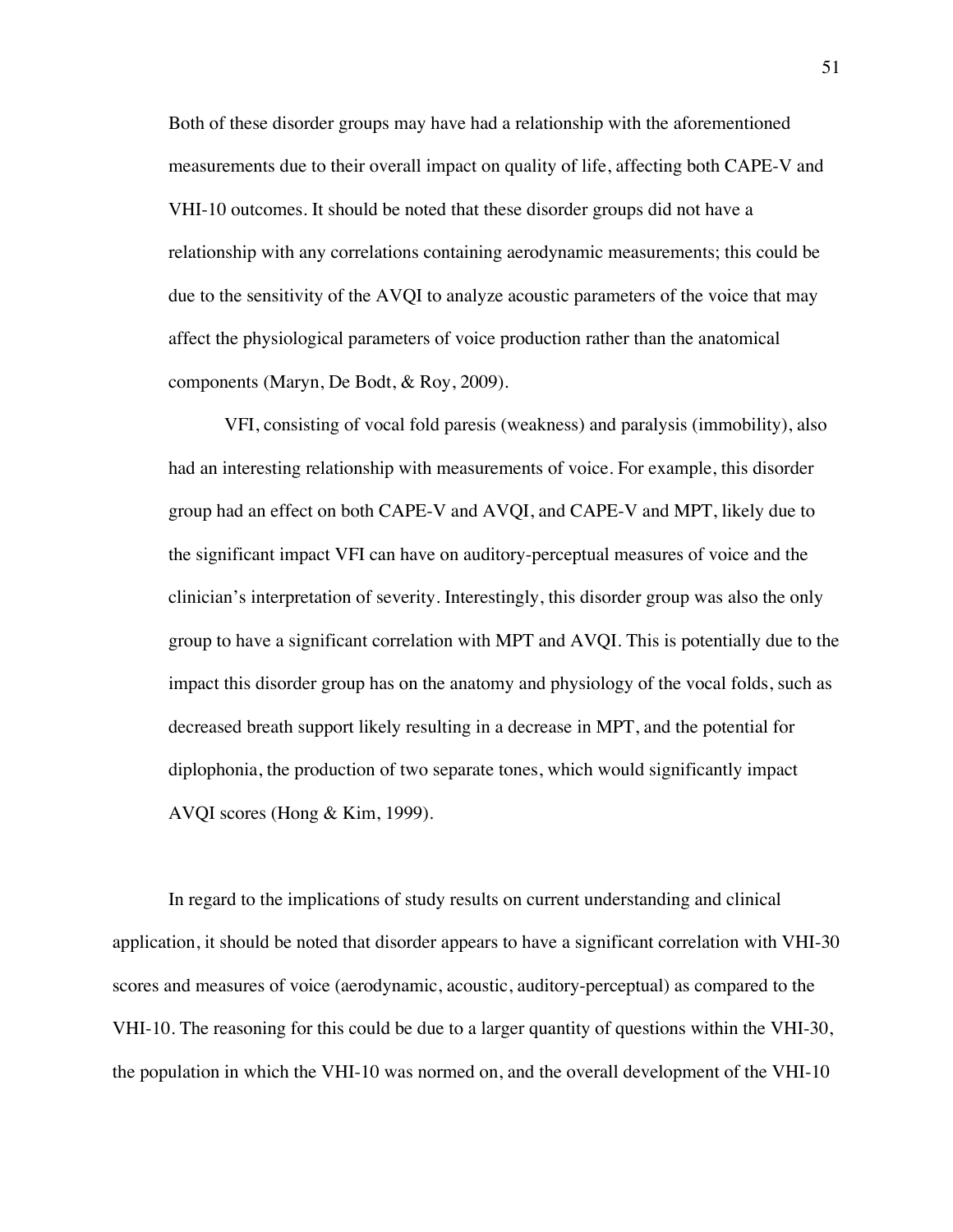Both of these disorder groups may have had a relationship with the aforementioned measurements due to their overall impact on quality of life, affecting both CAPE-V and VHI-10 outcomes. It should be noted that these disorder groups did not have a relationship with any correlations containing aerodynamic measurements; this could be due to the sensitivity of the AVQI to analyze acoustic parameters of the voice that may affect the physiological parameters of voice production rather than the anatomical components (Maryn, De Bodt, & Roy, 2009).

VFI, consisting of vocal fold paresis (weakness) and paralysis (immobility), also had an interesting relationship with measurements of voice. For example, this disorder group had an effect on both CAPE-V and AVQI, and CAPE-V and MPT, likely due to the significant impact VFI can have on auditory-perceptual measures of voice and the clinician's interpretation of severity. Interestingly, this disorder group was also the only group to have a significant correlation with MPT and AVQI. This is potentially due to the impact this disorder group has on the anatomy and physiology of the vocal folds, such as decreased breath support likely resulting in a decrease in MPT, and the potential for diplophonia, the production of two separate tones, which would significantly impact AVQI scores (Hong & Kim, 1999).

In regard to the implications of study results on current understanding and clinical application, it should be noted that disorder appears to have a significant correlation with VHI-30 scores and measures of voice (aerodynamic, acoustic, auditory-perceptual) as compared to the VHI-10. The reasoning for this could be due to a larger quantity of questions within the VHI-30, the population in which the VHI-10 was normed on, and the overall development of the VHI-10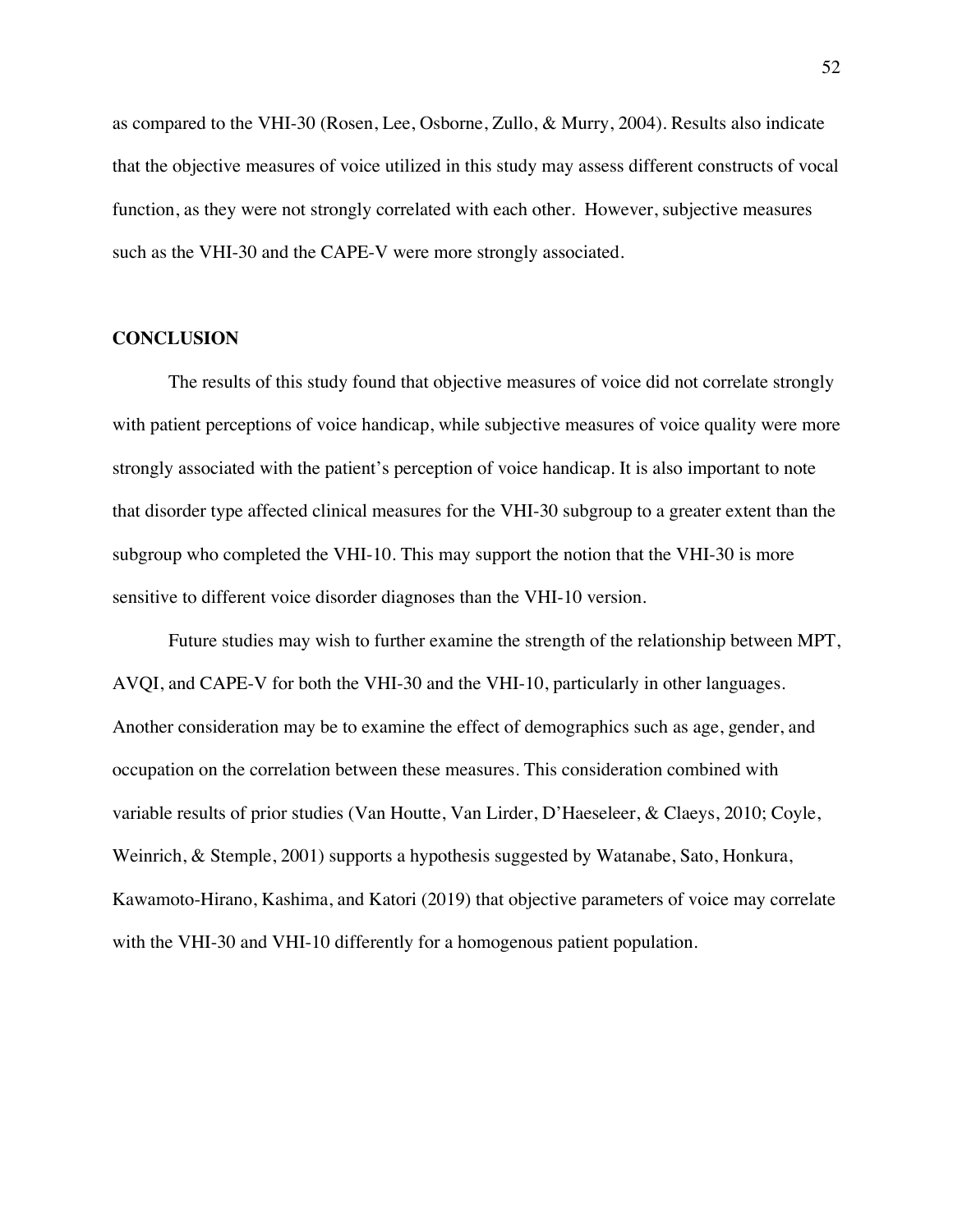as compared to the VHI-30 (Rosen, Lee, Osborne, Zullo, & Murry, 2004). Results also indicate that the objective measures of voice utilized in this study may assess different constructs of vocal function, as they were not strongly correlated with each other. However, subjective measures such as the VHI-30 and the CAPE-V were more strongly associated.

## CONCLUSION

The results of this study found that objective measures of voice did not correlate strongly with patient perceptions of voice handicap, while subjective measures of voice quality were more strongly associated with the patient's perception of voice handicap. It is also important to note that disorder type affected clinical measures for the VHI-30 subgroup to a greater extent than the subgroup who completed the VHI-10. This may support the notion that the VHI-30 is more sensitive to different voice disorder diagnoses than the VHI-10 version.

Future studies may wish to further examine the strength of the relationship between MPT, AVQI, and CAPE-V for both the VHI-30 and the VHI-10, particularly in other languages. Another consideration may be to examine the effect of demographics such as age, gender, and occupation on the correlation between these measures. This consideration combined with variable results of prior studies (Van Houtte, Van Lirder, D'Haeseleer, & Claeys, 2010; Coyle, Weinrich, & Stemple, 2001) supports a hypothesis suggested by Watanabe, Sato, Honkura, Kawamoto-Hirano, Kashima, and Katori (2019) that objective parameters of voice may correlate with the VHI-30 and VHI-10 differently for a homogenous patient population.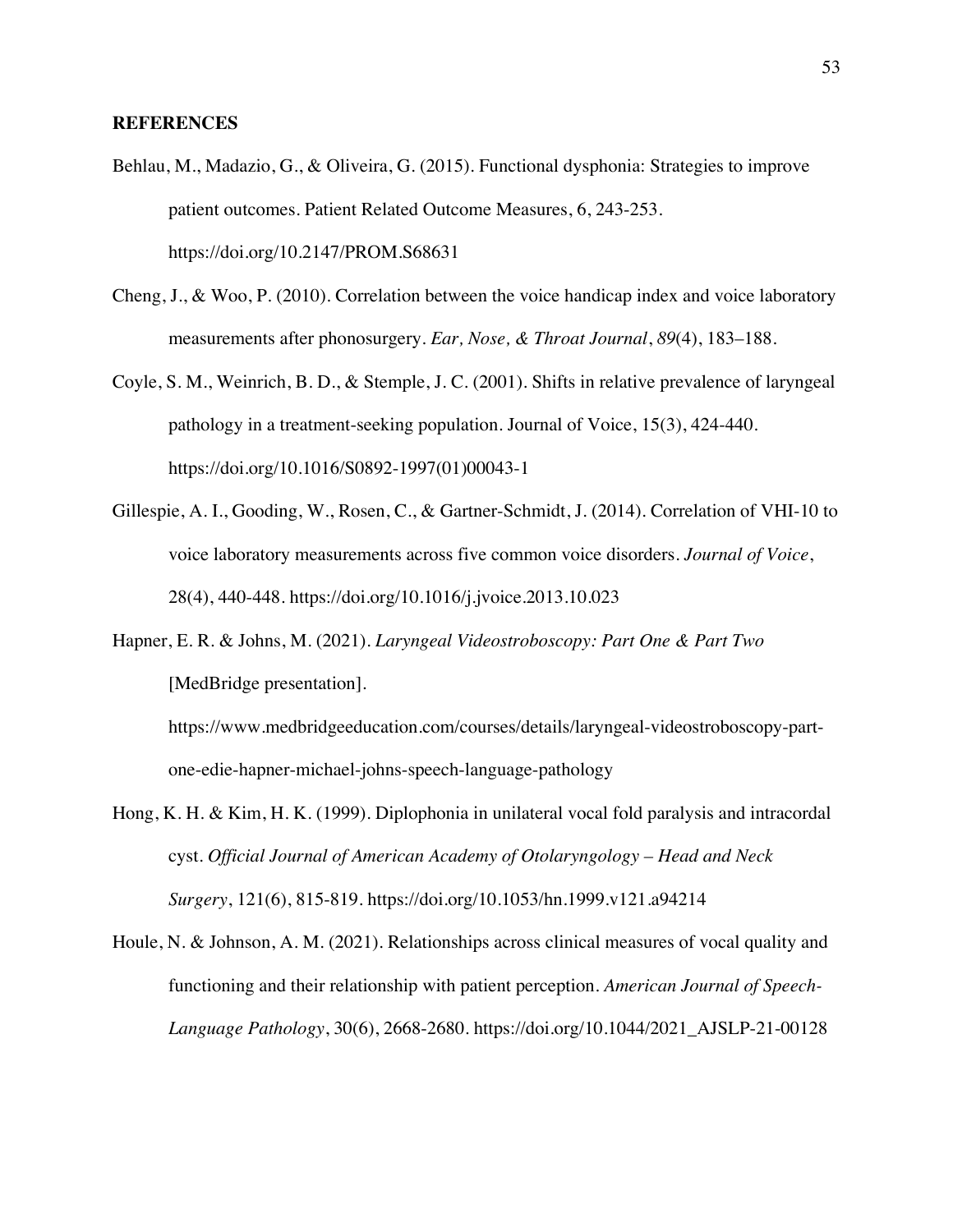**REFERENCES**

Behlau, M., Madazio, G., & Oliveira, G. (2015). Functional dysphonia: Strategies to improve patient outcomes. Patient Related Outcome Measures, 6, 243-253. https://doi.org/10.2147/PROM.S68631

Cheng, J., & Woo, P. (2010). Correlation between the voice handicap index and voice laboratory measurements after phonosurgery. *Ear, Nose, & Throat Journal*, *89*(4), 183–188.

Coyle, S. M., Weinrich, B. D., & Stemple, J. C. (2001). Shifts in relative prevalence of laryngeal pathology in a treatment-seeking population. Journal of Voice, 15(3), 424-440. https://doi.org/10.1016/S0892-1997(01)00043-1

Gillespie, A. I., Gooding, W., Rosen, C., & Gartner-Schmidt, J. (2014). Correlation of VHI-10 to voice laboratory measurements across five common voice disorders. *Journal of Voice*, 28(4), 440-448. https://doi.org/10.1016/j.jvoice.2013.10.023

Hapner, E. R. & Johns, M. (2021). *Laryngeal Videostroboscopy: Part One & Part Two* [MedBridge presentation]. https://www.medbridgeeducation.com/courses/details/laryngeal-videostroboscopy-part-one-edie-hapner-michael-johns-speech-language-pathology

Hong, K. H. & Kim, H. K. (1999). Diplophonia in unilateral vocal fold paralysis and intracordal cyst. *Official Journal of American Academy of Otolaryngology – Head and Neck Surgery*, 121(6), 815-819. https://doi.org/10.1053/hn.1999.v121.a94214

Houle, N. & Johnson, A. M. (2021). Relationships across clinical measures of vocal quality and functioning and their relationship with patient perception. *American Journal of Speech-Language Pathology*, 30(6), 2668-2680. https://doi.org/10.1044/2021_AJSLP-21-00128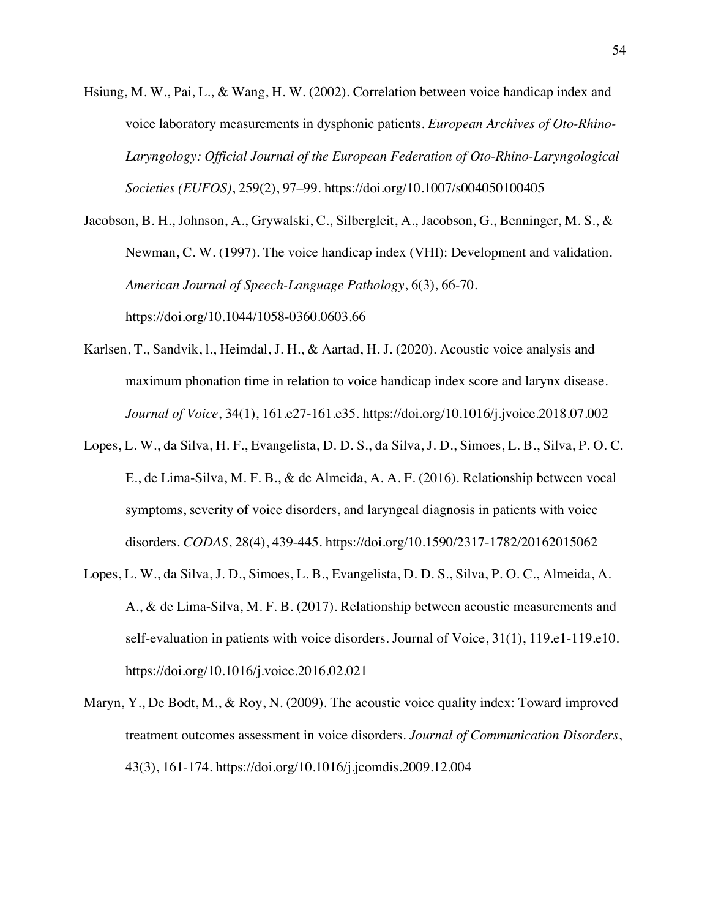Hsiung, M. W., Pai, L., & Wang, H. W. (2002). Correlation between voice handicap index and voice laboratory measurements in dysphonic patients. *European Archives of Oto-Rhino-Laryngology: Official Journal of the European Federation of Oto-Rhino-Laryngological Societies (EUFOS)*, 259(2), 97–99. https://doi.org/10.1007/s004050100405

Jacobson, B. H., Johnson, A., Grywalski, C., Silbergleit, A., Jacobson, G., Benninger, M. S., & Newman, C. W. (1997). The voice handicap index (VHI): Development and validation. *American Journal of Speech-Language Pathology*, 6(3), 66-70. https://doi.org/10.1044/1058-0360.0603.66

Karlsen, T., Sandvik, l., Heimdal, J. H., & Aartad, H. J. (2020). Acoustic voice analysis and maximum phonation time in relation to voice handicap index score and larynx disease. *Journal of Voice*, 34(1), 161.e27-161.e35. https://doi.org/10.1016/j.jvoice.2018.07.002

Lopes, L. W., da Silva, H. F., Evangelista, D. D. S., da Silva, J. D., Simoes, L. B., Silva, P. O. C. E., de Lima-Silva, M. F. B., & de Almeida, A. A. F. (2016). Relationship between vocal symptoms, severity of voice disorders, and laryngeal diagnosis in patients with voice disorders. *CODAS*, 28(4), 439-445. https://doi.org/10.1590/2317-1782/20162015062

Lopes, L. W., da Silva, J. D., Simoes, L. B., Evangelista, D. D. S., Silva, P. O. C., Almeida, A. A., & de Lima-Silva, M. F. B. (2017). Relationship between acoustic measurements and self-evaluation in patients with voice disorders. Journal of Voice, 31(1), 119.e1-119.e10. https://doi.org/10.1016/j.voice.2016.02.021

Maryn, Y., De Bodt, M., & Roy, N. (2009). The acoustic voice quality index: Toward improved treatment outcomes assessment in voice disorders. *Journal of Communication Disorders*, 43(3), 161-174. https://doi.org/10.1016/j.jcomdis.2009.12.004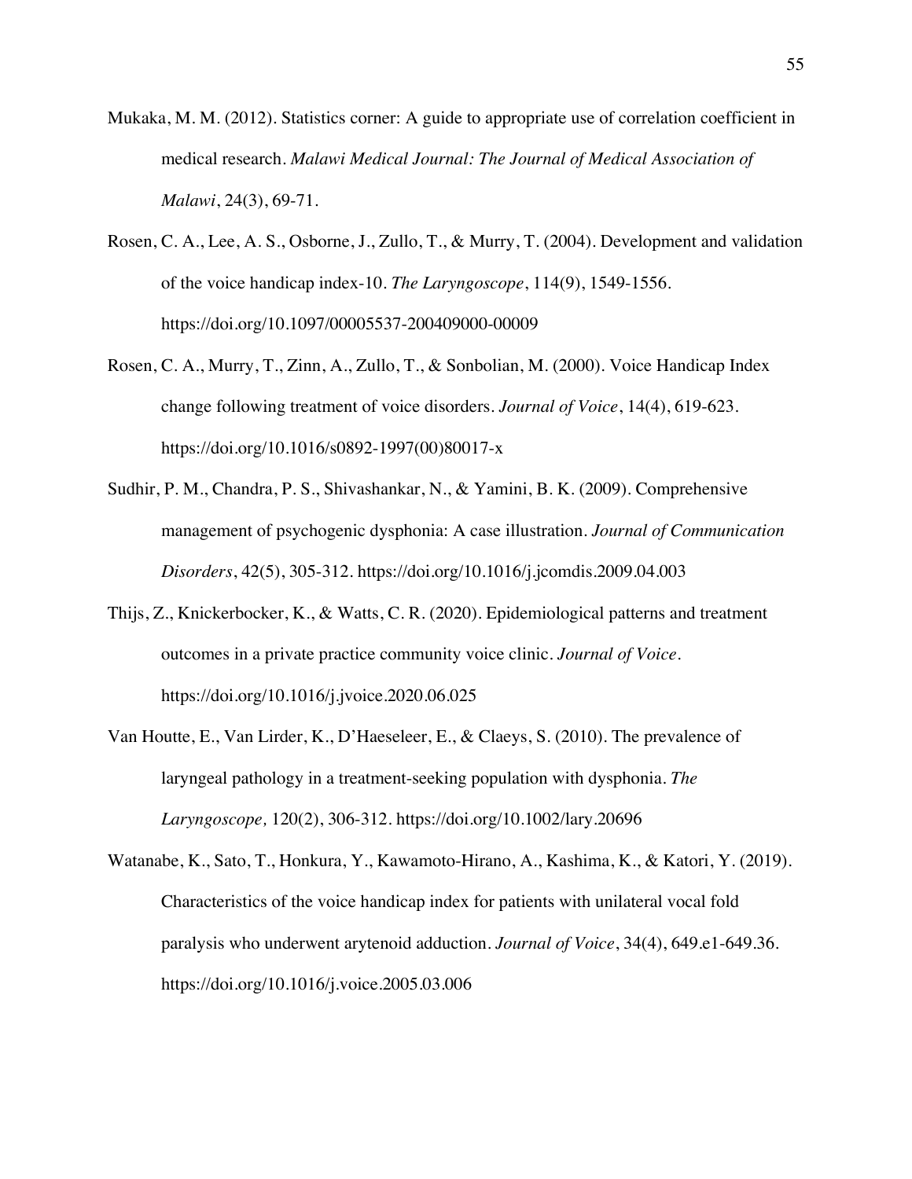Mukaka, M. M. (2012). Statistics corner: A guide to appropriate use of correlation coefficient in medical research. *Malawi Medical Journal: The Journal of Medical Association of Malawi*, 24(3), 69-71.

Rosen, C. A., Lee, A. S., Osborne, J., Zullo, T., & Murry, T. (2004). Development and validation of the voice handicap index-10. *The Laryngoscope*, 114(9), 1549-1556. https://doi.org/10.1097/00005537-200409000-00009

Rosen, C. A., Murry, T., Zinn, A., Zullo, T., & Sonbolian, M. (2000). Voice Handicap Index change following treatment of voice disorders. *Journal of Voice*, 14(4), 619-623. https://doi.org/10.1016/s0892-1997(00)80017-x

Sudhir, P. M., Chandra, P. S., Shivashankar, N., & Yamini, B. K. (2009). Comprehensive management of psychogenic dysphonia: A case illustration. *Journal of Communication Disorders*, 42(5), 305-312. https://doi.org/10.1016/j.jcomdis.2009.04.003

Thijs, Z., Knickerbocker, K., & Watts, C. R. (2020). Epidemiological patterns and treatment outcomes in a private practice community voice clinic. *Journal of Voice*. https://doi.org/10.1016/j.jvoice.2020.06.025

Van Houtte, E., Van Lirder, K., D'Haeseleer, E., & Claeys, S. (2010). The prevalence of laryngeal pathology in a treatment-seeking population with dysphonia. *The Laryngoscope,* 120(2), 306-312. https://doi.org/10.1002/lary.20696

Watanabe, K., Sato, T., Honkura, Y., Kawamoto-Hirano, A., Kashima, K., & Katori, Y. (2019). Characteristics of the voice handicap index for patients with unilateral vocal fold paralysis who underwent arytenoid adduction. *Journal of Voice*, 34(4), 649.e1-649.36. https://doi.org/10.1016/j.voice.2005.03.006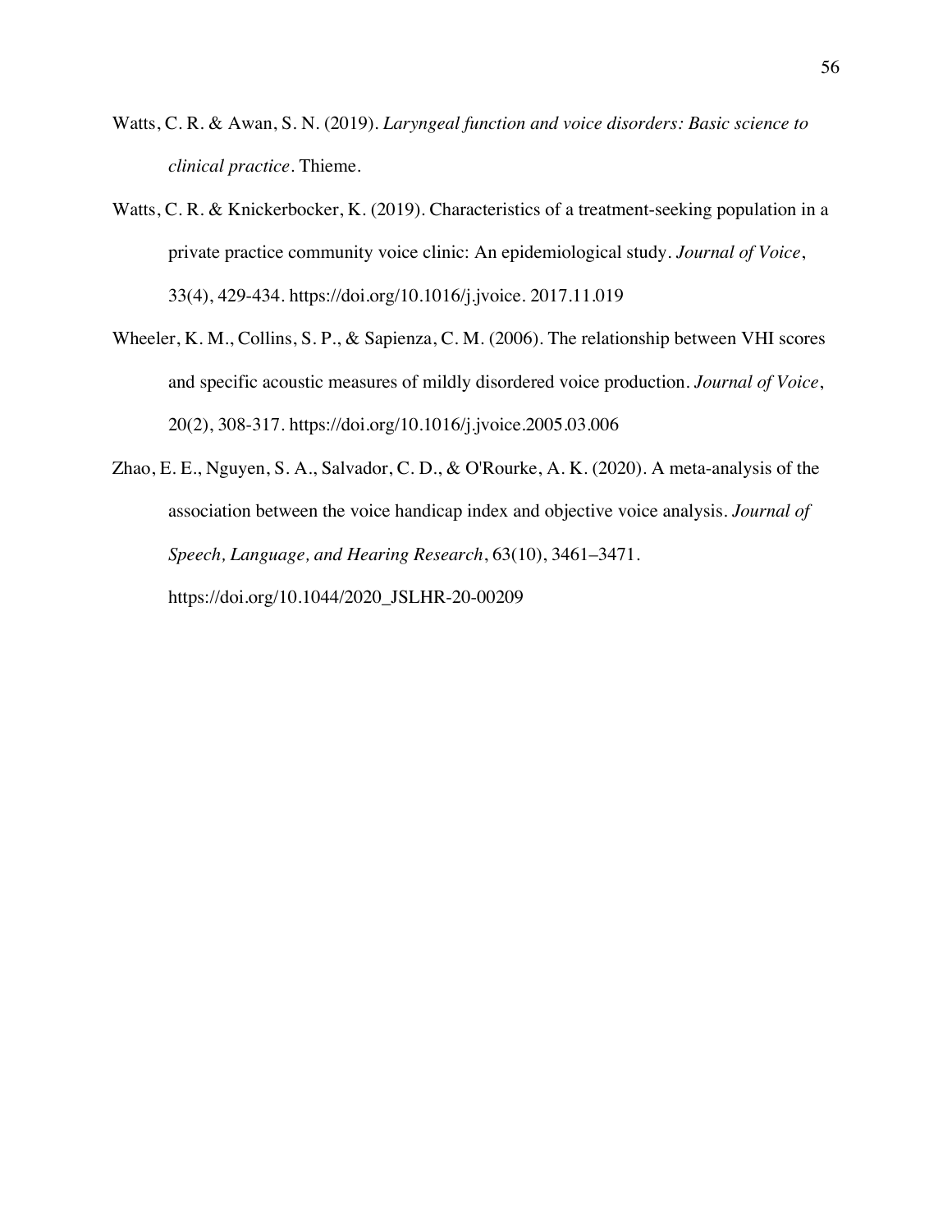Watts, C. R. & Awan, S. N. (2019). *Laryngeal function and voice disorders: Basic science to clinical practice*. Thieme.

Watts, C. R. & Knickerbocker, K. (2019). Characteristics of a treatment-seeking population in a private practice community voice clinic: An epidemiological study. *Journal of Voice*, 33(4), 429-434. https://doi.org/10.1016/j.jvoice. 2017.11.019

Wheeler, K. M., Collins, S. P., & Sapienza, C. M. (2006). The relationship between VHI scores and specific acoustic measures of mildly disordered voice production. *Journal of Voice*, 20(2), 308-317. https://doi.org/10.1016/j.jvoice.2005.03.006

Zhao, E. E., Nguyen, S. A., Salvador, C. D., & O'Rourke, A. K. (2020). A meta-analysis of the association between the voice handicap index and objective voice analysis. *Journal of Speech, Language, and Hearing Research*, 63(10), 3461–3471. https://doi.org/10.1044/2020_JSLHR-20-00209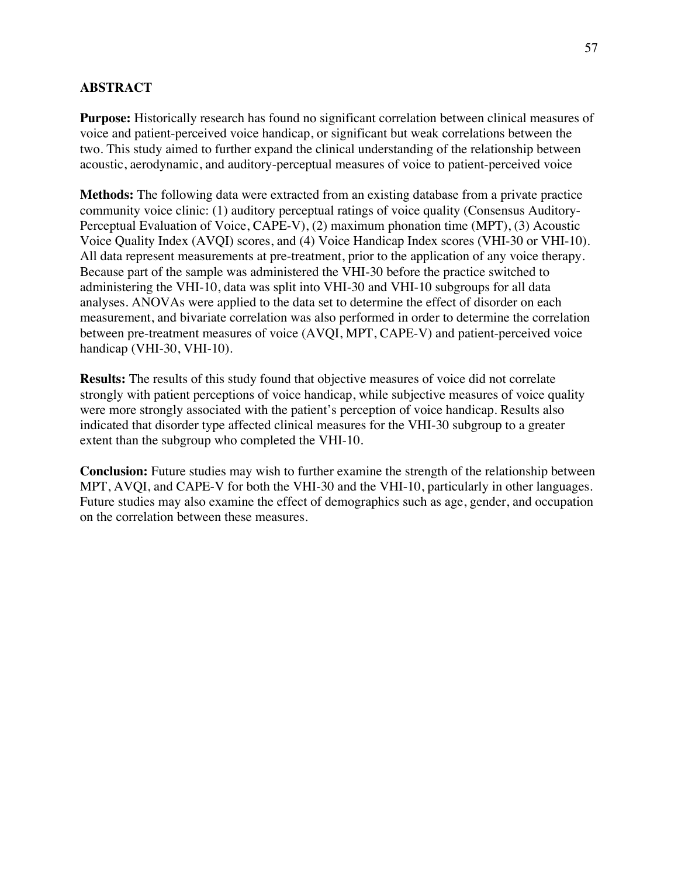## ABSTRACT

**Purpose:** Historically research has found no significant correlation between clinical measures of voice and patient-perceived voice handicap, or significant but weak correlations between the two. This study aimed to further expand the clinical understanding of the relationship between acoustic, aerodynamic, and auditory-perceptual measures of voice to patient-perceived voice

**Methods:** The following data were extracted from an existing database from a private practice community voice clinic: (1) auditory perceptual ratings of voice quality (Consensus Auditory-Perceptual Evaluation of Voice, CAPE-V), (2) maximum phonation time (MPT), (3) Acoustic Voice Quality Index (AVQI) scores, and (4) Voice Handicap Index scores (VHI-30 or VHI-10). All data represent measurements at pre-treatment, prior to the application of any voice therapy. Because part of the sample was administered the VHI-30 before the practice switched to administering the VHI-10, data was split into VHI-30 and VHI-10 subgroups for all data analyses. ANOVAs were applied to the data set to determine the effect of disorder on each measurement, and bivariate correlation was also performed in order to determine the correlation between pre-treatment measures of voice (AVQI, MPT, CAPE-V) and patient-perceived voice handicap (VHI-30, VHI-10).

**Results:** The results of this study found that objective measures of voice did not correlate strongly with patient perceptions of voice handicap, while subjective measures of voice quality were more strongly associated with the patient's perception of voice handicap. Results also indicated that disorder type affected clinical measures for the VHI-30 subgroup to a greater extent than the subgroup who completed the VHI-10.

**Conclusion:** Future studies may wish to further examine the strength of the relationship between MPT, AVQI, and CAPE-V for both the VHI-30 and the VHI-10, particularly in other languages. Future studies may also examine the effect of demographics such as age, gender, and occupation on the correlation between these measures.